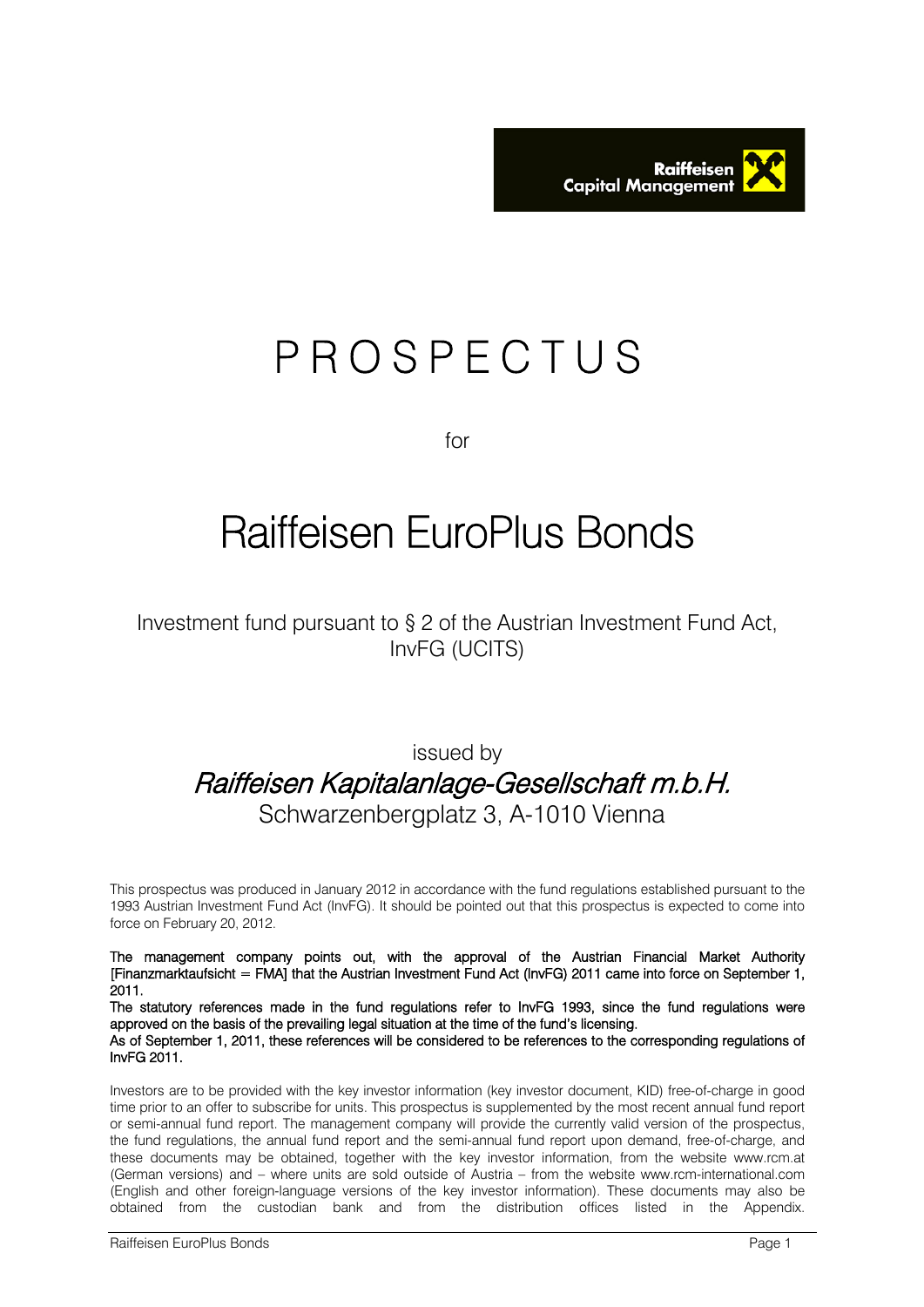Raiffeisen Capital Management

# PROSPECTUS

for

# Raiffeisen EuroPlus Bonds

Investment fund pursuant to § 2 of the Austrian Investment Fund Act, InvFG (UCITS)

issued by

*Raiffeisen Kapitalanlage-Gesellschaft m.b.H.*

Schwarzenbergplatz 3, A-1010 Vienna

This prospectus was produced in January 2012 in accordance with the fund regulations established pursuant to the 1993 Austrian Investment Fund Act (InvFG). It should be pointed out that this prospectus is expected to come into force on February 20, 2012.

**The management company points out, with the approval of the Austrian Financial Market Authority [Finanzmarktaufsicht = FMA] that the Austrian Investment Fund Act (InvFG) 2011 came into force on September 1, 2011.**

**The statutory references made in the fund regulations refer to InvFG 1993, since the fund regulations were approved on the basis of the prevailing legal situation at the time of the fund's licensing.**

**As of September 1, 2011, these references will be considered to be references to the corresponding regulations of InvFG 2011.**

Investors are to be provided with the key investor information (key investor document, KID) free-of-charge in good time prior to an offer to subscribe for units. This prospectus is supplemented by the most recent annual fund report or semi-annual fund report. The management company will provide the currently valid version of the prospectus, the fund regulations, the annual fund report and the semi-annual fund report upon demand, free-of-charge, and these documents may be obtained, together with the key investor information, from the website www.rcm.at (German versions) and – where units are sold outside of Austria – from the website www.rcm-international.com (English and other foreign-language versions of the key investor information). These documents may also be obtained from the custodian bank and from the distribution offices listed in the Appendix.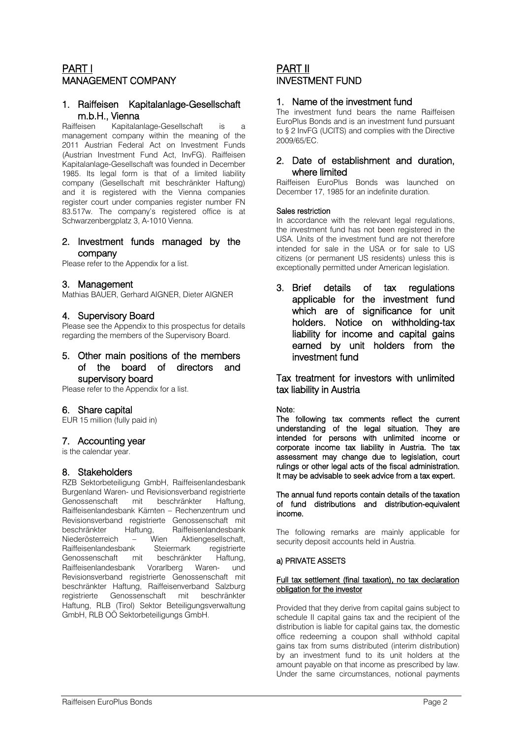# PART I
## MANAGEMENT COMPANY

### 1. Raiffeisen Kapitalanlage-Gesellschaft m.b.H., Vienna

Raiffeisen Kapitalanlage-Gesellschaft is a management company within the meaning of the 2011 Austrian Federal Act on Investment Funds (Austrian Investment Fund Act, InvFG). Raiffeisen Kapitalanlage-Gesellschaft was founded in December 1985. Its legal form is that of a limited liability company (Gesellschaft mit beschränkter Haftung) and it is registered with the Vienna companies register court under companies register number FN 83.517w. The company's registered office is at Schwarzenbergplatz 3, A-1010 Vienna.

### 2. Investment funds managed by the company

Please refer to the Appendix for a list.

### 3. Management

Mathias BAUER, Gerhard AIGNER, Dieter AIGNER

### 4. Supervisory Board

Please see the Appendix to this prospectus for details regarding the members of the Supervisory Board.

### 5. Other main positions of the members of the board of directors and supervisory board

Please refer to the Appendix for a list.

### 6. Share capital

EUR 15 million (fully paid in)

### 7. Accounting year

is the calendar year.

### 8. Stakeholders

RZB Sektorbeteiligung GmbH, Raiffeisenlandesbank Burgenland Waren- und Revisionsverband registrierte Genossenschaft mit beschränkter Haftung, Raiffeisenlandesbank Kärnten – Rechenzentrum und Revisionsverband registrierte Genossenschaft mit beschränkter Haftung, Raiffeisenlandesbank Niederösterreich – Wien Aktiengesellschaft, Raiffeisenlandesbank Steiermark registrierte Genossenschaft mit beschränkter Haftung, Raiffeisenlandesbank Vorarlberg Waren- und Revisionsverband registrierte Genossenschaft mit beschränkter Haftung, Raiffeisenverband Salzburg registrierte Genossenschaft mit beschränkter Haftung, RLB (Tirol) Sektor Beteiligungsverwaltung GmbH, RLB OÖ Sektorbeteiligungs GmbH.

# PART II
## INVESTMENT FUND

### 1. Name of the investment fund

The investment fund bears the name Raiffeisen EuroPlus Bonds and is an investment fund pursuant to § 2 InvFG (UCITS) and complies with the Directive 2009/65/EC.

### 2. Date of establishment and duration, where limited

Raiffeisen EuroPlus Bonds was launched on December 17, 1985 for an indefinite duration.

**Sales restriction**

In accordance with the relevant legal regulations, the investment fund has not been registered in the USA. Units of the investment fund are not therefore intended for sale in the USA or for sale to US citizens (or permanent US residents) unless this is exceptionally permitted under American legislation.

### 3. Brief details of tax regulations applicable for the investment fund which are of significance for unit holders. Notice on withholding-tax liability for income and capital gains earned by unit holders from the investment fund

#### Tax treatment for investors with unlimited tax liability in Austria

Note:

**The following tax comments reflect the current understanding of the legal situation. They are intended for persons with unlimited income or corporate income tax liability in Austria. The tax assessment may change due to legislation, court rulings or other legal acts of the fiscal administration. It may be advisable to seek advice from a tax expert.**

**The annual fund reports contain details of the taxation of fund distributions and distribution-equivalent income.**

The following remarks are mainly applicable for security deposit accounts held in Austria.

**a) PRIVATE ASSETS**

**Full tax settlement (final taxation), no tax declaration obligation for the investor**

Provided that they derive from capital gains subject to schedule II capital gains tax and the recipient of the distribution is liable for capital gains tax, the domestic office redeeming a coupon shall withhold capital gains tax from sums distributed (interim distribution) by an investment fund to its unit holders at the amount payable on that income as prescribed by law. Under the same circumstances, notional payments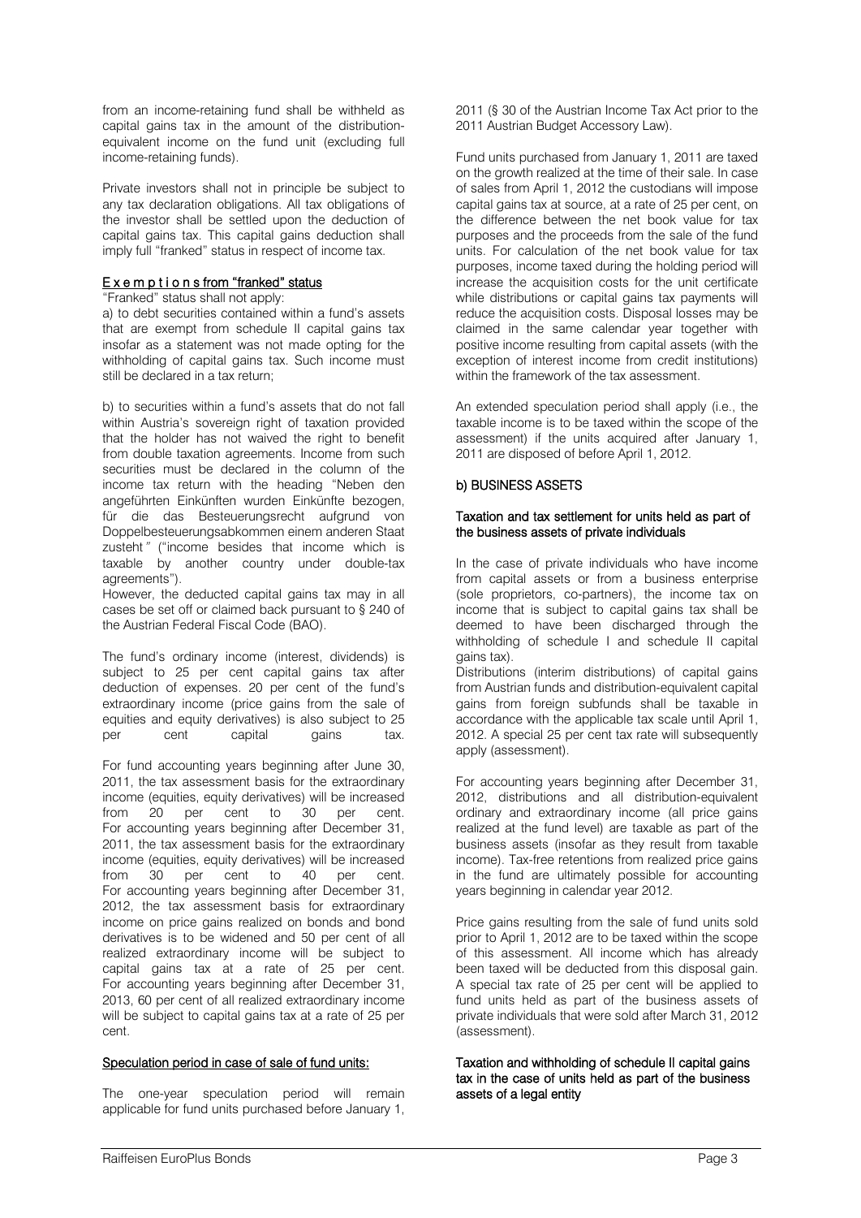from an income-retaining fund shall be withheld as capital gains tax in the amount of the distribution-equivalent income on the fund unit (excluding full income-retaining funds).

Private investors shall not in principle be subject to any tax declaration obligations. All tax obligations of the investor shall be settled upon the deduction of capital gains tax. This capital gains deduction shall imply full "franked" status in respect of income tax.

E x e m p t i o n s from "franked" status

"Franked" status shall not apply:

a) to debt securities contained within a fund's assets that are exempt from schedule II capital gains tax insofar as a statement was not made opting for the withholding of capital gains tax. Such income must still be declared in a tax return;

b) to securities within a fund's assets that do not fall within Austria's sovereign right of taxation provided that the holder has not waived the right to benefit from double taxation agreements. Income from such securities must be declared in the column of the income tax return with the heading "Neben den angeführten Einkünften wurden Einkünfte bezogen, für die das Besteuerungsrecht aufgrund von Doppelbesteuerungsabkommen einem anderen Staat zusteht" ("income besides that income which is taxable by another country under double-tax agreements").

However, the deducted capital gains tax may in all cases be set off or claimed back pursuant to § 240 of the Austrian Federal Fiscal Code (BAO).

The fund's ordinary income (interest, dividends) is subject to 25 per cent capital gains tax after deduction of expenses. 20 per cent of the fund's extraordinary income (price gains from the sale of equities and equity derivatives) is also subject to 25 per cent capital gains tax.

For fund accounting years beginning after June 30, 2011, the tax assessment basis for the extraordinary income (equities, equity derivatives) will be increased from 20 per cent to 30 per cent. For accounting years beginning after December 31, 2011, the tax assessment basis for the extraordinary income (equities, equity derivatives) will be increased from 30 per cent to 40 per cent. For accounting years beginning after December 31, 2012, the tax assessment basis for extraordinary income on price gains realized on bonds and bond derivatives is to be widened and 50 per cent of all realized extraordinary income will be subject to capital gains tax at a rate of 25 per cent. For accounting years beginning after December 31, 2013, 60 per cent of all realized extraordinary income will be subject to capital gains tax at a rate of 25 per cent.

Speculation period in case of sale of fund units:

The one-year speculation period will remain applicable for fund units purchased before January 1, 2011 (§ 30 of the Austrian Income Tax Act prior to the 2011 Austrian Budget Accessory Law).

Fund units purchased from January 1, 2011 are taxed on the growth realized at the time of their sale. In case of sales from April 1, 2012 the custodians will impose capital gains tax at source, at a rate of 25 per cent, on the difference between the net book value for tax purposes and the proceeds from the sale of the fund units. For calculation of the net book value for tax purposes, income taxed during the holding period will increase the acquisition costs for the unit certificate while distributions or capital gains tax payments will reduce the acquisition costs. Disposal losses may be claimed in the same calendar year together with positive income resulting from capital assets (with the exception of interest income from credit institutions) within the framework of the tax assessment.

An extended speculation period shall apply (i.e., the taxable income is to be taxed within the scope of the assessment) if the units acquired after January 1, 2011 are disposed of before April 1, 2012.

## b) BUSINESS ASSETS

### Taxation and tax settlement for units held as part of the business assets of private individuals

In the case of private individuals who have income from capital assets or from a business enterprise (sole proprietors, co-partners), the income tax on income that is subject to capital gains tax shall be deemed to have been discharged through the withholding of schedule I and schedule II capital gains tax).

Distributions (interim distributions) of capital gains from Austrian funds and distribution-equivalent capital gains from foreign subfunds shall be taxable in accordance with the applicable tax scale until April 1, 2012. A special 25 per cent tax rate will subsequently apply (assessment).

For accounting years beginning after December 31, 2012, distributions and all distribution-equivalent ordinary and extraordinary income (all price gains realized at the fund level) are taxable as part of the business assets (insofar as they result from taxable income). Tax-free retentions from realized price gains in the fund are ultimately possible for accounting years beginning in calendar year 2012.

Price gains resulting from the sale of fund units sold prior to April 1, 2012 are to be taxed within the scope of this assessment. All income which has already been taxed will be deducted from this disposal gain. A special tax rate of 25 per cent will be applied to fund units held as part of the business assets of private individuals that were sold after March 31, 2012 (assessment).

### Taxation and withholding of schedule II capital gains tax in the case of units held as part of the business assets of a legal entity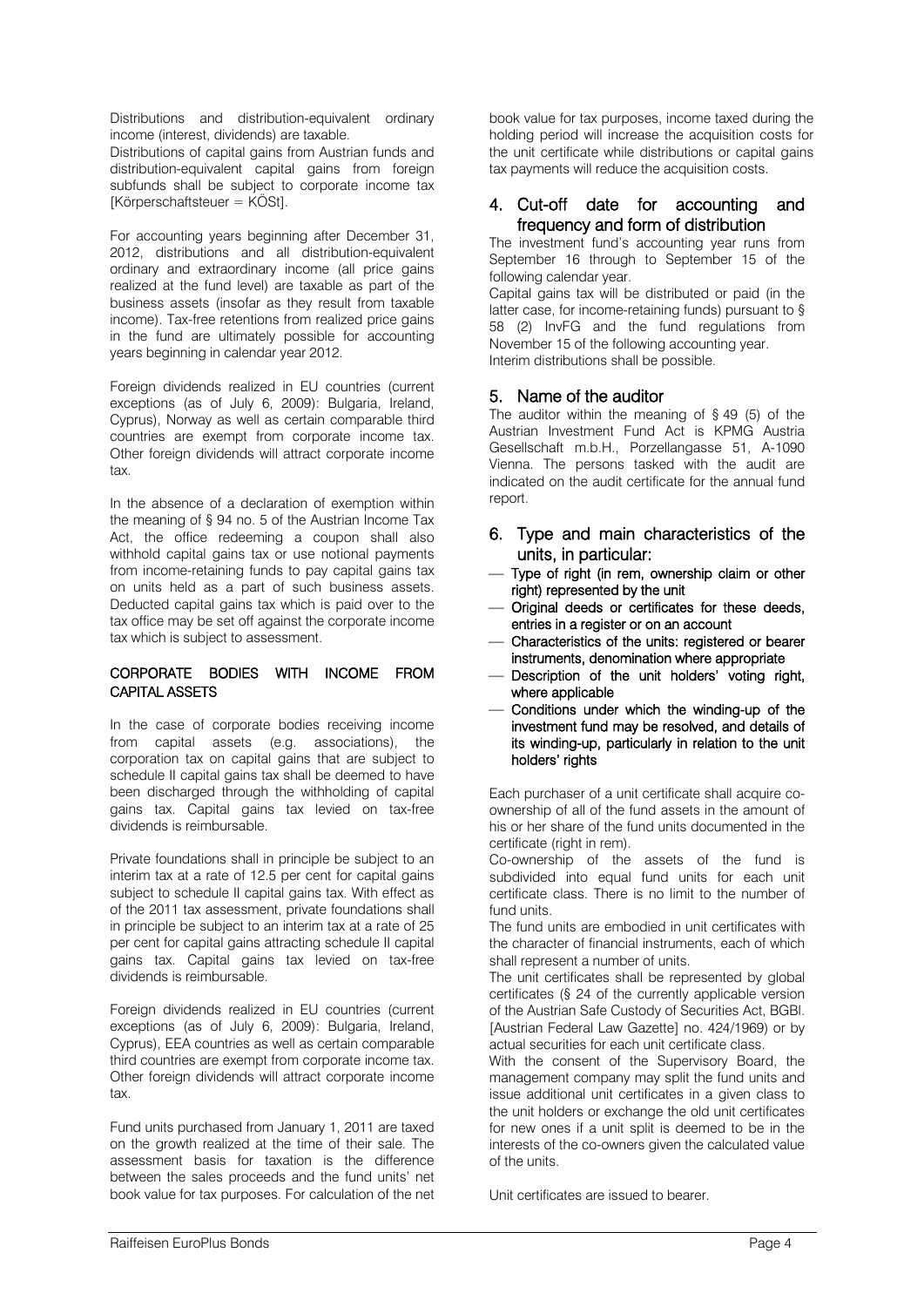Distributions and distribution-equivalent ordinary income (interest, dividends) are taxable.

Distributions of capital gains from Austrian funds and distribution-equivalent capital gains from foreign subfunds shall be subject to corporate income tax [Körperschaftsteuer = KÖSt].

For accounting years beginning after December 31, 2012, distributions and all distribution-equivalent ordinary and extraordinary income (all price gains realized at the fund level) are taxable as part of the business assets (insofar as they result from taxable income). Tax-free retentions from realized price gains in the fund are ultimately possible for accounting years beginning in calendar year 2012.

Foreign dividends realized in EU countries (current exceptions (as of July 6, 2009): Bulgaria, Ireland, Cyprus), Norway as well as certain comparable third countries are exempt from corporate income tax. Other foreign dividends will attract corporate income tax.

In the absence of a declaration of exemption within the meaning of § 94 no. 5 of the Austrian Income Tax Act, the office redeeming a coupon shall also withhold capital gains tax or use notional payments from income-retaining funds to pay capital gains tax on units held as a part of such business assets. Deducted capital gains tax which is paid over to the tax office may be set off against the corporate income tax which is subject to assessment.

**CORPORATE BODIES WITH INCOME FROM CAPITAL ASSETS**

In the case of corporate bodies receiving income from capital assets (e.g. associations), the corporation tax on capital gains that are subject to schedule II capital gains tax shall be deemed to have been discharged through the withholding of capital gains tax. Capital gains tax levied on tax-free dividends is reimbursable.

Private foundations shall in principle be subject to an interim tax at a rate of 12.5 per cent for capital gains subject to schedule II capital gains tax. With effect as of the 2011 tax assessment, private foundations shall in principle be subject to an interim tax at a rate of 25 per cent for capital gains attracting schedule II capital gains tax. Capital gains tax levied on tax-free dividends is reimbursable.

Foreign dividends realized in EU countries (current exceptions (as of July 6, 2009): Bulgaria, Ireland, Cyprus), EEA countries as well as certain comparable third countries are exempt from corporate income tax. Other foreign dividends will attract corporate income tax.

Fund units purchased from January 1, 2011 are taxed on the growth realized at the time of their sale. The assessment basis for taxation is the difference between the sales proceeds and the fund units' net book value for tax purposes. For calculation of the net book value for tax purposes, income taxed during the holding period will increase the acquisition costs for the unit certificate while distributions or capital gains tax payments will reduce the acquisition costs.

## 4. Cut-off date for accounting and frequency and form of distribution

The investment fund's accounting year runs from September 16 through to September 15 of the following calendar year.

Capital gains tax will be distributed or paid (in the latter case, for income-retaining funds) pursuant to § 58 (2) InvFG and the fund regulations from November 15 of the following accounting year.

Interim distributions shall be possible.

## 5. Name of the auditor

The auditor within the meaning of § 49 (5) of the Austrian Investment Fund Act is KPMG Austria Gesellschaft m.b.H., Porzellangasse 51, A-1090 Vienna. The persons tasked with the audit are indicated on the audit certificate for the annual fund report.

## 6. Type and main characteristics of the units, in particular:

- **Type of right (in rem, ownership claim or other right) represented by the unit**
- **Original deeds or certificates for these deeds, entries in a register or on an account**
- **Characteristics of the units: registered or bearer instruments, denomination where appropriate**
- **Description of the unit holders' voting right, where applicable**
- **Conditions under which the winding-up of the investment fund may be resolved, and details of its winding-up, particularly in relation to the unit holders' rights**

Each purchaser of a unit certificate shall acquire co-ownership of all of the fund assets in the amount of his or her share of the fund units documented in the certificate (right in rem).

Co-ownership of the assets of the fund is subdivided into equal fund units for each unit certificate class. There is no limit to the number of fund units.

The fund units are embodied in unit certificates with the character of financial instruments, each of which shall represent a number of units.

The unit certificates shall be represented by global certificates (§ 24 of the currently applicable version of the Austrian Safe Custody of Securities Act, BGBl. [Austrian Federal Law Gazette] no. 424/1969) or by actual securities for each unit certificate class.

With the consent of the Supervisory Board, the management company may split the fund units and issue additional unit certificates in a given class to the unit holders or exchange the old unit certificates for new ones if a unit split is deemed to be in the interests of the co-owners given the calculated value of the units.

Unit certificates are issued to bearer.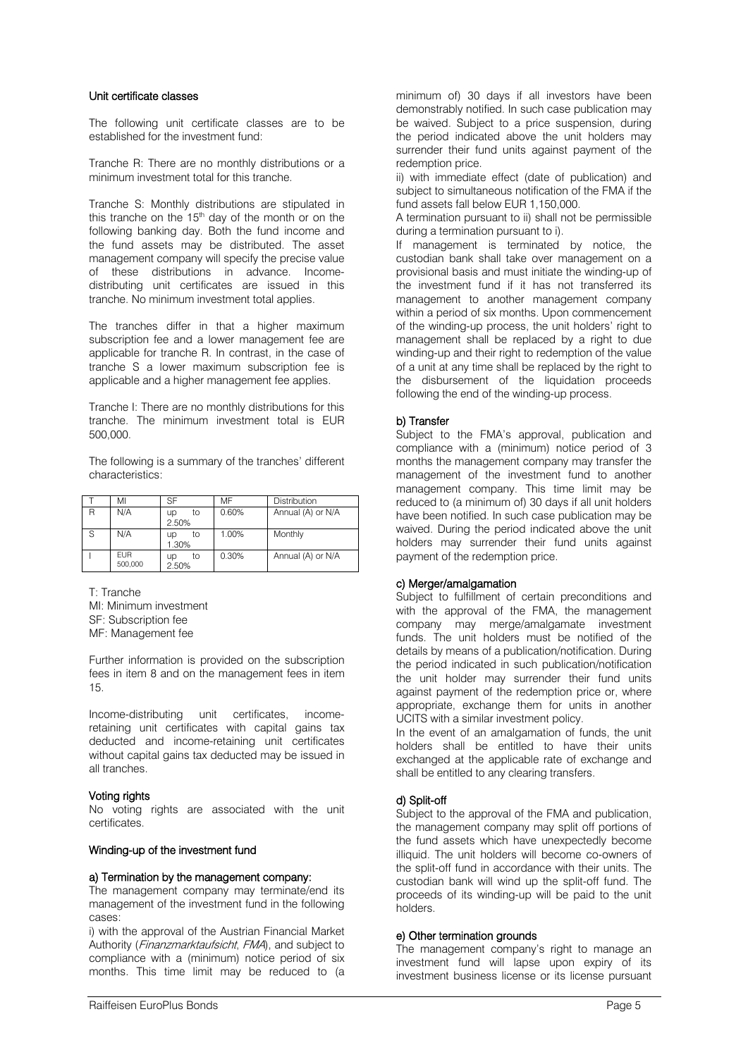### Unit certificate classes

The following unit certificate classes are to be established for the investment fund:

Tranche R: There are no monthly distributions or a minimum investment total for this tranche.

Tranche S: Monthly distributions are stipulated in this tranche on the 15th day of the month or on the following banking day. Both the fund income and the fund assets may be distributed. The asset management company will specify the precise value of these distributions in advance. Income-distributing unit certificates are issued in this tranche. No minimum investment total applies.

The tranches differ in that a higher maximum subscription fee and a lower management fee are applicable for tranche R. In contrast, in the case of tranche S a lower maximum subscription fee is applicable and a higher management fee applies.

Tranche I: There are no monthly distributions for this tranche. The minimum investment total is EUR 500,000.

The following is a summary of the tranches' different characteristics:

| T | MI | SF | MF | Distribution |
|---|---|---|---|---|
| R | N/A | up to 2.50% | 0.60% | Annual (A) or N/A |
| S | N/A | up to 1.30% | 1.00% | Monthly |
| I | EUR 500,000 | up to 2.50% | 0.30% | Annual (A) or N/A |

T: Tranche
MI: Minimum investment
SF: Subscription fee
MF: Management fee

Further information is provided on the subscription fees in item 8 and on the management fees in item 15.

Income-distributing unit certificates, income-retaining unit certificates with capital gains tax deducted and income-retaining unit certificates without capital gains tax deducted may be issued in all tranches.

### Voting rights

No voting rights are associated with the unit certificates.

### Winding-up of the investment fund

#### a) Termination by the management company:

The management company may terminate/end its management of the investment fund in the following cases:

i) with the approval of the Austrian Financial Market Authority (*Finanzmarktaufsicht*, *FMA*), and subject to compliance with a (minimum) notice period of six months. This time limit may be reduced to (a minimum of) 30 days if all investors have been demonstrably notified. In such case publication may be waived. Subject to a price suspension, during the period indicated above the unit holders may surrender their fund units against payment of the redemption price.

ii) with immediate effect (date of publication) and subject to simultaneous notification of the FMA if the fund assets fall below EUR 1,150,000.

A termination pursuant to ii) shall not be permissible during a termination pursuant to i).

If management is terminated by notice, the custodian bank shall take over management on a provisional basis and must initiate the winding-up of the investment fund if it has not transferred its management to another management company within a period of six months. Upon commencement of the winding-up process, the unit holders' right to management shall be replaced by a right to due winding-up and their right to redemption of the value of a unit at any time shall be replaced by the right to the disbursement of the liquidation proceeds following the end of the winding-up process.

#### b) Transfer

Subject to the FMA's approval, publication and compliance with a (minimum) notice period of 3 months the management company may transfer the management of the investment fund to another management company. This time limit may be reduced to (a minimum of) 30 days if all unit holders have been notified. In such case publication may be waived. During the period indicated above the unit holders may surrender their fund units against payment of the redemption price.

#### c) Merger/amalgamation

Subject to fulfillment of certain preconditions and with the approval of the FMA, the management company may merge/amalgamate investment funds. The unit holders must be notified of the details by means of a publication/notification. During the period indicated in such publication/notification the unit holder may surrender their fund units against payment of the redemption price or, where appropriate, exchange them for units in another UCITS with a similar investment policy.

In the event of an amalgamation of funds, the unit holders shall be entitled to have their units exchanged at the applicable rate of exchange and shall be entitled to any clearing transfers.

#### d) Split-off

Subject to the approval of the FMA and publication, the management company may split off portions of the fund assets which have unexpectedly become illiquid. The unit holders will become co-owners of the split-off fund in accordance with their units. The custodian bank will wind up the split-off fund. The proceeds of its winding-up will be paid to the unit holders.

#### e) Other termination grounds

The management company's right to manage an investment fund will lapse upon expiry of its investment business license or its license pursuant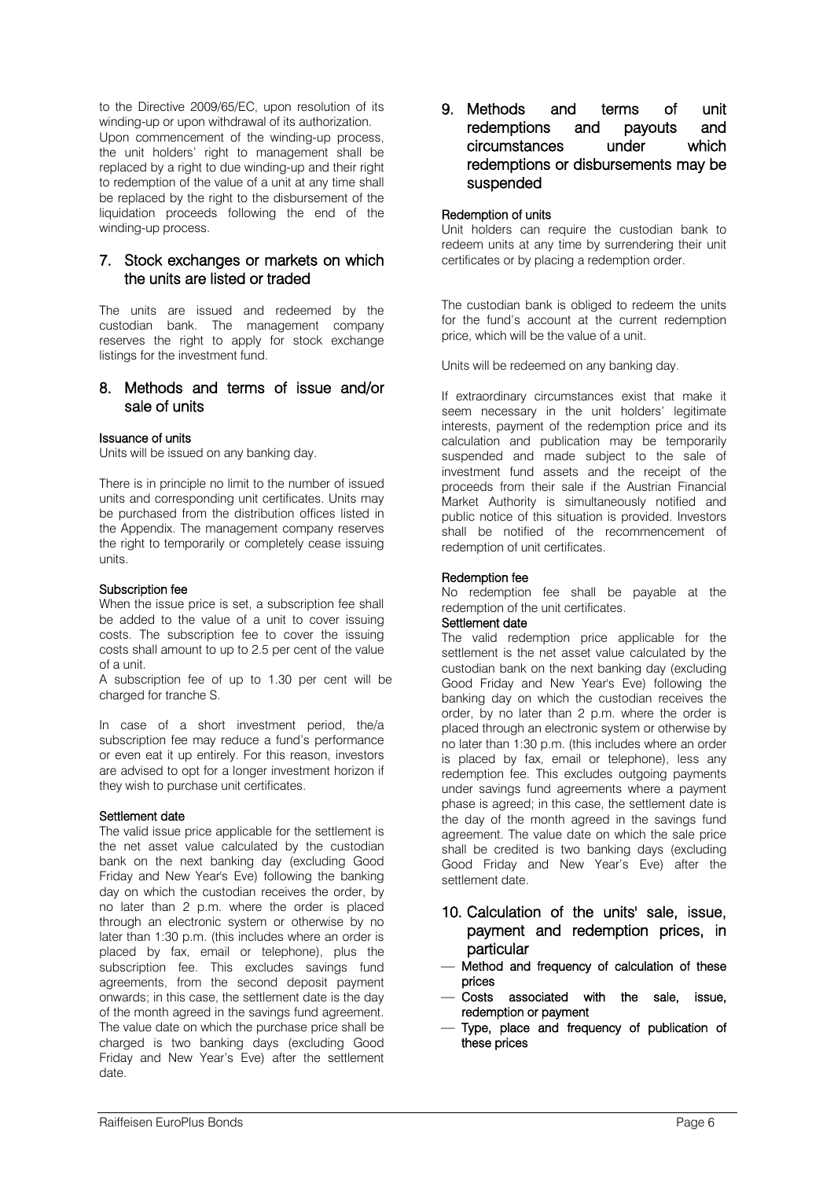to the Directive 2009/65/EC, upon resolution of its winding-up or upon withdrawal of its authorization.
Upon commencement of the winding-up process, the unit holders' right to management shall be replaced by a right to due winding-up and their right to redemption of the value of a unit at any time shall be replaced by the right to the disbursement of the liquidation proceeds following the end of the winding-up process.

## 7. Stock exchanges or markets on which the units are listed or traded

The units are issued and redeemed by the custodian bank. The management company reserves the right to apply for stock exchange listings for the investment fund.

## 8. Methods and terms of issue and/or sale of units

#### Issuance of units

Units will be issued on any banking day.

There is in principle no limit to the number of issued units and corresponding unit certificates. Units may be purchased from the distribution offices listed in the Appendix. The management company reserves the right to temporarily or completely cease issuing units.

#### Subscription fee

When the issue price is set, a subscription fee shall be added to the value of a unit to cover issuing costs. The subscription fee to cover the issuing costs shall amount to up to 2.5 per cent of the value of a unit.
A subscription fee of up to 1.30 per cent will be charged for tranche S.

In case of a short investment period, the/a subscription fee may reduce a fund's performance or even eat it up entirely. For this reason, investors are advised to opt for a longer investment horizon if they wish to purchase unit certificates.

#### Settlement date

The valid issue price applicable for the settlement is the net asset value calculated by the custodian bank on the next banking day (excluding Good Friday and New Year's Eve) following the banking day on which the custodian receives the order, by no later than 2 p.m. where the order is placed through an electronic system or otherwise by no later than 1:30 p.m. (this includes where an order is placed by fax, email or telephone), plus the subscription fee. This excludes savings fund agreements, from the second deposit payment onwards; in this case, the settlement date is the day of the month agreed in the savings fund agreement. The value date on which the purchase price shall be charged is two banking days (excluding Good Friday and New Year's Eve) after the settlement date.

## 9. Methods and terms of unit redemptions and payouts and circumstances under which redemptions or disbursements may be suspended

#### Redemption of units

Unit holders can require the custodian bank to redeem units at any time by surrendering their unit certificates or by placing a redemption order.

The custodian bank is obliged to redeem the units for the fund's account at the current redemption price, which will be the value of a unit.

Units will be redeemed on any banking day.

If extraordinary circumstances exist that make it seem necessary in the unit holders' legitimate interests, payment of the redemption price and its calculation and publication may be temporarily suspended and made subject to the sale of investment fund assets and the receipt of the proceeds from their sale if the Austrian Financial Market Authority is simultaneously notified and public notice of this situation is provided. Investors shall be notified of the recommencement of redemption of unit certificates.

#### Redemption fee

No redemption fee shall be payable at the redemption of the unit certificates.

#### Settlement date

The valid redemption price applicable for the settlement is the net asset value calculated by the custodian bank on the next banking day (excluding Good Friday and New Year's Eve) following the banking day on which the custodian receives the order, by no later than 2 p.m. where the order is placed through an electronic system or otherwise by no later than 1:30 p.m. (this includes where an order is placed by fax, email or telephone), less any redemption fee. This excludes outgoing payments under savings fund agreements where a payment phase is agreed; in this case, the settlement date is the day of the month agreed in the savings fund agreement. The value date on which the sale price shall be credited is two banking days (excluding Good Friday and New Year's Eve) after the settlement date.

## 10. Calculation of the units' sale, issue, payment and redemption prices, in particular

- Method and frequency of calculation of these prices
- Costs associated with the sale, issue, redemption or payment
- Type, place and frequency of publication of these prices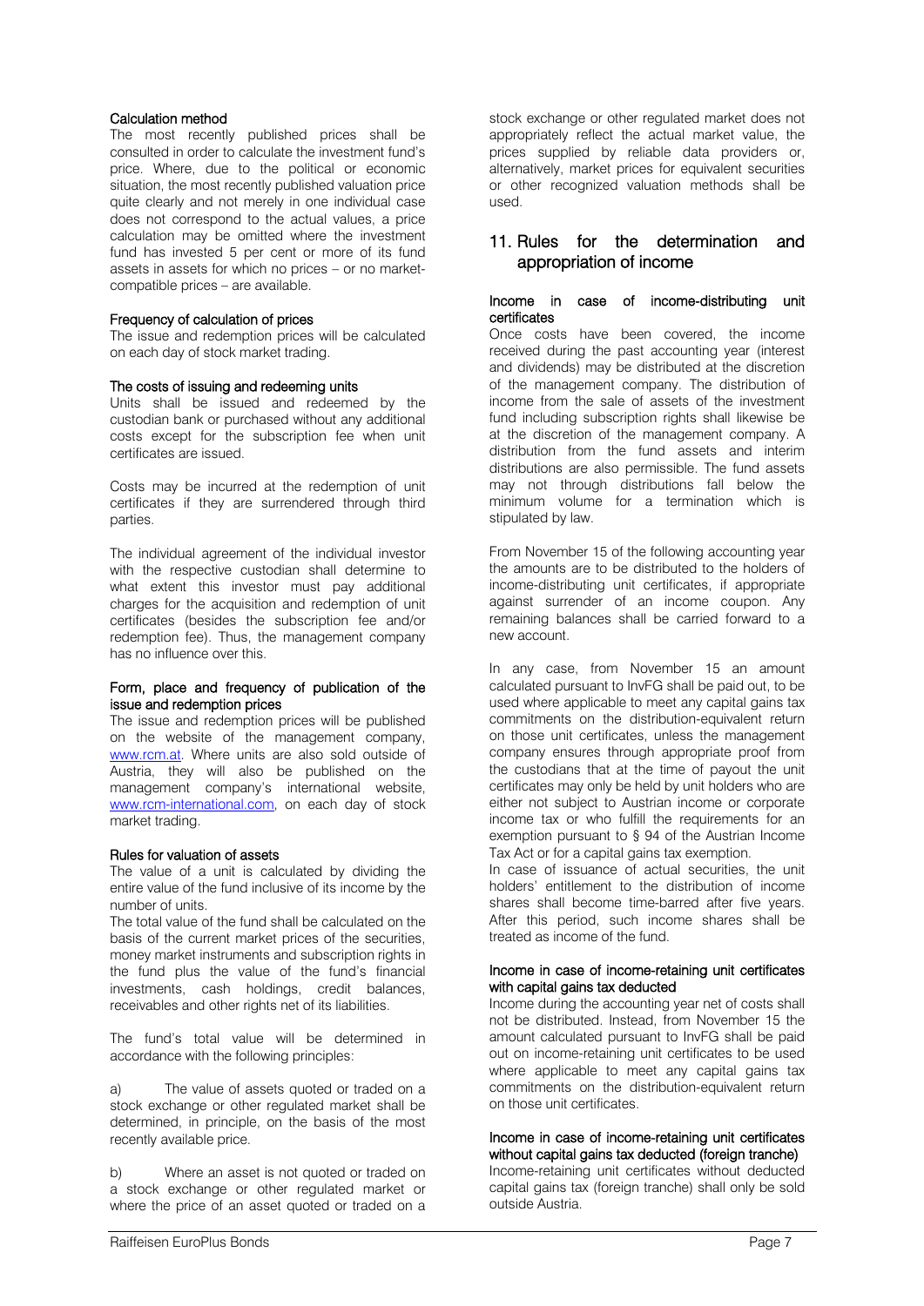#### Calculation method

The most recently published prices shall be consulted in order to calculate the investment fund's price. Where, due to the political or economic situation, the most recently published valuation price quite clearly and not merely in one individual case does not correspond to the actual values, a price calculation may be omitted where the investment fund has invested 5 per cent or more of its fund assets in assets for which no prices – or no market-compatible prices – are available.

#### Frequency of calculation of prices

The issue and redemption prices will be calculated on each day of stock market trading.

#### The costs of issuing and redeeming units

Units shall be issued and redeemed by the custodian bank or purchased without any additional costs except for the subscription fee when unit certificates are issued.

Costs may be incurred at the redemption of unit certificates if they are surrendered through third parties.

The individual agreement of the individual investor with the respective custodian shall determine to what extent this investor must pay additional charges for the acquisition and redemption of unit certificates (besides the subscription fee and/or redemption fee). Thus, the management company has no influence over this.

#### Form, place and frequency of publication of the issue and redemption prices

The issue and redemption prices will be published on the website of the management company, www.rcm.at. Where units are also sold outside of Austria, they will also be published on the management company's international website, www.rcm-international.com, on each day of stock market trading.

#### Rules for valuation of assets

The value of a unit is calculated by dividing the entire value of the fund inclusive of its income by the number of units.

The total value of the fund shall be calculated on the basis of the current market prices of the securities, money market instruments and subscription rights in the fund plus the value of the fund's financial investments, cash holdings, credit balances, receivables and other rights net of its liabilities.

The fund's total value will be determined in accordance with the following principles:

a) The value of assets quoted or traded on a stock exchange or other regulated market shall be determined, in principle, on the basis of the most recently available price.

b) Where an asset is not quoted or traded on a stock exchange or other regulated market or where the price of an asset quoted or traded on a stock exchange or other regulated market does not appropriately reflect the actual market value, the prices supplied by reliable data providers or, alternatively, market prices for equivalent securities or other recognized valuation methods shall be used.

## 11. Rules for the determination and appropriation of income

#### Income in case of income-distributing unit certificates

Once costs have been covered, the income received during the past accounting year (interest and dividends) may be distributed at the discretion of the management company. The distribution of income from the sale of assets of the investment fund including subscription rights shall likewise be at the discretion of the management company. A distribution from the fund assets and interim distributions are also permissible. The fund assets may not through distributions fall below the minimum volume for a termination which is stipulated by law.

From November 15 of the following accounting year the amounts are to be distributed to the holders of income-distributing unit certificates, if appropriate against surrender of an income coupon. Any remaining balances shall be carried forward to a new account.

In any case, from November 15 an amount calculated pursuant to InvFG shall be paid out, to be used where applicable to meet any capital gains tax commitments on the distribution-equivalent return on those unit certificates, unless the management company ensures through appropriate proof from the custodians that at the time of payout the unit certificates may only be held by unit holders who are either not subject to Austrian income or corporate income tax or who fulfill the requirements for an exemption pursuant to § 94 of the Austrian Income Tax Act or for a capital gains tax exemption.

In case of issuance of actual securities, the unit holders' entitlement to the distribution of income shares shall become time-barred after five years. After this period, such income shares shall be treated as income of the fund.

#### Income in case of income-retaining unit certificates with capital gains tax deducted

Income during the accounting year net of costs shall not be distributed. Instead, from November 15 the amount calculated pursuant to InvFG shall be paid out on income-retaining unit certificates to be used where applicable to meet any capital gains tax commitments on the distribution-equivalent return on those unit certificates.

#### Income in case of income-retaining unit certificates without capital gains tax deducted (foreign tranche)

Income-retaining unit certificates without deducted capital gains tax (foreign tranche) shall only be sold outside Austria.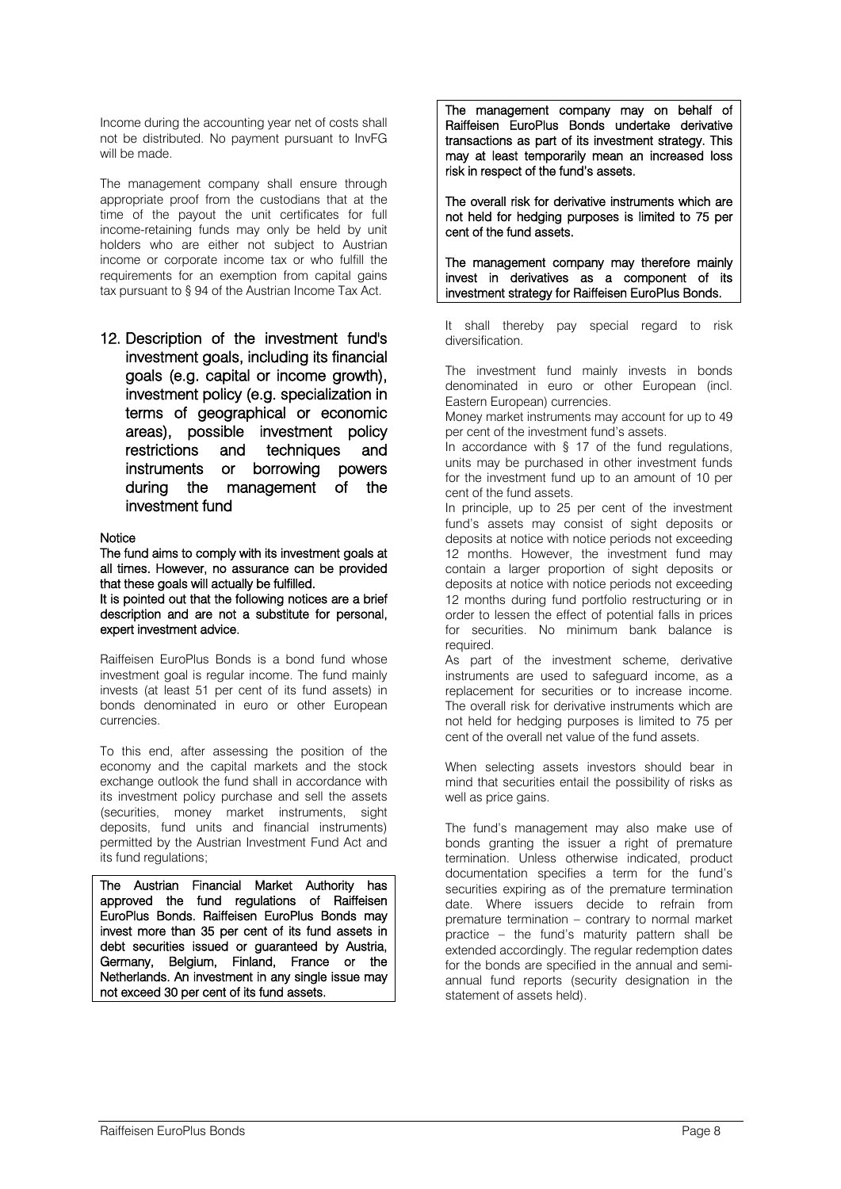Income during the accounting year net of costs shall not be distributed. No payment pursuant to InvFG will be made.

The management company shall ensure through appropriate proof from the custodians that at the time of the payout the unit certificates for full income-retaining funds may only be held by unit holders who are either not subject to Austrian income or corporate income tax or who fulfill the requirements for an exemption from capital gains tax pursuant to § 94 of the Austrian Income Tax Act.

## 12. Description of the investment fund's investment goals, including its financial goals (e.g. capital or income growth), investment policy (e.g. specialization in terms of geographical or economic areas), possible investment policy restrictions and techniques and instruments or borrowing powers during the management of the investment fund

**Notice**

**The fund aims to comply with its investment goals at all times. However, no assurance can be provided that these goals will actually be fulfilled.**

**It is pointed out that the following notices are a brief description and are not a substitute for personal, expert investment advice.**

Raiffeisen EuroPlus Bonds is a bond fund whose investment goal is regular income. The fund mainly invests (at least 51 per cent of its fund assets) in bonds denominated in euro or other European currencies.

To this end, after assessing the position of the economy and the capital markets and the stock exchange outlook the fund shall in accordance with its investment policy purchase and sell the assets (securities, money market instruments, sight deposits, fund units and financial instruments) permitted by the Austrian Investment Fund Act and its fund regulations;

**The Austrian Financial Market Authority has approved the fund regulations of Raiffeisen EuroPlus Bonds. Raiffeisen EuroPlus Bonds may invest more than 35 per cent of its fund assets in debt securities issued or guaranteed by Austria, Germany, Belgium, Finland, France or the Netherlands. An investment in any single issue may not exceed 30 per cent of its fund assets.**

**The management company may on behalf of Raiffeisen EuroPlus Bonds undertake derivative transactions as part of its investment strategy. This may at least temporarily mean an increased loss risk in respect of the fund's assets.**

**The overall risk for derivative instruments which are not held for hedging purposes is limited to 75 per cent of the fund assets.**

**The management company may therefore mainly invest in derivatives as a component of its investment strategy for Raiffeisen EuroPlus Bonds.**

It shall thereby pay special regard to risk diversification.

The investment fund mainly invests in bonds denominated in euro or other European (incl. Eastern European) currencies.

Money market instruments may account for up to 49 per cent of the investment fund's assets.

In accordance with § 17 of the fund regulations, units may be purchased in other investment funds for the investment fund up to an amount of 10 per cent of the fund assets.

In principle, up to 25 per cent of the investment fund's assets may consist of sight deposits or deposits at notice with notice periods not exceeding 12 months. However, the investment fund may contain a larger proportion of sight deposits or deposits at notice with notice periods not exceeding 12 months during fund portfolio restructuring or in order to lessen the effect of potential falls in prices for securities. No minimum bank balance is required.

As part of the investment scheme, derivative instruments are used to safeguard income, as a replacement for securities or to increase income. The overall risk for derivative instruments which are not held for hedging purposes is limited to 75 per cent of the overall net value of the fund assets.

When selecting assets investors should bear in mind that securities entail the possibility of risks as well as price gains.

The fund's management may also make use of bonds granting the issuer a right of premature termination. Unless otherwise indicated, product documentation specifies a term for the fund's securities expiring as of the premature termination date. Where issuers decide to refrain from premature termination – contrary to normal market practice – the fund's maturity pattern shall be extended accordingly. The regular redemption dates for the bonds are specified in the annual and semi-annual fund reports (security designation in the statement of assets held).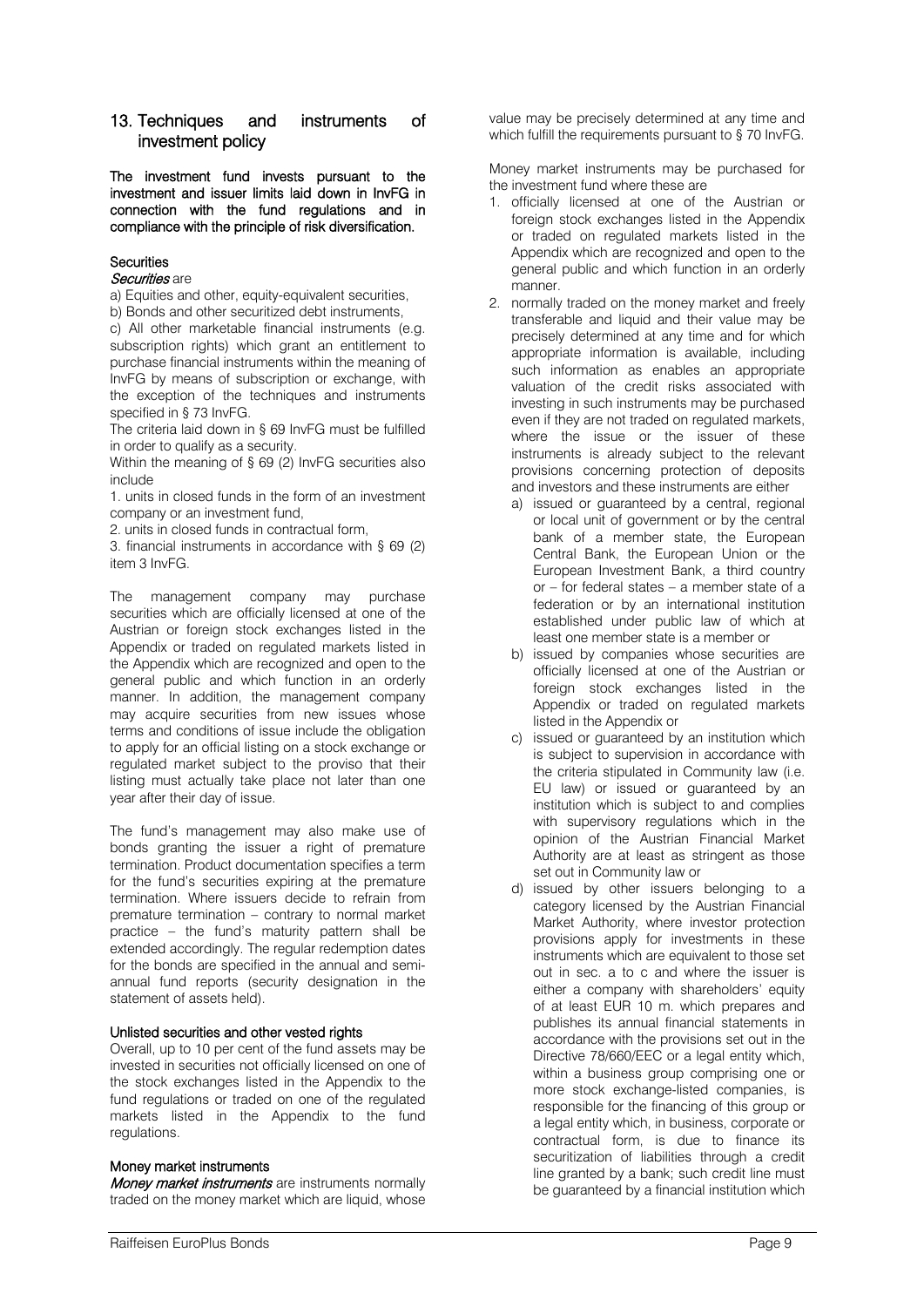## 13. Techniques and instruments of investment policy

**The investment fund invests pursuant to the investment and issuer limits laid down in InvFG in connection with the fund regulations and in compliance with the principle of risk diversification.**

### Securities

*Securities* are

a) Equities and other, equity-equivalent securities,

b) Bonds and other securitized debt instruments,

c) All other marketable financial instruments (e.g. subscription rights) which grant an entitlement to purchase financial instruments within the meaning of InvFG by means of subscription or exchange, with the exception of the techniques and instruments specified in § 73 InvFG.

The criteria laid down in § 69 InvFG must be fulfilled in order to qualify as a security.

Within the meaning of § 69 (2) InvFG securities also include

1. units in closed funds in the form of an investment company or an investment fund,
2. units in closed funds in contractual form,
3. financial instruments in accordance with § 69 (2) item 3 InvFG.

The management company may purchase securities which are officially licensed at one of the Austrian or foreign stock exchanges listed in the Appendix or traded on regulated markets listed in the Appendix which are recognized and open to the general public and which function in an orderly manner. In addition, the management company may acquire securities from new issues whose terms and conditions of issue include the obligation to apply for an official listing on a stock exchange or regulated market subject to the proviso that their listing must actually take place not later than one year after their day of issue.

The fund's management may also make use of bonds granting the issuer a right of premature termination. Product documentation specifies a term for the fund's securities expiring at the premature termination. Where issuers decide to refrain from premature termination – contrary to normal market practice – the fund's maturity pattern shall be extended accordingly. The regular redemption dates for the bonds are specified in the annual and semi-annual fund reports (security designation in the statement of assets held).

### Unlisted securities and other vested rights

Overall, up to 10 per cent of the fund assets may be invested in securities not officially licensed on one of the stock exchanges listed in the Appendix to the fund regulations or traded on one of the regulated markets listed in the Appendix to the fund regulations.

### Money market instruments

*Money market instruments* are instruments normally traded on the money market which are liquid, whose value may be precisely determined at any time and which fulfill the requirements pursuant to § 70 InvFG.

Money market instruments may be purchased for the investment fund where these are

1. officially licensed at one of the Austrian or foreign stock exchanges listed in the Appendix or traded on regulated markets listed in the Appendix which are recognized and open to the general public and which function in an orderly manner.
2. normally traded on the money market and freely transferable and liquid and their value may be precisely determined at any time and for which appropriate information is available, including such information as enables an appropriate valuation of the credit risks associated with investing in such instruments may be purchased even if they are not traded on regulated markets, where the issue or the issuer of these instruments is already subject to the relevant provisions concerning protection of deposits and investors and these instruments are either
   a) issued or guaranteed by a central, regional or local unit of government or by the central bank of a member state, the European Central Bank, the European Union or the European Investment Bank, a third country or – for federal states – a member state of a federation or by an international institution established under public law of which at least one member state is a member or
   b) issued by companies whose securities are officially licensed at one of the Austrian or foreign stock exchanges listed in the Appendix or traded on regulated markets listed in the Appendix or
   c) issued or guaranteed by an institution which is subject to supervision in accordance with the criteria stipulated in Community law (i.e. EU law) or issued or guaranteed by an institution which is subject to and complies with supervisory regulations which in the opinion of the Austrian Financial Market Authority are at least as stringent as those set out in Community law or
   d) issued by other issuers belonging to a category licensed by the Austrian Financial Market Authority, where investor protection provisions apply for investments in these instruments which are equivalent to those set out in sec. a to c and where the issuer is either a company with shareholders' equity of at least EUR 10 m. which prepares and publishes its annual financial statements in accordance with the provisions set out in the Directive 78/660/EEC or a legal entity which, within a business group comprising one or more stock exchange-listed companies, is responsible for the financing of this group or a legal entity which, in business, corporate or contractual form, is due to finance its securitization of liabilities through a credit line granted by a bank; such credit line must be guaranteed by a financial institution which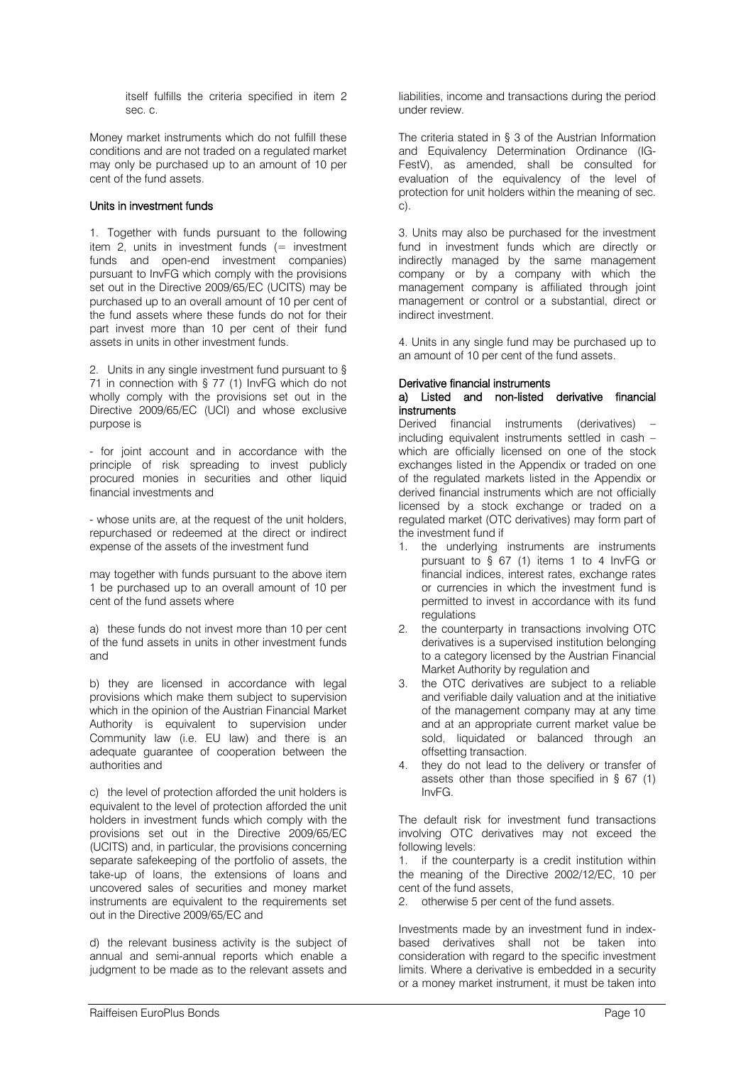itself fulfills the criteria specified in item 2 sec. c.

Money market instruments which do not fulfill these conditions and are not traded on a regulated market may only be purchased up to an amount of 10 per cent of the fund assets.

**Units in investment funds**

1. Together with funds pursuant to the following item 2, units in investment funds (= investment funds and open-end investment companies) pursuant to InvFG which comply with the provisions set out in the Directive 2009/65/EC (UCITS) may be purchased up to an overall amount of 10 per cent of the fund assets where these funds do not for their part invest more than 10 per cent of their fund assets in units in other investment funds.

2. Units in any single investment fund pursuant to § 71 in connection with § 77 (1) InvFG which do not wholly comply with the provisions set out in the Directive 2009/65/EC (UCI) and whose exclusive purpose is

- for joint account and in accordance with the principle of risk spreading to invest publicly procured monies in securities and other liquid financial investments and

- whose units are, at the request of the unit holders, repurchased or redeemed at the direct or indirect expense of the assets of the investment fund

may together with funds pursuant to the above item 1 be purchased up to an overall amount of 10 per cent of the fund assets where

a) these funds do not invest more than 10 per cent of the fund assets in units in other investment funds and

b) they are licensed in accordance with legal provisions which make them subject to supervision which in the opinion of the Austrian Financial Market Authority is equivalent to supervision under Community law (i.e. EU law) and there is an adequate guarantee of cooperation between the authorities and

c) the level of protection afforded the unit holders is equivalent to the level of protection afforded the unit holders in investment funds which comply with the provisions set out in the Directive 2009/65/EC (UCITS) and, in particular, the provisions concerning separate safekeeping of the portfolio of assets, the take-up of loans, the extensions of loans and uncovered sales of securities and money market instruments are equivalent to the requirements set out in the Directive 2009/65/EC and

d) the relevant business activity is the subject of annual and semi-annual reports which enable a judgment to be made as to the relevant assets and liabilities, income and transactions during the period under review.

The criteria stated in § 3 of the Austrian Information and Equivalency Determination Ordinance (IG-FestV), as amended, shall be consulted for evaluation of the equivalency of the level of protection for unit holders within the meaning of sec. c).

3. Units may also be purchased for the investment fund in investment funds which are directly or indirectly managed by the same management company or by a company with which the management company is affiliated through joint management or control or a substantial, direct or indirect investment.

4. Units in any single fund may be purchased up to an amount of 10 per cent of the fund assets.

**Derivative financial instruments**

**a) Listed and non-listed derivative financial instruments**

Derived financial instruments (derivatives) – including equivalent instruments settled in cash – which are officially licensed on one of the stock exchanges listed in the Appendix or traded on one of the regulated markets listed in the Appendix or derived financial instruments which are not officially licensed by a stock exchange or traded on a regulated market (OTC derivatives) may form part of the investment fund if

1. the underlying instruments are instruments pursuant to § 67 (1) items 1 to 4 InvFG or financial indices, interest rates, exchange rates or currencies in which the investment fund is permitted to invest in accordance with its fund regulations
2. the counterparty in transactions involving OTC derivatives is a supervised institution belonging to a category licensed by the Austrian Financial Market Authority by regulation and
3. the OTC derivatives are subject to a reliable and verifiable daily valuation and at the initiative of the management company may at any time and at an appropriate current market value be sold, liquidated or balanced through an offsetting transaction.
4. they do not lead to the delivery or transfer of assets other than those specified in § 67 (1) InvFG.

The default risk for investment fund transactions involving OTC derivatives may not exceed the following levels:

1. if the counterparty is a credit institution within the meaning of the Directive 2002/12/EC, 10 per cent of the fund assets,
2. otherwise 5 per cent of the fund assets.

Investments made by an investment fund in index-based derivatives shall not be taken into consideration with regard to the specific investment limits. Where a derivative is embedded in a security or a money market instrument, it must be taken into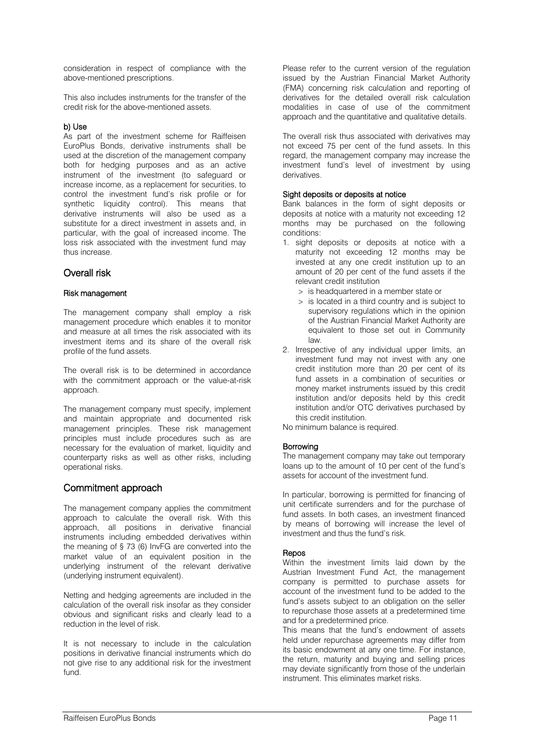consideration in respect of compliance with the above-mentioned prescriptions.

This also includes instruments for the transfer of the credit risk for the above-mentioned assets.

**b) Use**

As part of the investment scheme for Raiffeisen EuroPlus Bonds, derivative instruments shall be used at the discretion of the management company both for hedging purposes and as an active instrument of the investment (to safeguard or increase income, as a replacement for securities, to control the investment fund's risk profile or for synthetic liquidity control). This means that derivative instruments will also be used as a substitute for a direct investment in assets and, in particular, with the goal of increased income. The loss risk associated with the investment fund may thus increase.

## Overall risk

**Risk management**

The management company shall employ a risk management procedure which enables it to monitor and measure at all times the risk associated with its investment items and its share of the overall risk profile of the fund assets.

The overall risk is to be determined in accordance with the commitment approach or the value-at-risk approach.

The management company must specify, implement and maintain appropriate and documented risk management principles. These risk management principles must include procedures such as are necessary for the evaluation of market, liquidity and counterparty risks as well as other risks, including operational risks.

## Commitment approach

The management company applies the commitment approach to calculate the overall risk. With this approach, all positions in derivative financial instruments including embedded derivatives within the meaning of § 73 (6) InvFG are converted into the market value of an equivalent position in the underlying instrument of the relevant derivative (underlying instrument equivalent).

Netting and hedging agreements are included in the calculation of the overall risk insofar as they consider obvious and significant risks and clearly lead to a reduction in the level of risk.

It is not necessary to include in the calculation positions in derivative financial instruments which do not give rise to any additional risk for the investment fund.

Please refer to the current version of the regulation issued by the Austrian Financial Market Authority (FMA) concerning risk calculation and reporting of derivatives for the detailed overall risk calculation modalities in case of use of the commitment approach and the quantitative and qualitative details.

The overall risk thus associated with derivatives may not exceed 75 per cent of the fund assets. In this regard, the management company may increase the investment fund's level of investment by using derivatives.

**Sight deposits or deposits at notice**

Bank balances in the form of sight deposits or deposits at notice with a maturity not exceeding 12 months may be purchased on the following conditions:

1. sight deposits or deposits at notice with a maturity not exceeding 12 months may be invested at any one credit institution up to an amount of 20 per cent of the fund assets if the relevant credit institution
   - is headquartered in a member state or
   - is located in a third country and is subject to supervisory regulations which in the opinion of the Austrian Financial Market Authority are equivalent to those set out in Community law.
2. Irrespective of any individual upper limits, an investment fund may not invest with any one credit institution more than 20 per cent of its fund assets in a combination of securities or money market instruments issued by this credit institution and/or deposits held by this credit institution and/or OTC derivatives purchased by this credit institution.

No minimum balance is required.

**Borrowing**

The management company may take out temporary loans up to the amount of 10 per cent of the fund's assets for account of the investment fund.

In particular, borrowing is permitted for financing of unit certificate surrenders and for the purchase of fund assets. In both cases, an investment financed by means of borrowing will increase the level of investment and thus the fund's risk.

**Repos**

Within the investment limits laid down by the Austrian Investment Fund Act, the management company is permitted to purchase assets for account of the investment fund to be added to the fund's assets subject to an obligation on the seller to repurchase those assets at a predetermined time and for a predetermined price.

This means that the fund's endowment of assets held under repurchase agreements may differ from its basic endowment at any one time. For instance, the return, maturity and buying and selling prices may deviate significantly from those of the underlain instrument. This eliminates market risks.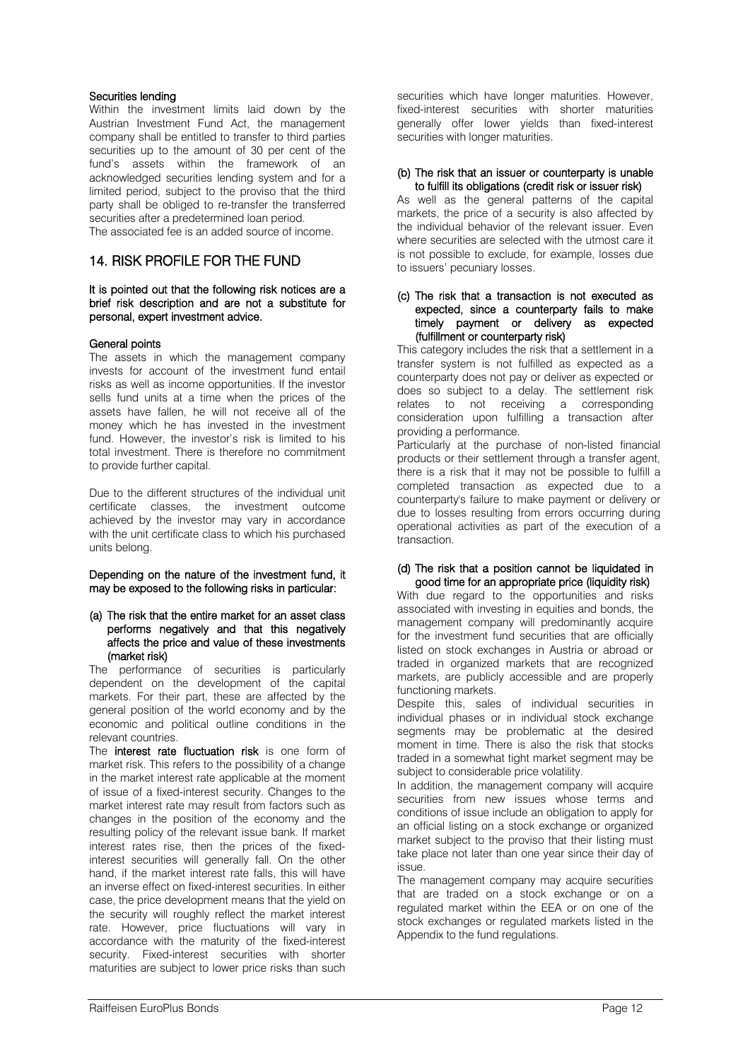#### Securities lending

Within the investment limits laid down by the Austrian Investment Fund Act, the management company shall be entitled to transfer to third parties securities up to the amount of 30 per cent of the fund's assets within the framework of an acknowledged securities lending system and for a limited period, subject to the proviso that the third party shall be obliged to re-transfer the transferred securities after a predetermined loan period.
The associated fee is an added source of income.

## 14. RISK PROFILE FOR THE FUND

**It is pointed out that the following risk notices are a brief risk description and are not a substitute for personal, expert investment advice.**

#### General points

The assets in which the management company invests for account of the investment fund entail risks as well as income opportunities. If the investor sells fund units at a time when the prices of the assets have fallen, he will not receive all of the money which he has invested in the investment fund. However, the investor's risk is limited to his total investment. There is therefore no commitment to provide further capital.

Due to the different structures of the individual unit certificate classes, the investment outcome achieved by the investor may vary in accordance with the unit certificate class to which his purchased units belong.

**Depending on the nature of the investment fund, it may be exposed to the following risks in particular:**

**(a) The risk that the entire market for an asset class performs negatively and that this negatively affects the price and value of these investments (market risk)**

The performance of securities is particularly dependent on the development of the capital markets. For their part, these are affected by the general position of the world economy and by the economic and political outline conditions in the relevant countries.

The **interest rate fluctuation risk** is one form of market risk. This refers to the possibility of a change in the market interest rate applicable at the moment of issue of a fixed-interest security. Changes to the market interest rate may result from factors such as changes in the position of the economy and the resulting policy of the relevant issue bank. If market interest rates rise, then the prices of the fixed-interest securities will generally fall. On the other hand, if the market interest rate falls, this will have an inverse effect on fixed-interest securities. In either case, the price development means that the yield on the security will roughly reflect the market interest rate. However, price fluctuations will vary in accordance with the maturity of the fixed-interest security. Fixed-interest securities with shorter maturities are subject to lower price risks than such securities which have longer maturities. However, fixed-interest securities with shorter maturities generally offer lower yields than fixed-interest securities with longer maturities.

**(b) The risk that an issuer or counterparty is unable to fulfill its obligations (credit risk or issuer risk)**

As well as the general patterns of the capital markets, the price of a security is also affected by the individual behavior of the relevant issuer. Even where securities are selected with the utmost care it is not possible to exclude, for example, losses due to issuers' pecuniary losses.

**(c) The risk that a transaction is not executed as expected, since a counterparty fails to make timely payment or delivery as expected (fulfillment or counterparty risk)**

This category includes the risk that a settlement in a transfer system is not fulfilled as expected as a counterparty does not pay or deliver as expected or does so subject to a delay. The settlement risk relates to not receiving a corresponding consideration upon fulfilling a transaction after providing a performance.

Particularly at the purchase of non-listed financial products or their settlement through a transfer agent, there is a risk that it may not be possible to fulfill a completed transaction as expected due to a counterparty's failure to make payment or delivery or due to losses resulting from errors occurring during operational activities as part of the execution of a transaction.

**(d) The risk that a position cannot be liquidated in good time for an appropriate price (liquidity risk)**

With due regard to the opportunities and risks associated with investing in equities and bonds, the management company will predominantly acquire for the investment fund securities that are officially listed on stock exchanges in Austria or abroad or traded in organized markets that are recognized markets, are publicly accessible and are properly functioning markets.

Despite this, sales of individual securities in individual phases or in individual stock exchange segments may be problematic at the desired moment in time. There is also the risk that stocks traded in a somewhat tight market segment may be subject to considerable price volatility.

In addition, the management company will acquire securities from new issues whose terms and conditions of issue include an obligation to apply for an official listing on a stock exchange or organized market subject to the proviso that their listing must take place not later than one year since their day of issue.

The management company may acquire securities that are traded on a stock exchange or on a regulated market within the EEA or on one of the stock exchanges or regulated markets listed in the Appendix to the fund regulations.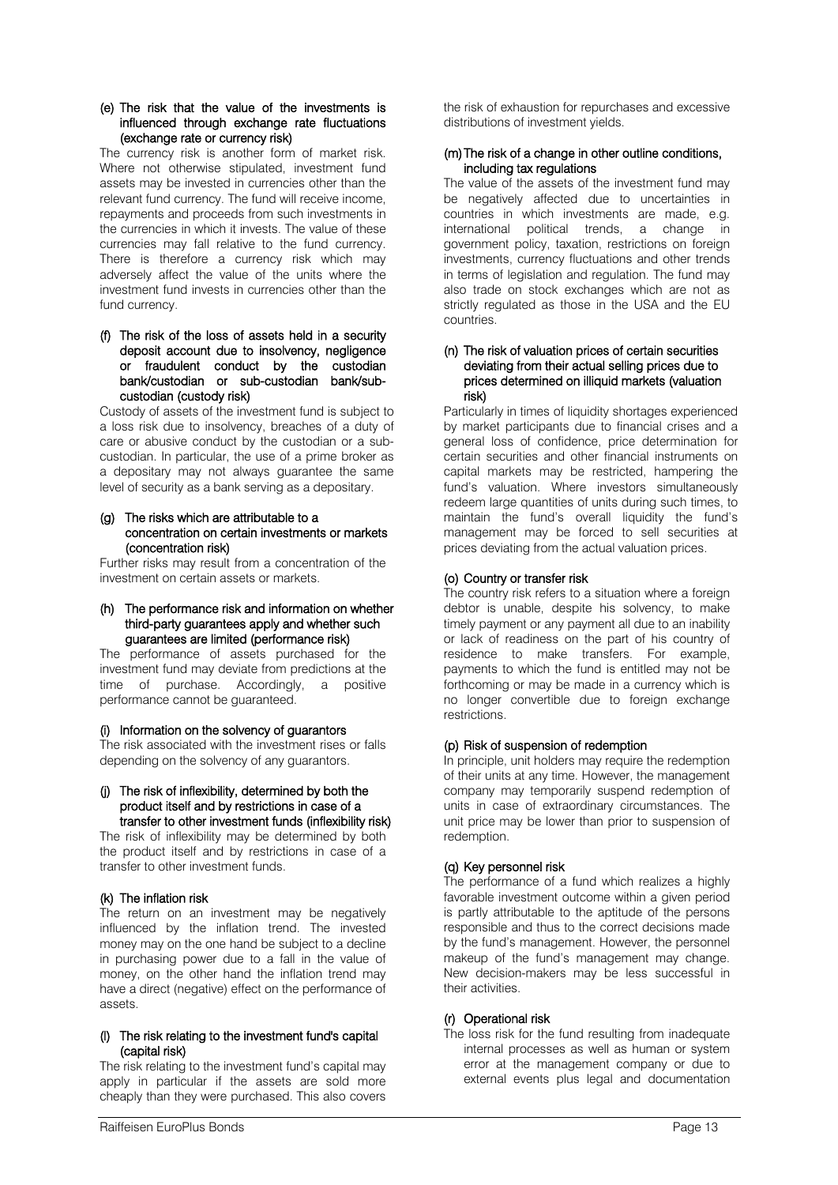#### (e) The risk that the value of the investments is influenced through exchange rate fluctuations (exchange rate or currency risk)

The currency risk is another form of market risk. Where not otherwise stipulated, investment fund assets may be invested in currencies other than the relevant fund currency. The fund will receive income, repayments and proceeds from such investments in the currencies in which it invests. The value of these currencies may fall relative to the fund currency. There is therefore a currency risk which may adversely affect the value of the units where the investment fund invests in currencies other than the fund currency.

#### (f) The risk of the loss of assets held in a security deposit account due to insolvency, negligence or fraudulent conduct by the custodian bank/custodian or sub-custodian bank/sub-custodian (custody risk)

Custody of assets of the investment fund is subject to a loss risk due to insolvency, breaches of a duty of care or abusive conduct by the custodian or a sub-custodian. In particular, the use of a prime broker as a depositary may not always guarantee the same level of security as a bank serving as a depositary.

#### (g) The risks which are attributable to a concentration on certain investments or markets (concentration risk)

Further risks may result from a concentration of the investment on certain assets or markets.

#### (h) The performance risk and information on whether third-party guarantees apply and whether such guarantees are limited (performance risk)

The performance of assets purchased for the investment fund may deviate from predictions at the time of purchase. Accordingly, a positive performance cannot be guaranteed.

#### (i) Information on the solvency of guarantors

The risk associated with the investment rises or falls depending on the solvency of any guarantors.

#### (j) The risk of inflexibility, determined by both the product itself and by restrictions in case of a transfer to other investment funds (inflexibility risk)

The risk of inflexibility may be determined by both the product itself and by restrictions in case of a transfer to other investment funds.

#### (k) The inflation risk

The return on an investment may be negatively influenced by the inflation trend. The invested money may on the one hand be subject to a decline in purchasing power due to a fall in the value of money, on the other hand the inflation trend may have a direct (negative) effect on the performance of assets.

#### (l) The risk relating to the investment fund's capital (capital risk)

The risk relating to the investment fund's capital may apply in particular if the assets are sold more cheaply than they were purchased. This also covers the risk of exhaustion for repurchases and excessive distributions of investment yields.

#### (m) The risk of a change in other outline conditions, including tax regulations

The value of the assets of the investment fund may be negatively affected due to uncertainties in countries in which investments are made, e.g. international political trends, a change in government policy, taxation, restrictions on foreign investments, currency fluctuations and other trends in terms of legislation and regulation. The fund may also trade on stock exchanges which are not as strictly regulated as those in the USA and the EU countries.

#### (n) The risk of valuation prices of certain securities deviating from their actual selling prices due to prices determined on illiquid markets (valuation risk)

Particularly in times of liquidity shortages experienced by market participants due to financial crises and a general loss of confidence, price determination for certain securities and other financial instruments on capital markets may be restricted, hampering the fund's valuation. Where investors simultaneously redeem large quantities of units during such times, to maintain the fund's overall liquidity the fund's management may be forced to sell securities at prices deviating from the actual valuation prices.

#### (o) Country or transfer risk

The country risk refers to a situation where a foreign debtor is unable, despite his solvency, to make timely payment or any payment all due to an inability or lack of readiness on the part of his country of residence to make transfers. For example, payments to which the fund is entitled may not be forthcoming or may be made in a currency which is no longer convertible due to foreign exchange restrictions.

#### (p) Risk of suspension of redemption

In principle, unit holders may require the redemption of their units at any time. However, the management company may temporarily suspend redemption of units in case of extraordinary circumstances. The unit price may be lower than prior to suspension of redemption.

#### (q) Key personnel risk

The performance of a fund which realizes a highly favorable investment outcome within a given period is partly attributable to the aptitude of the persons responsible and thus to the correct decisions made by the fund's management. However, the personnel makeup of the fund's management may change. New decision-makers may be less successful in their activities.

#### (r) Operational risk

The loss risk for the fund resulting from inadequate internal processes as well as human or system error at the management company or due to external events plus legal and documentation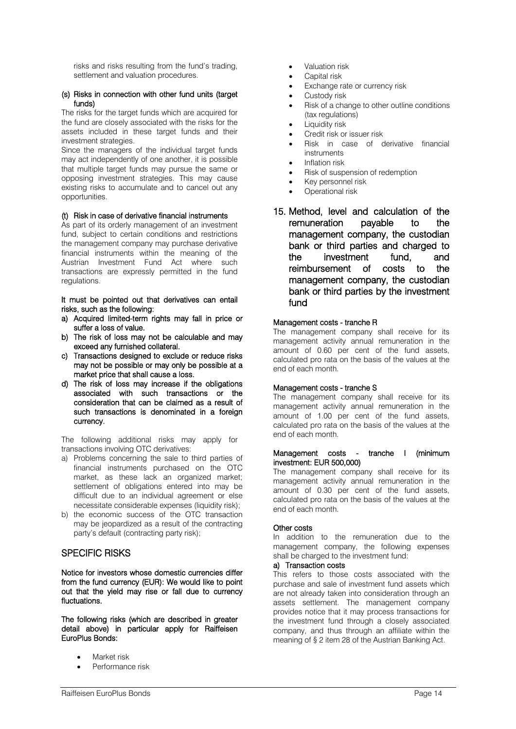risks and risks resulting from the fund's trading, settlement and valuation procedures.

**(s) Risks in connection with other fund units (target funds)**

The risks for the target funds which are acquired for the fund are closely associated with the risks for the assets included in these target funds and their investment strategies.

Since the managers of the individual target funds may act independently of one another, it is possible that multiple target funds may pursue the same or opposing investment strategies. This may cause existing risks to accumulate and to cancel out any opportunities.

**(t) Risk in case of derivative financial instruments**

As part of its orderly management of an investment fund, subject to certain conditions and restrictions the management company may purchase derivative financial instruments within the meaning of the Austrian Investment Fund Act where such transactions are expressly permitted in the fund regulations.

**It must be pointed out that derivatives can entail risks, such as the following:**

a) **Acquired limited-term rights may fall in price or suffer a loss of value.**
b) **The risk of loss may not be calculable and may exceed any furnished collateral.**
c) **Transactions designed to exclude or reduce risks may not be possible or may only be possible at a market price that shall cause a loss.**
d) **The risk of loss may increase if the obligations associated with such transactions or the consideration that can be claimed as a result of such transactions is denominated in a foreign currency.**

The following additional risks may apply for transactions involving OTC derivatives:

a) Problems concerning the sale to third parties of financial instruments purchased on the OTC market, as these lack an organized market; settlement of obligations entered into may be difficult due to an individual agreement or else necessitate considerable expenses (liquidity risk);
b) the economic success of the OTC transaction may be jeopardized as a result of the contracting party's default (contracting party risk);

## SPECIFIC RISKS

**Notice for investors whose domestic currencies differ from the fund currency (EUR): We would like to point out that the yield may rise or fall due to currency fluctuations.**

**The following risks (which are described in greater detail above) in particular apply for Raiffeisen EuroPlus Bonds:**

- Market risk
- Performance risk
- Valuation risk
- Capital risk
- Exchange rate or currency risk
- Custody risk
- Risk of a change to other outline conditions (tax regulations)
- Liquidity risk
- Credit risk or issuer risk
- Risk in case of derivative financial instruments
- Inflation risk
- Risk of suspension of redemption
- Key personnel risk
- Operational risk

## 15. Method, level and calculation of the remuneration payable to the management company, the custodian bank or third parties and charged to the investment fund, and reimbursement of costs to the management company, the custodian bank or third parties by the investment fund

**Management costs - tranche R**

The management company shall receive for its management activity annual remuneration in the amount of 0.60 per cent of the fund assets, calculated pro rata on the basis of the values at the end of each month.

**Management costs - tranche S**

The management company shall receive for its management activity annual remuneration in the amount of 1.00 per cent of the fund assets, calculated pro rata on the basis of the values at the end of each month.

**Management costs - tranche I (minimum investment: EUR 500,000)**

The management company shall receive for its management activity annual remuneration in the amount of 0.30 per cent of the fund assets, calculated pro rata on the basis of the values at the end of each month.

**Other costs**

In addition to the remuneration due to the management company, the following expenses shall be charged to the investment fund:

**a) Transaction costs**

This refers to those costs associated with the purchase and sale of investment fund assets which are not already taken into consideration through an assets settlement. The management company provides notice that it may process transactions for the investment fund through a closely associated company, and thus through an affiliate within the meaning of § 2 item 28 of the Austrian Banking Act.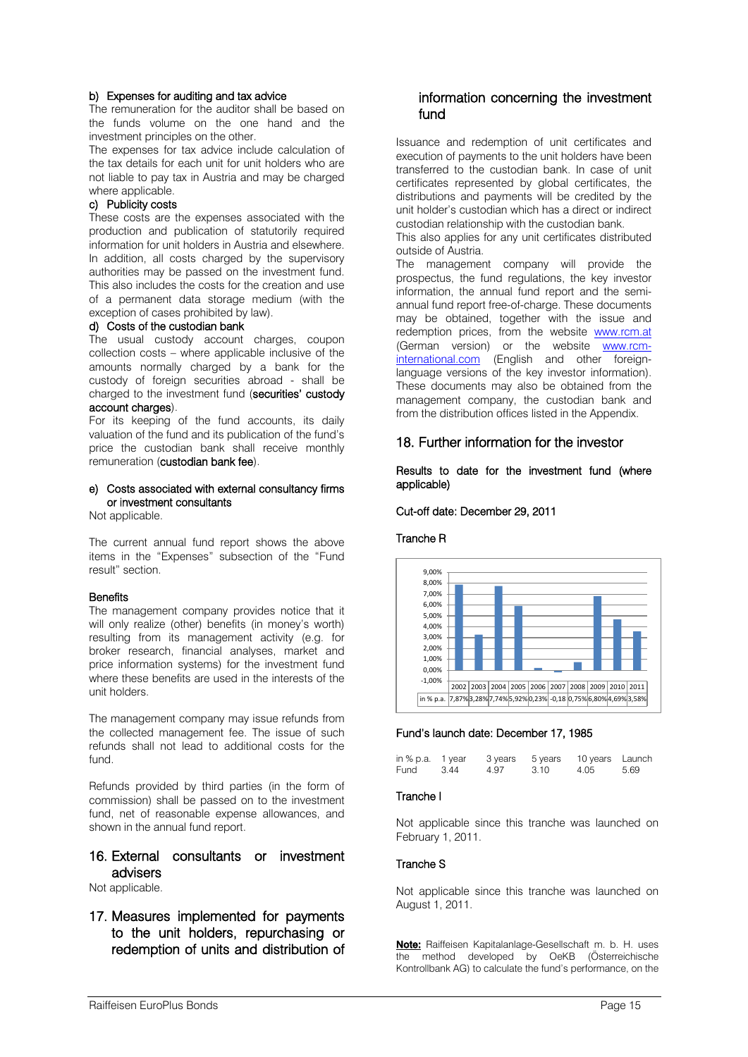#### b) Expenses for auditing and tax advice

The remuneration for the auditor shall be based on the funds volume on the one hand and the investment principles on the other.

The expenses for tax advice include calculation of the tax details for each unit for unit holders who are not liable to pay tax in Austria and may be charged where applicable.

#### c) Publicity costs

These costs are the expenses associated with the production and publication of statutorily required information for unit holders in Austria and elsewhere. In addition, all costs charged by the supervisory authorities may be passed on the investment fund. This also includes the costs for the creation and use of a permanent data storage medium (with the exception of cases prohibited by law).

#### d) Costs of the custodian bank

The usual custody account charges, coupon collection costs – where applicable inclusive of the amounts normally charged by a bank for the custody of foreign securities abroad - shall be charged to the investment fund (**securities' custody account charges**).

For its keeping of the fund accounts, its daily valuation of the fund and its publication of the fund's price the custodian bank shall receive monthly remuneration (**custodian bank fee**).

#### e) Costs associated with external consultancy firms or investment consultants

Not applicable.

The current annual fund report shows the above items in the "Expenses" subsection of the "Fund result" section.

#### Benefits

The management company provides notice that it will only realize (other) benefits (in money's worth) resulting from its management activity (e.g. for broker research, financial analyses, market and price information systems) for the investment fund where these benefits are used in the interests of the unit holders.

The management company may issue refunds from the collected management fee. The issue of such refunds shall not lead to additional costs for the fund.

Refunds provided by third parties (in the form of commission) shall be passed on to the investment fund, net of reasonable expense allowances, and shown in the annual fund report.

## 16. External consultants or investment advisers

Not applicable.

## 17. Measures implemented for payments to the unit holders, repurchasing or redemption of units and distribution of information concerning the investment fund

Issuance and redemption of unit certificates and execution of payments to the unit holders have been transferred to the custodian bank. In case of unit certificates represented by global certificates, the distributions and payments will be credited by the unit holder's custodian which has a direct or indirect custodian relationship with the custodian bank.

This also applies for any unit certificates distributed outside of Austria.

The management company will provide the prospectus, the fund regulations, the key investor information, the annual fund report and the semi-annual fund report free-of-charge. These documents may be obtained, together with the issue and redemption prices, from the website www.rcm.at (German version) or the website www.rcm-international.com (English and other foreign-language versions of the key investor information). These documents may also be obtained from the management company, the custodian bank and from the distribution offices listed in the Appendix.

## 18. Further information for the investor

#### Results to date for the investment fund (where applicable)

Cut-off date: December 29, 2011

#### Tranche R

| | 2002 | 2003 | 2004 | 2005 | 2006 | 2007 | 2008 | 2009 | 2010 | 2011 |
|---|---|---|---|---|---|---|---|---|---|---|
| in % p.a. | 7,87% | 3,28% | 7,74% | 5,92% | 0,23% | -0,18 | 0,75% | 6,80% | 4,69% | 3,58% |

Fund's launch date: December 17, 1985

| in % p.a. | 1 year | 3 years | 5 years | 10 years | Launch |
|---|---|---|---|---|---|
| Fund | 3.44 | 4.97 | 3.10 | 4.05 | 5.69 |

#### Tranche I

Not applicable since this tranche was launched on February 1, 2011.

#### Tranche S

Not applicable since this tranche was launched on August 1, 2011.

**Note:** Raiffeisen Kapitalanlage-Gesellschaft m. b. H. uses the method developed by OeKB (Österreichische Kontrollbank AG) to calculate the fund's performance, on the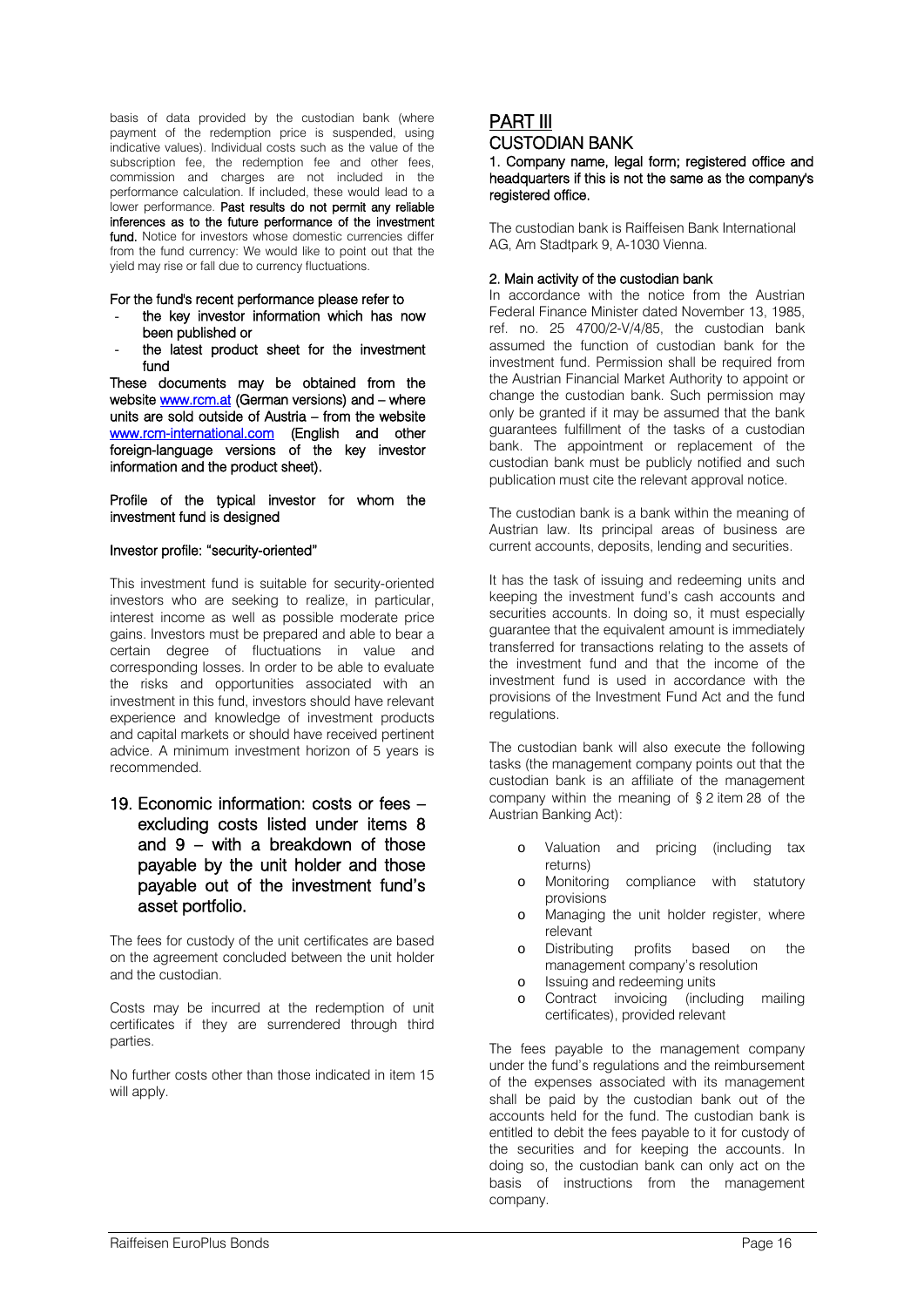basis of data provided by the custodian bank (where payment of the redemption price is suspended, using indicative values). Individual costs such as the value of the subscription fee, the redemption fee and other fees, commission and charges are not included in the performance calculation. If included, these would lead to a lower performance. **Past results do not permit any reliable inferences as to the future performance of the investment fund.** Notice for investors whose domestic currencies differ from the fund currency: We would like to point out that the yield may rise or fall due to currency fluctuations.

For the fund's recent performance please refer to

- the key investor information which has now been published or
- the latest product sheet for the investment fund

These documents may be obtained from the website www.rcm.at (German versions) and – where units are sold outside of Austria – from the website www.rcm-international.com (English and other foreign-language versions of the key investor information and the product sheet).

Profile of the typical investor for whom the investment fund is designed

Investor profile: "security-oriented"

This investment fund is suitable for security-oriented investors who are seeking to realize, in particular, interest income as well as possible moderate price gains. Investors must be prepared and able to bear a certain degree of fluctuations in value and corresponding losses. In order to be able to evaluate the risks and opportunities associated with an investment in this fund, investors should have relevant experience and knowledge of investment products and capital markets or should have received pertinent advice. A minimum investment horizon of 5 years is recommended.

## 19. Economic information: costs or fees – excluding costs listed under items 8 and 9 – with a breakdown of those payable by the unit holder and those payable out of the investment fund's asset portfolio.

The fees for custody of the unit certificates are based on the agreement concluded between the unit holder and the custodian.

Costs may be incurred at the redemption of unit certificates if they are surrendered through third parties.

No further costs other than those indicated in item 15 will apply.

# PART III

## CUSTODIAN BANK

### 1. Company name, legal form; registered office and headquarters if this is not the same as the company's registered office.

The custodian bank is Raiffeisen Bank International AG, Am Stadtpark 9, A-1030 Vienna.

### 2. Main activity of the custodian bank

In accordance with the notice from the Austrian Federal Finance Minister dated November 13, 1985, ref. no. 25 4700/2-V/4/85, the custodian bank assumed the function of custodian bank for the investment fund. Permission shall be required from the Austrian Financial Market Authority to appoint or change the custodian bank. Such permission may only be granted if it may be assumed that the bank guarantees fulfillment of the tasks of a custodian bank. The appointment or replacement of the custodian bank must be publicly notified and such publication must cite the relevant approval notice.

The custodian bank is a bank within the meaning of Austrian law. Its principal areas of business are current accounts, deposits, lending and securities.

It has the task of issuing and redeeming units and keeping the investment fund's cash accounts and securities accounts. In doing so, it must especially guarantee that the equivalent amount is immediately transferred for transactions relating to the assets of the investment fund and that the income of the investment fund is used in accordance with the provisions of the Investment Fund Act and the fund regulations.

The custodian bank will also execute the following tasks (the management company points out that the custodian bank is an affiliate of the management company within the meaning of § 2 item 28 of the Austrian Banking Act):

- Valuation and pricing (including tax returns)
- Monitoring compliance with statutory provisions
- Managing the unit holder register, where relevant
- Distributing profits based on the management company's resolution
- Issuing and redeeming units
- Contract invoicing (including mailing certificates), provided relevant

The fees payable to the management company under the fund's regulations and the reimbursement of the expenses associated with its management shall be paid by the custodian bank out of the accounts held for the fund. The custodian bank is entitled to debit the fees payable to it for custody of the securities and for keeping the accounts. In doing so, the custodian bank can only act on the basis of instructions from the management company.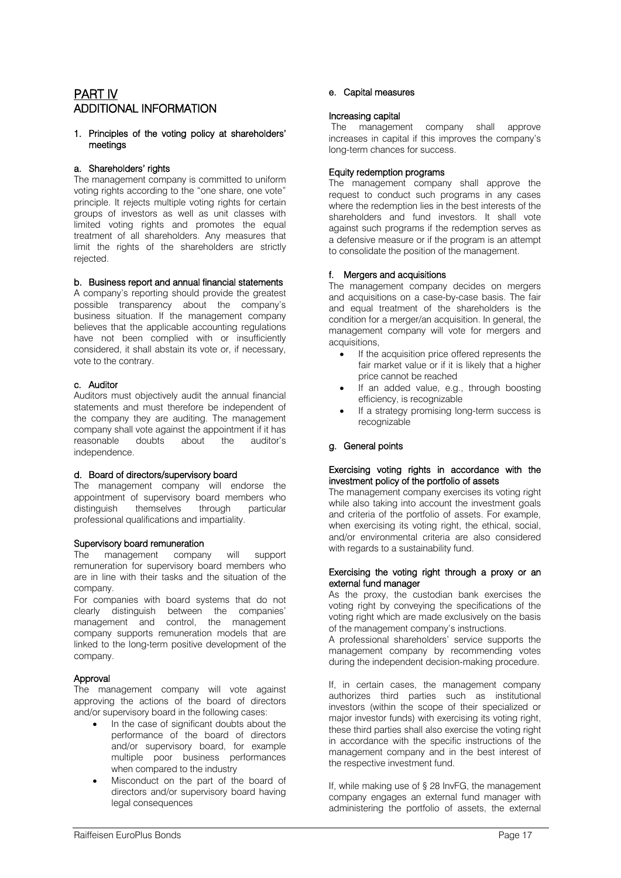# PART IV
# ADDITIONAL INFORMATION

## 1. Principles of the voting policy at shareholders' meetings

### a. Shareholders' rights

The management company is committed to uniform voting rights according to the "one share, one vote" principle. It rejects multiple voting rights for certain groups of investors as well as unit classes with limited voting rights and promotes the equal treatment of all shareholders. Any measures that limit the rights of the shareholders are strictly rejected.

### b. Business report and annual financial statements

A company's reporting should provide the greatest possible transparency about the company's business situation. If the management company believes that the applicable accounting regulations have not been complied with or insufficiently considered, it shall abstain its vote or, if necessary, vote to the contrary.

### c. Auditor

Auditors must objectively audit the annual financial statements and must therefore be independent of the company they are auditing. The management company shall vote against the appointment if it has reasonable doubts about the auditor's independence.

### d. Board of directors/supervisory board

The management company will endorse the appointment of supervisory board members who distinguish themselves through particular professional qualifications and impartiality.

#### Supervisory board remuneration

The management company will support remuneration for supervisory board members who are in line with their tasks and the situation of the company.

For companies with board systems that do not clearly distinguish between the companies' management and control, the management company supports remuneration models that are linked to the long-term positive development of the company.

#### Approval

The management company will vote against approving the actions of the board of directors and/or supervisory board in the following cases:

- In the case of significant doubts about the performance of the board of directors and/or supervisory board, for example multiple poor business performances when compared to the industry
- Misconduct on the part of the board of directors and/or supervisory board having legal consequences

### e. Capital measures

#### Increasing capital

The management company shall approve increases in capital if this improves the company's long-term chances for success.

#### Equity redemption programs

The management company shall approve the request to conduct such programs in any cases where the redemption lies in the best interests of the shareholders and fund investors. It shall vote against such programs if the redemption serves as a defensive measure or if the program is an attempt to consolidate the position of the management.

### f. Mergers and acquisitions

The management company decides on mergers and acquisitions on a case-by-case basis. The fair and equal treatment of the shareholders is the condition for a merger/an acquisition. In general, the management company will vote for mergers and acquisitions,

- If the acquisition price offered represents the fair market value or if it is likely that a higher price cannot be reached
- If an added value, e.g., through boosting efficiency, is recognizable
- If a strategy promising long-term success is recognizable

### g. General points

#### Exercising voting rights in accordance with the investment policy of the portfolio of assets

The management company exercises its voting right while also taking into account the investment goals and criteria of the portfolio of assets. For example, when exercising its voting right, the ethical, social, and/or environmental criteria are also considered with regards to a sustainability fund.

#### Exercising the voting right through a proxy or an external fund manager

As the proxy, the custodian bank exercises the voting right by conveying the specifications of the voting right which are made exclusively on the basis of the management company's instructions.

A professional shareholders' service supports the management company by recommending votes during the independent decision-making procedure.

If, in certain cases, the management company authorizes third parties such as institutional investors (within the scope of their specialized or major investor funds) with exercising its voting right, these third parties shall also exercise the voting right in accordance with the specific instructions of the management company and in the best interest of the respective investment fund.

If, while making use of § 28 InvFG, the management company engages an external fund manager with administering the portfolio of assets, the external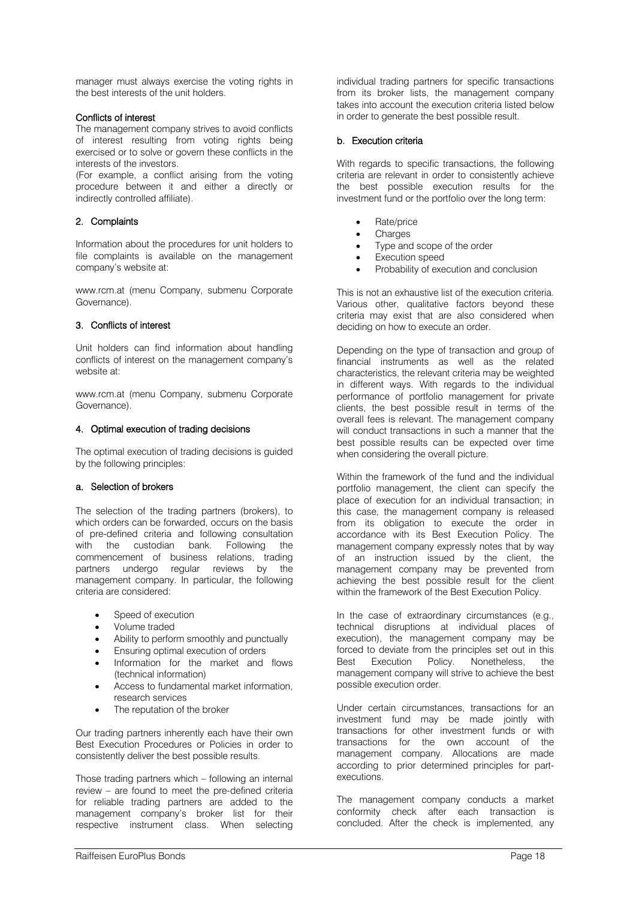manager must always exercise the voting rights in the best interests of the unit holders.

### Conflicts of interest

The management company strives to avoid conflicts of interest resulting from voting rights being exercised or to solve or govern these conflicts in the interests of the investors.

(For example, a conflict arising from the voting procedure between it and either a directly or indirectly controlled affiliate).

## 2. Complaints

Information about the procedures for unit holders to file complaints is available on the management company's website at:

www.rcm.at (menu Company, submenu Corporate Governance).

## 3. Conflicts of interest

Unit holders can find information about handling conflicts of interest on the management company's website at:

www.rcm.at (menu Company, submenu Corporate Governance).

## 4. Optimal execution of trading decisions

The optimal execution of trading decisions is guided by the following principles:

### a. Selection of brokers

The selection of the trading partners (brokers), to which orders can be forwarded, occurs on the basis of pre-defined criteria and following consultation with the custodian bank. Following the commencement of business relations, trading partners undergo regular reviews by the management company. In particular, the following criteria are considered:

- Speed of execution
- Volume traded
- Ability to perform smoothly and punctually
- Ensuring optimal execution of orders
- Information for the market and flows (technical information)
- Access to fundamental market information, research services
- The reputation of the broker

Our trading partners inherently each have their own Best Execution Procedures or Policies in order to consistently deliver the best possible results.

Those trading partners which – following an internal review – are found to meet the pre-defined criteria for reliable trading partners are added to the management company's broker list for their respective instrument class. When selecting individual trading partners for specific transactions from its broker lists, the management company takes into account the execution criteria listed below in order to generate the best possible result.

### b. Execution criteria

With regards to specific transactions, the following criteria are relevant in order to consistently achieve the best possible execution results for the investment fund or the portfolio over the long term:

- Rate/price
- Charges
- Type and scope of the order
- Execution speed
- Probability of execution and conclusion

This is not an exhaustive list of the execution criteria. Various other, qualitative factors beyond these criteria may exist that are also considered when deciding on how to execute an order.

Depending on the type of transaction and group of financial instruments as well as the related characteristics, the relevant criteria may be weighted in different ways. With regards to the individual performance of portfolio management for private clients, the best possible result in terms of the overall fees is relevant. The management company will conduct transactions in such a manner that the best possible results can be expected over time when considering the overall picture.

Within the framework of the fund and the individual portfolio management, the client can specify the place of execution for an individual transaction; in this case, the management company is released from its obligation to execute the order in accordance with its Best Execution Policy. The management company expressly notes that by way of an instruction issued by the client, the management company may be prevented from achieving the best possible result for the client within the framework of the Best Execution Policy.

In the case of extraordinary circumstances (e.g., technical disruptions at individual places of execution), the management company may be forced to deviate from the principles set out in this Best Execution Policy. Nonetheless, the management company will strive to achieve the best possible execution order.

Under certain circumstances, transactions for an investment fund may be made jointly with transactions for other investment funds or with transactions for the own account of the management company. Allocations are made according to prior determined principles for part-executions.

The management company conducts a market conformity check after each transaction is concluded. After the check is implemented, any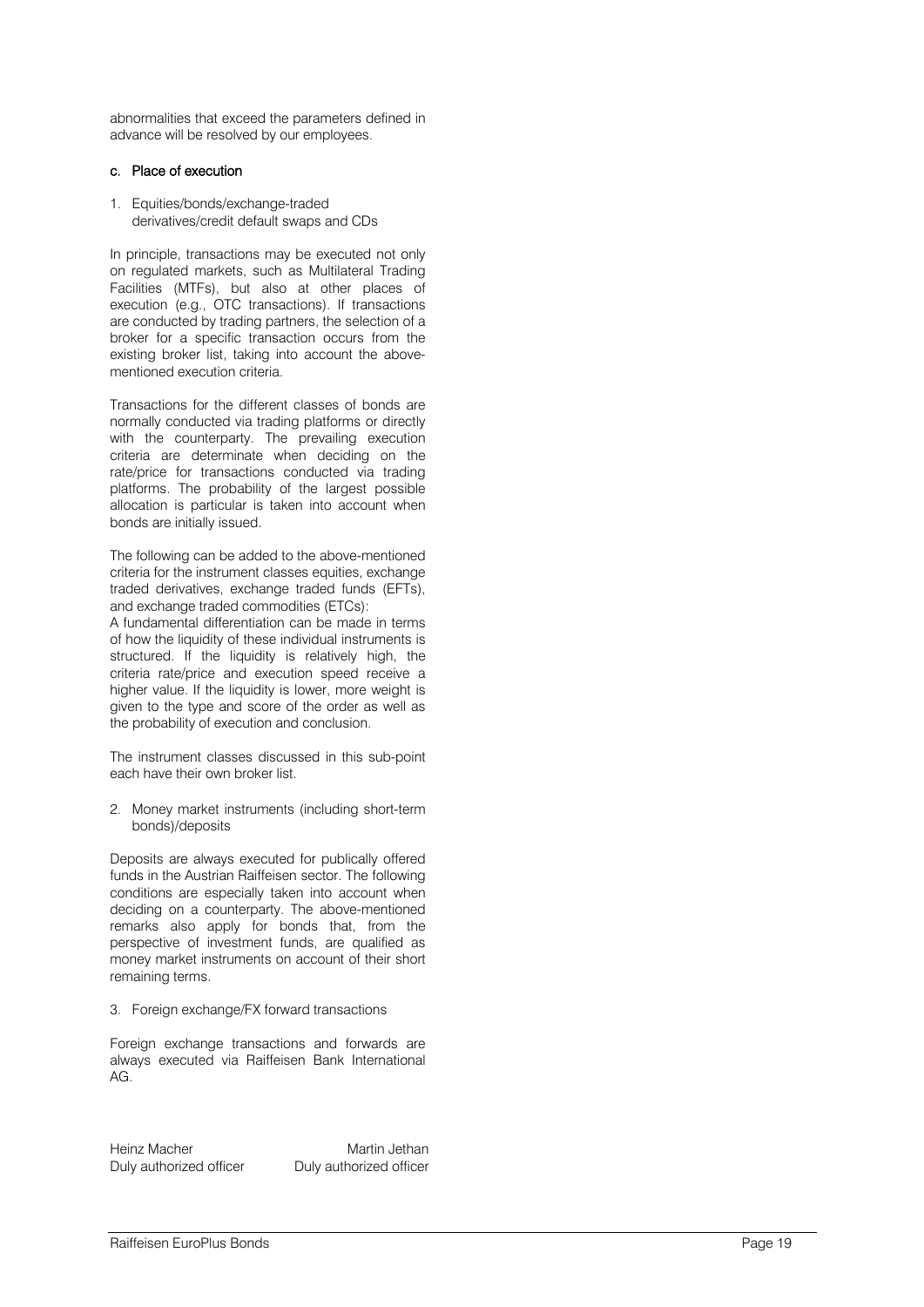abnormalities that exceed the parameters defined in advance will be resolved by our employees.

### c. Place of execution

1. Equities/bonds/exchange-traded derivatives/credit default swaps and CDs

In principle, transactions may be executed not only on regulated markets, such as Multilateral Trading Facilities (MTFs), but also at other places of execution (e.g., OTC transactions). If transactions are conducted by trading partners, the selection of a broker for a specific transaction occurs from the existing broker list, taking into account the above-mentioned execution criteria.

Transactions for the different classes of bonds are normally conducted via trading platforms or directly with the counterparty. The prevailing execution criteria are determinate when deciding on the rate/price for transactions conducted via trading platforms. The probability of the largest possible allocation is particular is taken into account when bonds are initially issued.

The following can be added to the above-mentioned criteria for the instrument classes equities, exchange traded derivatives, exchange traded funds (EFTs), and exchange traded commodities (ETCs):
A fundamental differentiation can be made in terms of how the liquidity of these individual instruments is structured. If the liquidity is relatively high, the criteria rate/price and execution speed receive a higher value. If the liquidity is lower, more weight is given to the type and score of the order as well as the probability of execution and conclusion.

The instrument classes discussed in this sub-point each have their own broker list.

2. Money market instruments (including short-term bonds)/deposits

Deposits are always executed for publically offered funds in the Austrian Raiffeisen sector. The following conditions are especially taken into account when deciding on a counterparty. The above-mentioned remarks also apply for bonds that, from the perspective of investment funds, are qualified as money market instruments on account of their short remaining terms.

3. Foreign exchange/FX forward transactions

Foreign exchange transactions and forwards are always executed via Raiffeisen Bank International AG.

Heinz Macher
Duly authorized officer

Martin Jethan
Duly authorized officer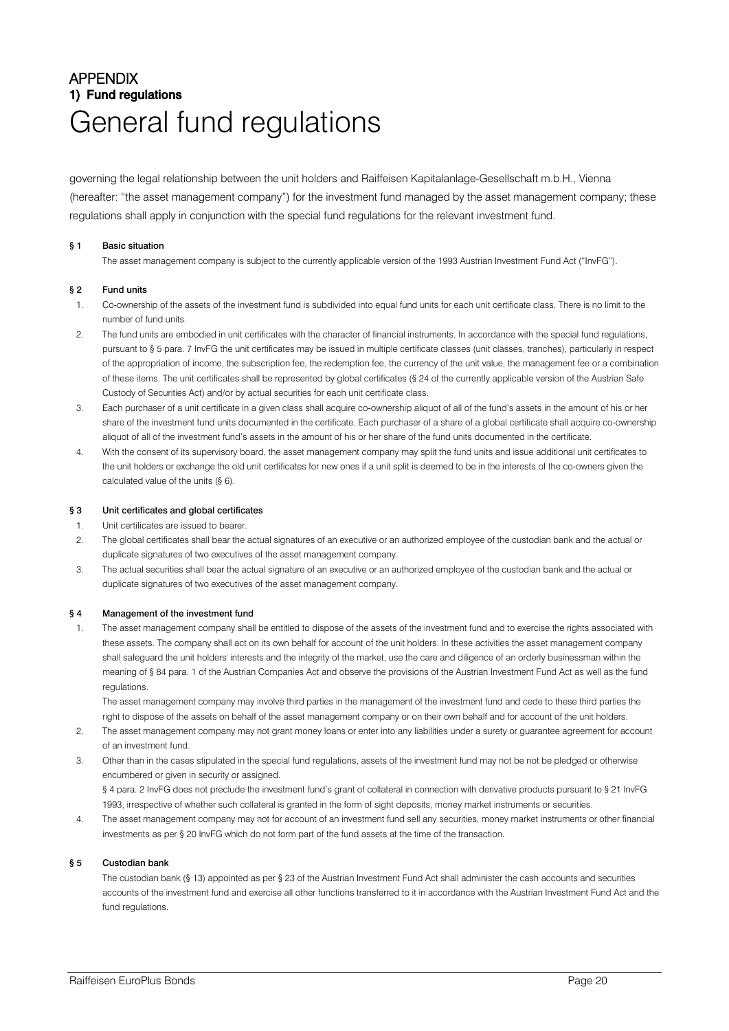# APPENDIX

## 1) Fund regulations

# General fund regulations

governing the legal relationship between the unit holders and Raiffeisen Kapitalanlage-Gesellschaft m.b.H., Vienna (hereafter: "the asset management company") for the investment fund managed by the asset management company; these regulations shall apply in conjunction with the special fund regulations for the relevant investment fund.

### § 1 Basic situation

The asset management company is subject to the currently applicable version of the 1993 Austrian Investment Fund Act ("InvFG").

### § 2 Fund units

1. Co-ownership of the assets of the investment fund is subdivided into equal fund units for each unit certificate class. There is no limit to the number of fund units.
2. The fund units are embodied in unit certificates with the character of financial instruments. In accordance with the special fund regulations, pursuant to § 5 para. 7 InvFG the unit certificates may be issued in multiple certificate classes (unit classes, tranches), particularly in respect of the appropriation of income, the subscription fee, the redemption fee, the currency of the unit value, the management fee or a combination of these items. The unit certificates shall be represented by global certificates (§ 24 of the currently applicable version of the Austrian Safe Custody of Securities Act) and/or by actual securities for each unit certificate class.
3. Each purchaser of a unit certificate in a given class shall acquire co-ownership aliquot of all of the fund's assets in the amount of his or her share of the investment fund units documented in the certificate. Each purchaser of a share of a global certificate shall acquire co-ownership aliquot of all of the investment fund's assets in the amount of his or her share of the fund units documented in the certificate.
4. With the consent of its supervisory board, the asset management company may split the fund units and issue additional unit certificates to the unit holders or exchange the old unit certificates for new ones if a unit split is deemed to be in the interests of the co-owners given the calculated value of the units (§ 6).

### § 3 Unit certificates and global certificates

1. Unit certificates are issued to bearer.
2. The global certificates shall bear the actual signatures of an executive or an authorized employee of the custodian bank and the actual or duplicate signatures of two executives of the asset management company.
3. The actual securities shall bear the actual signature of an executive or an authorized employee of the custodian bank and the actual or duplicate signatures of two executives of the asset management company.

### § 4 Management of the investment fund

1. The asset management company shall be entitled to dispose of the assets of the investment fund and to exercise the rights associated with these assets. The company shall act on its own behalf for account of the unit holders. In these activities the asset management company shall safeguard the unit holders' interests and the integrity of the market, use the care and diligence of an orderly businessman within the meaning of § 84 para. 1 of the Austrian Companies Act and observe the provisions of the Austrian Investment Fund Act as well as the fund regulations.

   The asset management company may involve third parties in the management of the investment fund and cede to these third parties the right to dispose of the assets on behalf of the asset management company or on their own behalf and for account of the unit holders.
2. The asset management company may not grant money loans or enter into any liabilities under a surety or guarantee agreement for account of an investment fund.
3. Other than in the cases stipulated in the special fund regulations, assets of the investment fund may not be not be pledged or otherwise encumbered or given in security or assigned.

   § 4 para. 2 InvFG does not preclude the investment fund's grant of collateral in connection with derivative products pursuant to § 21 InvFG 1993, irrespective of whether such collateral is granted in the form of sight deposits, money market instruments or securities.
4. The asset management company may not for account of an investment fund sell any securities, money market instruments or other financial investments as per § 20 InvFG which do not form part of the fund assets at the time of the transaction.

### § 5 Custodian bank

The custodian bank (§ 13) appointed as per § 23 of the Austrian Investment Fund Act shall administer the cash accounts and securities accounts of the investment fund and exercise all other functions transferred to it in accordance with the Austrian Investment Fund Act and the fund regulations.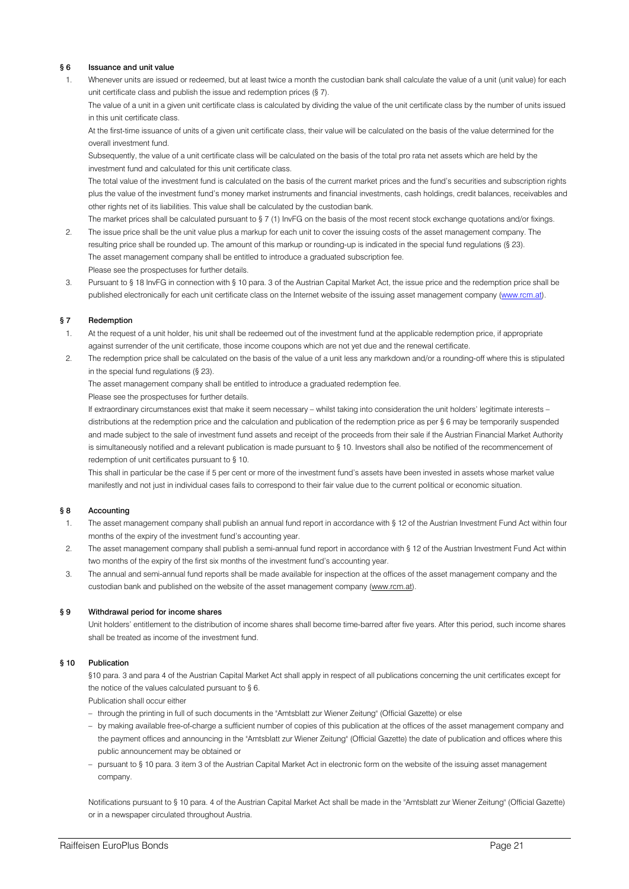## § 6 Issuance and unit value

1. Whenever units are issued or redeemed, but at least twice a month the custodian bank shall calculate the value of a unit (unit value) for each unit certificate class and publish the issue and redemption prices (§ 7).

   The value of a unit in a given unit certificate class is calculated by dividing the value of the unit certificate class by the number of units issued in this unit certificate class.

   At the first-time issuance of units of a given unit certificate class, their value will be calculated on the basis of the value determined for the overall investment fund.

   Subsequently, the value of a unit certificate class will be calculated on the basis of the total pro rata net assets which are held by the investment fund and calculated for this unit certificate class.

   The total value of the investment fund is calculated on the basis of the current market prices and the fund's securities and subscription rights plus the value of the investment fund's money market instruments and financial investments, cash holdings, credit balances, receivables and other rights net of its liabilities. This value shall be calculated by the custodian bank.

   The market prices shall be calculated pursuant to § 7 (1) InvFG on the basis of the most recent stock exchange quotations and/or fixings.

2. The issue price shall be the unit value plus a markup for each unit to cover the issuing costs of the asset management company. The resulting price shall be rounded up. The amount of this markup or rounding-up is indicated in the special fund regulations (§ 23).

   The asset management company shall be entitled to introduce a graduated subscription fee.

   Please see the prospectuses for further details.

3. Pursuant to § 18 InvFG in connection with § 10 para. 3 of the Austrian Capital Market Act, the issue price and the redemption price shall be published electronically for each unit certificate class on the Internet website of the issuing asset management company (www.rcm.at).

## § 7 Redemption

1. At the request of a unit holder, his unit shall be redeemed out of the investment fund at the applicable redemption price, if appropriate against surrender of the unit certificate, those income coupons which are not yet due and the renewal certificate.

2. The redemption price shall be calculated on the basis of the value of a unit less any markdown and/or a rounding-off where this is stipulated in the special fund regulations (§ 23).

   The asset management company shall be entitled to introduce a graduated redemption fee.

   Please see the prospectuses for further details.

   If extraordinary circumstances exist that make it seem necessary – whilst taking into consideration the unit holders' legitimate interests – distributions at the redemption price and the calculation and publication of the redemption price as per § 6 may be temporarily suspended and made subject to the sale of investment fund assets and receipt of the proceeds from their sale if the Austrian Financial Market Authority is simultaneously notified and a relevant publication is made pursuant to § 10. Investors shall also be notified of the recommencement of redemption of unit certificates pursuant to § 10.

   This shall in particular be the case if 5 per cent or more of the investment fund's assets have been invested in assets whose market value manifestly and not just in individual cases fails to correspond to their fair value due to the current political or economic situation.

## § 8 Accounting

1. The asset management company shall publish an annual fund report in accordance with § 12 of the Austrian Investment Fund Act within four months of the expiry of the investment fund's accounting year.

2. The asset management company shall publish a semi-annual fund report in accordance with § 12 of the Austrian Investment Fund Act within two months of the expiry of the first six months of the investment fund's accounting year.

3. The annual and semi-annual fund reports shall be made available for inspection at the offices of the asset management company and the custodian bank and published on the website of the asset management company (www.rcm.at).

## § 9 Withdrawal period for income shares

Unit holders' entitlement to the distribution of income shares shall become time-barred after five years. After this period, such income shares shall be treated as income of the investment fund.

## § 10 Publication

§10 para. 3 and para 4 of the Austrian Capital Market Act shall apply in respect of all publications concerning the unit certificates except for the notice of the values calculated pursuant to § 6.

Publication shall occur either

- through the printing in full of such documents in the "Amtsblatt zur Wiener Zeitung" (Official Gazette) or else
- by making available free-of-charge a sufficient number of copies of this publication at the offices of the asset management company and the payment offices and announcing in the "Amtsblatt zur Wiener Zeitung" (Official Gazette) the date of publication and offices where this public announcement may be obtained or
- pursuant to § 10 para. 3 item 3 of the Austrian Capital Market Act in electronic form on the website of the issuing asset management company.

Notifications pursuant to § 10 para. 4 of the Austrian Capital Market Act shall be made in the "Amtsblatt zur Wiener Zeitung" (Official Gazette) or in a newspaper circulated throughout Austria.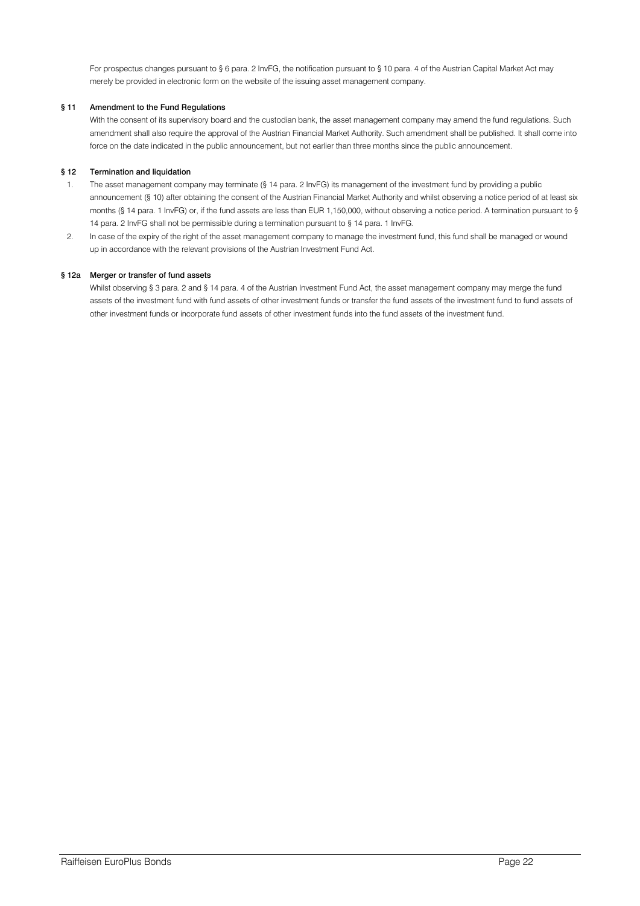For prospectus changes pursuant to § 6 para. 2 InvFG, the notification pursuant to § 10 para. 4 of the Austrian Capital Market Act may merely be provided in electronic form on the website of the issuing asset management company.

### § 11 Amendment to the Fund Regulations

With the consent of its supervisory board and the custodian bank, the asset management company may amend the fund regulations. Such amendment shall also require the approval of the Austrian Financial Market Authority. Such amendment shall be published. It shall come into force on the date indicated in the public announcement, but not earlier than three months since the public announcement.

### § 12 Termination and liquidation

1. The asset management company may terminate (§ 14 para. 2 InvFG) its management of the investment fund by providing a public announcement (§ 10) after obtaining the consent of the Austrian Financial Market Authority and whilst observing a notice period of at least six months (§ 14 para. 1 InvFG) or, if the fund assets are less than EUR 1,150,000, without observing a notice period. A termination pursuant to § 14 para. 2 InvFG shall not be permissible during a termination pursuant to § 14 para. 1 InvFG.
2. In case of the expiry of the right of the asset management company to manage the investment fund, this fund shall be managed or wound up in accordance with the relevant provisions of the Austrian Investment Fund Act.

### § 12a Merger or transfer of fund assets

Whilst observing § 3 para. 2 and § 14 para. 4 of the Austrian Investment Fund Act, the asset management company may merge the fund assets of the investment fund with fund assets of other investment funds or transfer the fund assets of the investment fund to fund assets of other investment funds or incorporate fund assets of other investment funds into the fund assets of the investment fund.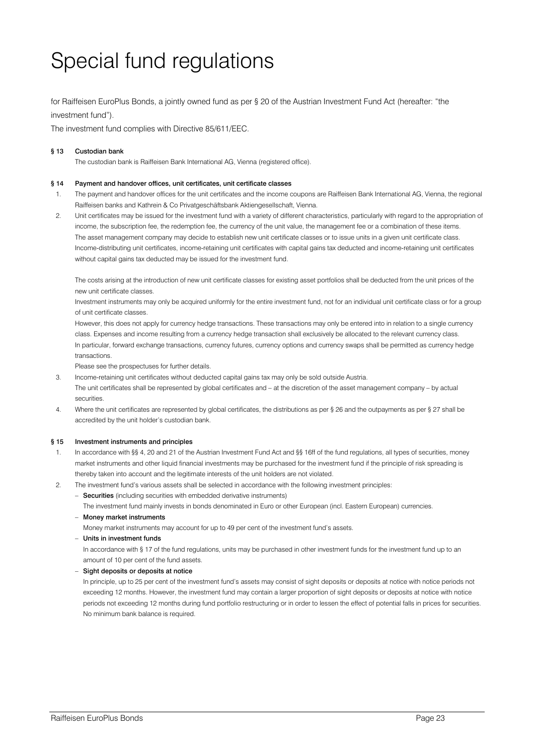# Special fund regulations

for Raiffeisen EuroPlus Bonds, a jointly owned fund as per § 20 of the Austrian Investment Fund Act (hereafter: "the investment fund").

The investment fund complies with Directive 85/611/EEC.

### § 13 Custodian bank

The custodian bank is Raiffeisen Bank International AG, Vienna (registered office).

### § 14 Payment and handover offices, unit certificates, unit certificate classes

1. The payment and handover offices for the unit certificates and the income coupons are Raiffeisen Bank International AG, Vienna, the regional Raiffeisen banks and Kathrein & Co Privatgeschäftsbank Aktiengesellschaft, Vienna.
2. Unit certificates may be issued for the investment fund with a variety of different characteristics, particularly with regard to the appropriation of income, the subscription fee, the redemption fee, the currency of the unit value, the management fee or a combination of these items. The asset management company may decide to establish new unit certificate classes or to issue units in a given unit certificate class. Income-distributing unit certificates, income-retaining unit certificates with capital gains tax deducted and income-retaining unit certificates without capital gains tax deducted may be issued for the investment fund.

   The costs arising at the introduction of new unit certificate classes for existing asset portfolios shall be deducted from the unit prices of the new unit certificate classes.

   Investment instruments may only be acquired uniformly for the entire investment fund, not for an individual unit certificate class or for a group of unit certificate classes.

   However, this does not apply for currency hedge transactions. These transactions may only be entered into in relation to a single currency class. Expenses and income resulting from a currency hedge transaction shall exclusively be allocated to the relevant currency class.

   In particular, forward exchange transactions, currency futures, currency options and currency swaps shall be permitted as currency hedge transactions.

   Please see the prospectuses for further details.
3. Income-retaining unit certificates without deducted capital gains tax may only be sold outside Austria.

   The unit certificates shall be represented by global certificates and – at the discretion of the asset management company – by actual securities.
4. Where the unit certificates are represented by global certificates, the distributions as per § 26 and the outpayments as per § 27 shall be accredited by the unit holder's custodian bank.

### § 15 Investment instruments and principles

1. In accordance with §§ 4, 20 and 21 of the Austrian Investment Fund Act and §§ 16ff of the fund regulations, all types of securities, money market instruments and other liquid financial investments may be purchased for the investment fund if the principle of risk spreading is thereby taken into account and the legitimate interests of the unit holders are not violated.
2. The investment fund's various assets shall be selected in accordance with the following investment principles:
   - **Securities** (including securities with embedded derivative instruments)

     The investment fund mainly invests in bonds denominated in Euro or other European (incl. Eastern European) currencies.
   - **Money market instruments**

     Money market instruments may account for up to 49 per cent of the investment fund's assets.
   - **Units in investment funds**

     In accordance with § 17 of the fund regulations, units may be purchased in other investment funds for the investment fund up to an amount of 10 per cent of the fund assets.
   - **Sight deposits or deposits at notice**

     In principle, up to 25 per cent of the investment fund's assets may consist of sight deposits or deposits at notice with notice periods not exceeding 12 months. However, the investment fund may contain a larger proportion of sight deposits or deposits at notice with notice periods not exceeding 12 months during fund portfolio restructuring or in order to lessen the effect of potential falls in prices for securities. No minimum bank balance is required.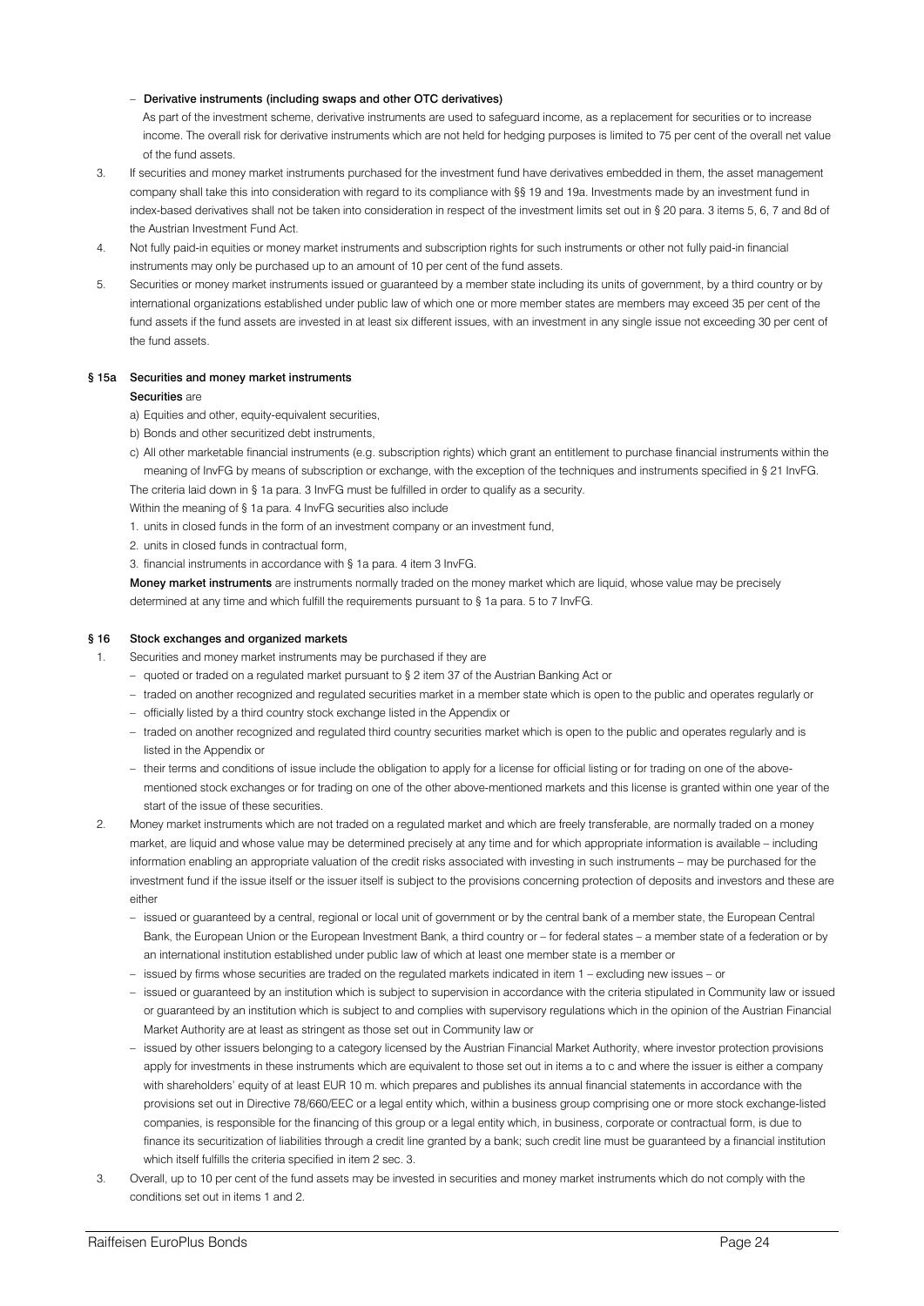- **Derivative instruments (including swaps and other OTC derivatives)**

  As part of the investment scheme, derivative instruments are used to safeguard income, as a replacement for securities or to increase income. The overall risk for derivative instruments which are not held for hedging purposes is limited to 75 per cent of the overall net value of the fund assets.

3. If securities and money market instruments purchased for the investment fund have derivatives embedded in them, the asset management company shall take this into consideration with regard to its compliance with §§ 19 and 19a. Investments made by an investment fund in index-based derivatives shall not be taken into consideration in respect of the investment limits set out in § 20 para. 3 items 5, 6, 7 and 8d of the Austrian Investment Fund Act.
4. Not fully paid-in equities or money market instruments and subscription rights for such instruments or other not fully paid-in financial instruments may only be purchased up to an amount of 10 per cent of the fund assets.
5. Securities or money market instruments issued or guaranteed by a member state including its units of government, by a third country or by international organizations established under public law of which one or more member states are members may exceed 35 per cent of the fund assets if the fund assets are invested in at least six different issues, with an investment in any single issue not exceeding 30 per cent of the fund assets.

### § 15a Securities and money market instruments

**Securities** are

a) Equities and other, equity-equivalent securities,

b) Bonds and other securitized debt instruments,

c) All other marketable financial instruments (e.g. subscription rights) which grant an entitlement to purchase financial instruments within the meaning of InvFG by means of subscription or exchange, with the exception of the techniques and instruments specified in § 21 InvFG.

The criteria laid down in § 1a para. 3 InvFG must be fulfilled in order to qualify as a security.

Within the meaning of § 1a para. 4 InvFG securities also include

1. units in closed funds in the form of an investment company or an investment fund,
2. units in closed funds in contractual form,
3. financial instruments in accordance with § 1a para. 4 item 3 InvFG.

**Money market instruments** are instruments normally traded on the money market which are liquid, whose value may be precisely determined at any time and which fulfill the requirements pursuant to § 1a para. 5 to 7 InvFG.

### § 16 Stock exchanges and organized markets

1. Securities and money market instruments may be purchased if they are
   - quoted or traded on a regulated market pursuant to § 2 item 37 of the Austrian Banking Act or
   - traded on another recognized and regulated securities market in a member state which is open to the public and operates regularly or
   - officially listed by a third country stock exchange listed in the Appendix or
   - traded on another recognized and regulated third country securities market which is open to the public and operates regularly and is listed in the Appendix or
   - their terms and conditions of issue include the obligation to apply for a license for official listing or for trading on one of the above-mentioned stock exchanges or for trading on one of the other above-mentioned markets and this license is granted within one year of the start of the issue of these securities.
2. Money market instruments which are not traded on a regulated market and which are freely transferable, are normally traded on a money market, are liquid and whose value may be determined precisely at any time and for which appropriate information is available – including information enabling an appropriate valuation of the credit risks associated with investing in such instruments – may be purchased for the investment fund if the issue itself or the issuer itself is subject to the provisions concerning protection of deposits and investors and these are either
   - issued or guaranteed by a central, regional or local unit of government or by the central bank of a member state, the European Central Bank, the European Union or the European Investment Bank, a third country or – for federal states – a member state of a federation or by an international institution established under public law of which at least one member state is a member or
   - issued by firms whose securities are traded on the regulated markets indicated in item 1 – excluding new issues – or
   - issued or guaranteed by an institution which is subject to supervision in accordance with the criteria stipulated in Community law or issued or guaranteed by an institution which is subject to and complies with supervisory regulations which in the opinion of the Austrian Financial Market Authority are at least as stringent as those set out in Community law or
   - issued by other issuers belonging to a category licensed by the Austrian Financial Market Authority, where investor protection provisions apply for investments in these instruments which are equivalent to those set out in items a to c and where the issuer is either a company with shareholders' equity of at least EUR 10 m. which prepares and publishes its annual financial statements in accordance with the provisions set out in Directive 78/660/EEC or a legal entity which, within a business group comprising one or more stock exchange-listed companies, is responsible for the financing of this group or a legal entity which, in business, corporate or contractual form, is due to finance its securitization of liabilities through a credit line granted by a bank; such credit line must be guaranteed by a financial institution which itself fulfills the criteria specified in item 2 sec. 3.
3. Overall, up to 10 per cent of the fund assets may be invested in securities and money market instruments which do not comply with the conditions set out in items 1 and 2.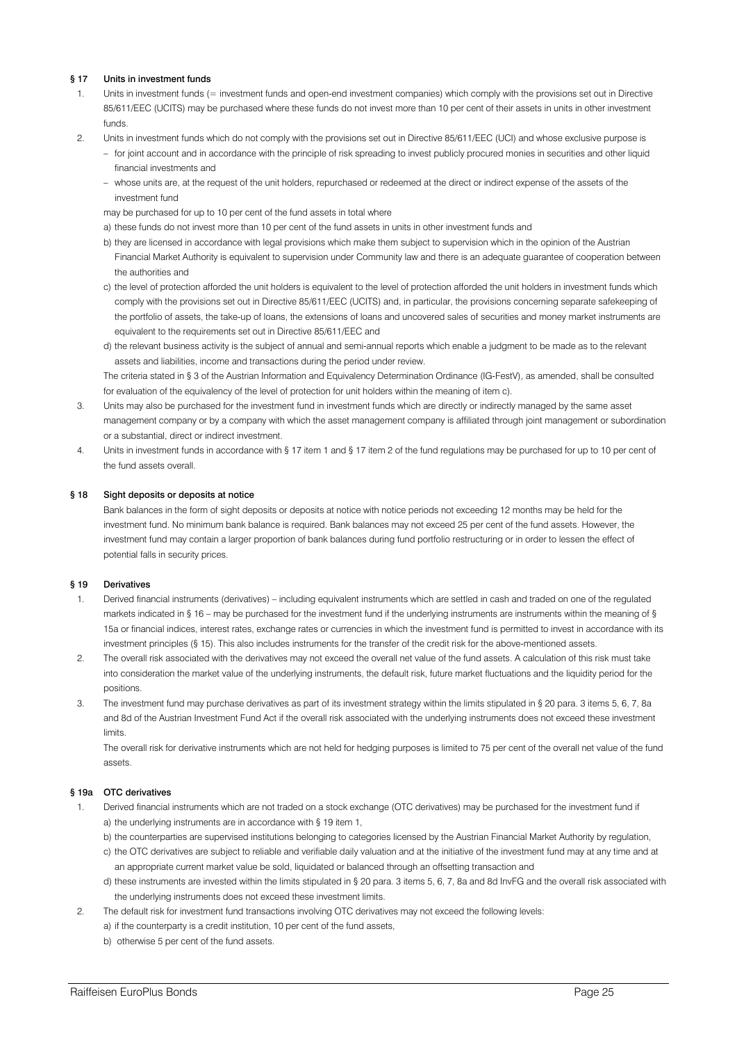### § 17 Units in investment funds

1. Units in investment funds (= investment funds and open-end investment companies) which comply with the provisions set out in Directive 85/611/EEC (UCITS) may be purchased where these funds do not invest more than 10 per cent of their assets in units in other investment funds.
2. Units in investment funds which do not comply with the provisions set out in Directive 85/611/EEC (UCI) and whose exclusive purpose is
   - for joint account and in accordance with the principle of risk spreading to invest publicly procured monies in securities and other liquid financial investments and
   - whose units are, at the request of the unit holders, repurchased or redeemed at the direct or indirect expense of the assets of the investment fund

   may be purchased for up to 10 per cent of the fund assets in total where

   a) these funds do not invest more than 10 per cent of the fund assets in units in other investment funds and

   b) they are licensed in accordance with legal provisions which make them subject to supervision which in the opinion of the Austrian Financial Market Authority is equivalent to supervision under Community law and there is an adequate guarantee of cooperation between the authorities and

   c) the level of protection afforded the unit holders is equivalent to the level of protection afforded the unit holders in investment funds which comply with the provisions set out in Directive 85/611/EEC (UCITS) and, in particular, the provisions concerning separate safekeeping of the portfolio of assets, the take-up of loans, the extensions of loans and uncovered sales of securities and money market instruments are equivalent to the requirements set out in Directive 85/611/EEC and

   d) the relevant business activity is the subject of annual and semi-annual reports which enable a judgment to be made as to the relevant assets and liabilities, income and transactions during the period under review.

   The criteria stated in § 3 of the Austrian Information and Equivalency Determination Ordinance (IG-FestV), as amended, shall be consulted for evaluation of the equivalency of the level of protection for unit holders within the meaning of item c).
3. Units may also be purchased for the investment fund in investment funds which are directly or indirectly managed by the same asset management company or by a company with which the asset management company is affiliated through joint management or subordination or a substantial, direct or indirect investment.
4. Units in investment funds in accordance with § 17 item 1 and § 17 item 2 of the fund regulations may be purchased for up to 10 per cent of the fund assets overall.

### § 18 Sight deposits or deposits at notice

Bank balances in the form of sight deposits or deposits at notice with notice periods not exceeding 12 months may be held for the investment fund. No minimum bank balance is required. Bank balances may not exceed 25 per cent of the fund assets. However, the investment fund may contain a larger proportion of bank balances during fund portfolio restructuring or in order to lessen the effect of potential falls in security prices.

### § 19 Derivatives

1. Derived financial instruments (derivatives) – including equivalent instruments which are settled in cash and traded on one of the regulated markets indicated in § 16 – may be purchased for the investment fund if the underlying instruments are instruments within the meaning of § 15a or financial indices, interest rates, exchange rates or currencies in which the investment fund is permitted to invest in accordance with its investment principles (§ 15). This also includes instruments for the transfer of the credit risk for the above-mentioned assets.
2. The overall risk associated with the derivatives may not exceed the overall net value of the fund assets. A calculation of this risk must take into consideration the market value of the underlying instruments, the default risk, future market fluctuations and the liquidity period for the positions.
3. The investment fund may purchase derivatives as part of its investment strategy within the limits stipulated in § 20 para. 3 items 5, 6, 7, 8a and 8d of the Austrian Investment Fund Act if the overall risk associated with the underlying instruments does not exceed these investment limits.

   The overall risk for derivative instruments which are not held for hedging purposes is limited to 75 per cent of the overall net value of the fund assets.

### § 19a OTC derivatives

1. Derived financial instruments which are not traded on a stock exchange (OTC derivatives) may be purchased for the investment fund if

   a) the underlying instruments are in accordance with § 19 item 1,

   b) the counterparties are supervised institutions belonging to categories licensed by the Austrian Financial Market Authority by regulation,

   c) the OTC derivatives are subject to reliable and verifiable daily valuation and at the initiative of the investment fund may at any time and at an appropriate current market value be sold, liquidated or balanced through an offsetting transaction and

   d) these instruments are invested within the limits stipulated in § 20 para. 3 items 5, 6, 7, 8a and 8d InvFG and the overall risk associated with the underlying instruments does not exceed these investment limits.
2. The default risk for investment fund transactions involving OTC derivatives may not exceed the following levels:

   a) if the counterparty is a credit institution, 10 per cent of the fund assets,

   b) otherwise 5 per cent of the fund assets.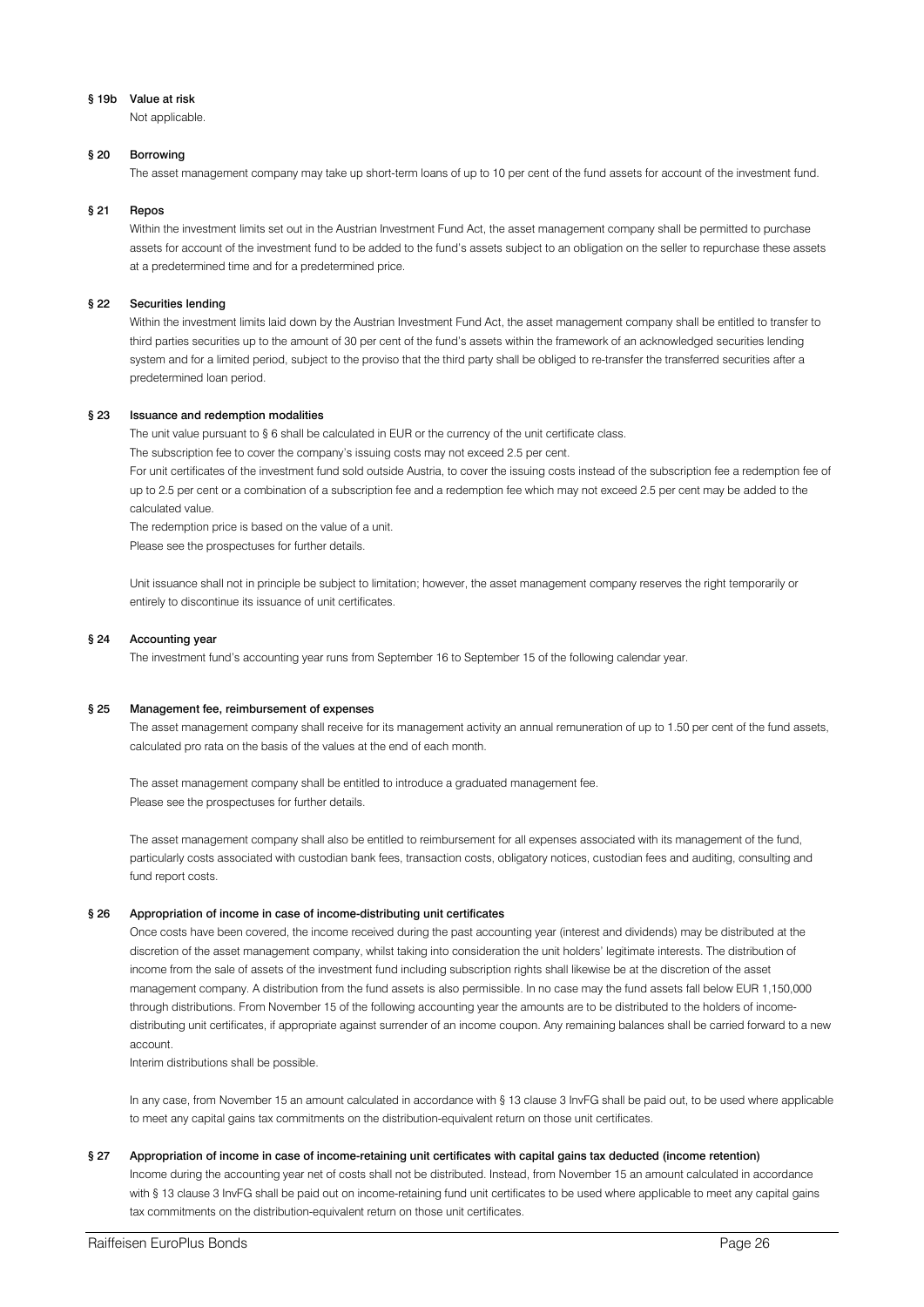### § 19b Value at risk

Not applicable.

### § 20 Borrowing

The asset management company may take up short-term loans of up to 10 per cent of the fund assets for account of the investment fund.

### § 21 Repos

Within the investment limits set out in the Austrian Investment Fund Act, the asset management company shall be permitted to purchase assets for account of the investment fund to be added to the fund's assets subject to an obligation on the seller to repurchase these assets at a predetermined time and for a predetermined price.

### § 22 Securities lending

Within the investment limits laid down by the Austrian Investment Fund Act, the asset management company shall be entitled to transfer to third parties securities up to the amount of 30 per cent of the fund's assets within the framework of an acknowledged securities lending system and for a limited period, subject to the proviso that the third party shall be obliged to re-transfer the transferred securities after a predetermined loan period.

### § 23 Issuance and redemption modalities

The unit value pursuant to § 6 shall be calculated in EUR or the currency of the unit certificate class.

The subscription fee to cover the company's issuing costs may not exceed 2.5 per cent.

For unit certificates of the investment fund sold outside Austria, to cover the issuing costs instead of the subscription fee a redemption fee of up to 2.5 per cent or a combination of a subscription fee and a redemption fee which may not exceed 2.5 per cent may be added to the calculated value.

The redemption price is based on the value of a unit.

Please see the prospectuses for further details.

Unit issuance shall not in principle be subject to limitation; however, the asset management company reserves the right temporarily or entirely to discontinue its issuance of unit certificates.

### § 24 Accounting year

The investment fund's accounting year runs from September 16 to September 15 of the following calendar year.

### § 25 Management fee, reimbursement of expenses

The asset management company shall receive for its management activity an annual remuneration of up to 1.50 per cent of the fund assets, calculated pro rata on the basis of the values at the end of each month.

The asset management company shall be entitled to introduce a graduated management fee.

Please see the prospectuses for further details.

The asset management company shall also be entitled to reimbursement for all expenses associated with its management of the fund, particularly costs associated with custodian bank fees, transaction costs, obligatory notices, custodian fees and auditing, consulting and fund report costs.

### § 26 Appropriation of income in case of income-distributing unit certificates

Once costs have been covered, the income received during the past accounting year (interest and dividends) may be distributed at the discretion of the asset management company, whilst taking into consideration the unit holders' legitimate interests. The distribution of income from the sale of assets of the investment fund including subscription rights shall likewise be at the discretion of the asset management company. A distribution from the fund assets is also permissible. In no case may the fund assets fall below EUR 1,150,000 through distributions. From November 15 of the following accounting year the amounts are to be distributed to the holders of income-distributing unit certificates, if appropriate against surrender of an income coupon. Any remaining balances shall be carried forward to a new account.

Interim distributions shall be possible.

In any case, from November 15 an amount calculated in accordance with § 13 clause 3 InvFG shall be paid out, to be used where applicable to meet any capital gains tax commitments on the distribution-equivalent return on those unit certificates.

### § 27 Appropriation of income in case of income-retaining unit certificates with capital gains tax deducted (income retention)

Income during the accounting year net of costs shall not be distributed. Instead, from November 15 an amount calculated in accordance with § 13 clause 3 InvFG shall be paid out on income-retaining fund unit certificates to be used where applicable to meet any capital gains tax commitments on the distribution-equivalent return on those unit certificates.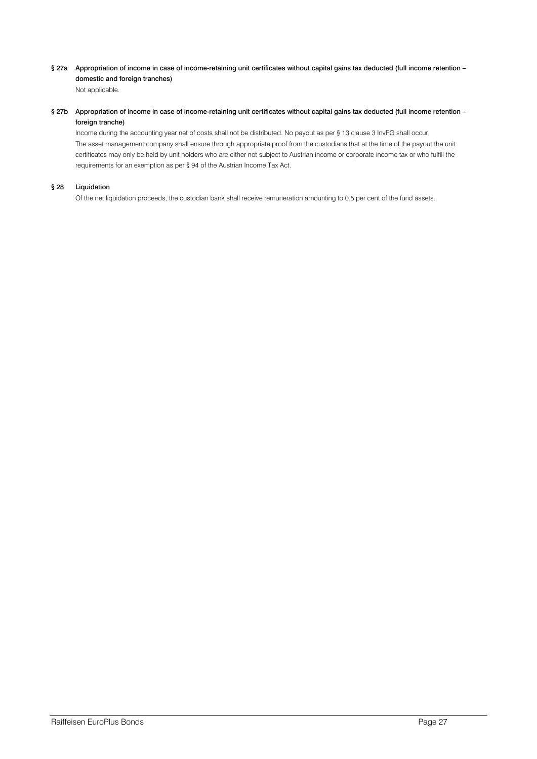### § 27a Appropriation of income in case of income-retaining unit certificates without capital gains tax deducted (full income retention – domestic and foreign tranches)

Not applicable.

### § 27b Appropriation of income in case of income-retaining unit certificates without capital gains tax deducted (full income retention – foreign tranche)

Income during the accounting year net of costs shall not be distributed. No payout as per § 13 clause 3 InvFG shall occur.

The asset management company shall ensure through appropriate proof from the custodians that at the time of the payout the unit certificates may only be held by unit holders who are either not subject to Austrian income or corporate income tax or who fulfill the requirements for an exemption as per § 94 of the Austrian Income Tax Act.

### § 28 Liquidation

Of the net liquidation proceeds, the custodian bank shall receive remuneration amounting to 0.5 per cent of the fund assets.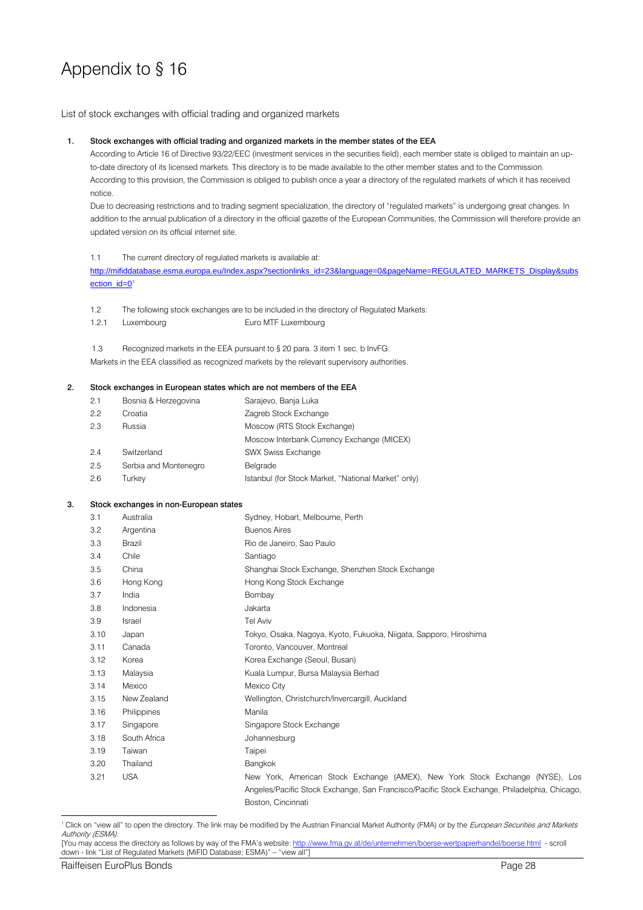# Appendix to § 16

List of stock exchanges with official trading and organized markets

**1. Stock exchanges with official trading and organized markets in the member states of the EEA**

According to Article 16 of Directive 93/22/EEC (investment services in the securities field), each member state is obliged to maintain an up-to-date directory of its licensed markets. This directory is to be made available to the other member states and to the Commission. According to this provision, the Commission is obliged to publish once a year a directory of the regulated markets of which it has received notice.

Due to decreasing restrictions and to trading segment specialization, the directory of "regulated markets" is undergoing great changes. In addition to the annual publication of a directory in the official gazette of the European Communities, the Commission will therefore provide an updated version on its official internet site.

1.1 The current directory of regulated markets is available at:
http://mifiddatabase.esma.europa.eu/Index.aspx?sectionlinks_id=23&language=0&pageName=REGULATED_MARKETS_Display&subsection_id=0[1]

1.2 The following stock exchanges are to be included in the directory of Regulated Markets:

| | | |
|---|---|---|
| 1.2.1 | Luxembourg | Euro MTF Luxembourg |

1.3 Recognized markets in the EEA pursuant to § 20 para. 3 item 1 sec. b InvFG:
Markets in the EEA classified as recognized markets by the relevant supervisory authorities.

**2. Stock exchanges in European states which are not members of the EEA**

| | | |
|---|---|---|
| 2.1 | Bosnia & Herzegovina | Sarajevo, Banja Luka |
| 2.2 | Croatia | Zagreb Stock Exchange |
| 2.3 | Russia | Moscow (RTS Stock Exchange) |
| | | Moscow Interbank Currency Exchange (MICEX) |
| 2.4 | Switzerland | SWX Swiss Exchange |
| 2.5 | Serbia and Montenegro | Belgrade |
| 2.6 | Turkey | Istanbul (for Stock Market, "National Market" only) |

**3. Stock exchanges in non-European states**

| | | |
|---|---|---|
| 3.1 | Australia | Sydney, Hobart, Melbourne, Perth |
| 3.2 | Argentina | Buenos Aires |
| 3.3 | Brazil | Rio de Janeiro, Sao Paulo |
| 3.4 | Chile | Santiago |
| 3.5 | China | Shanghai Stock Exchange, Shenzhen Stock Exchange |
| 3.6 | Hong Kong | Hong Kong Stock Exchange |
| 3.7 | India | Bombay |
| 3.8 | Indonesia | Jakarta |
| 3.9 | Israel | Tel Aviv |
| 3.10 | Japan | Tokyo, Osaka, Nagoya, Kyoto, Fukuoka, Niigata, Sapporo, Hiroshima |
| 3.11 | Canada | Toronto, Vancouver, Montreal |
| 3.12 | Korea | Korea Exchange (Seoul, Busan) |
| 3.13 | Malaysia | Kuala Lumpur, Bursa Malaysia Berhad |
| 3.14 | Mexico | Mexico City |
| 3.15 | New Zealand | Wellington, Christchurch/Invercargill, Auckland |
| 3.16 | Philippines | Manila |
| 3.17 | Singapore | Singapore Stock Exchange |
| 3.18 | South Africa | Johannesburg |
| 3.19 | Taiwan | Taipei |
| 3.20 | Thailand | Bangkok |
| 3.21 | USA | New York, American Stock Exchange (AMEX), New York Stock Exchange (NYSE), Los Angeles/Pacific Stock Exchange, San Francisco/Pacific Stock Exchange, Philadelphia, Chicago, Boston, Cincinnati |

[1] Click on "view all" to open the directory. The link may be modified by the Austrian Financial Market Authority (FMA) or by the *European Securities and Markets Authority (ESMA).*
[You may access the directory as follows by way of the FMA's website: http://www.fma.gv.at/de/unternehmen/boerse-wertpapierhandel/boerse.html - scroll down - link "List of Regulated Markets (MiFID Database; ESMA)" – "view all"]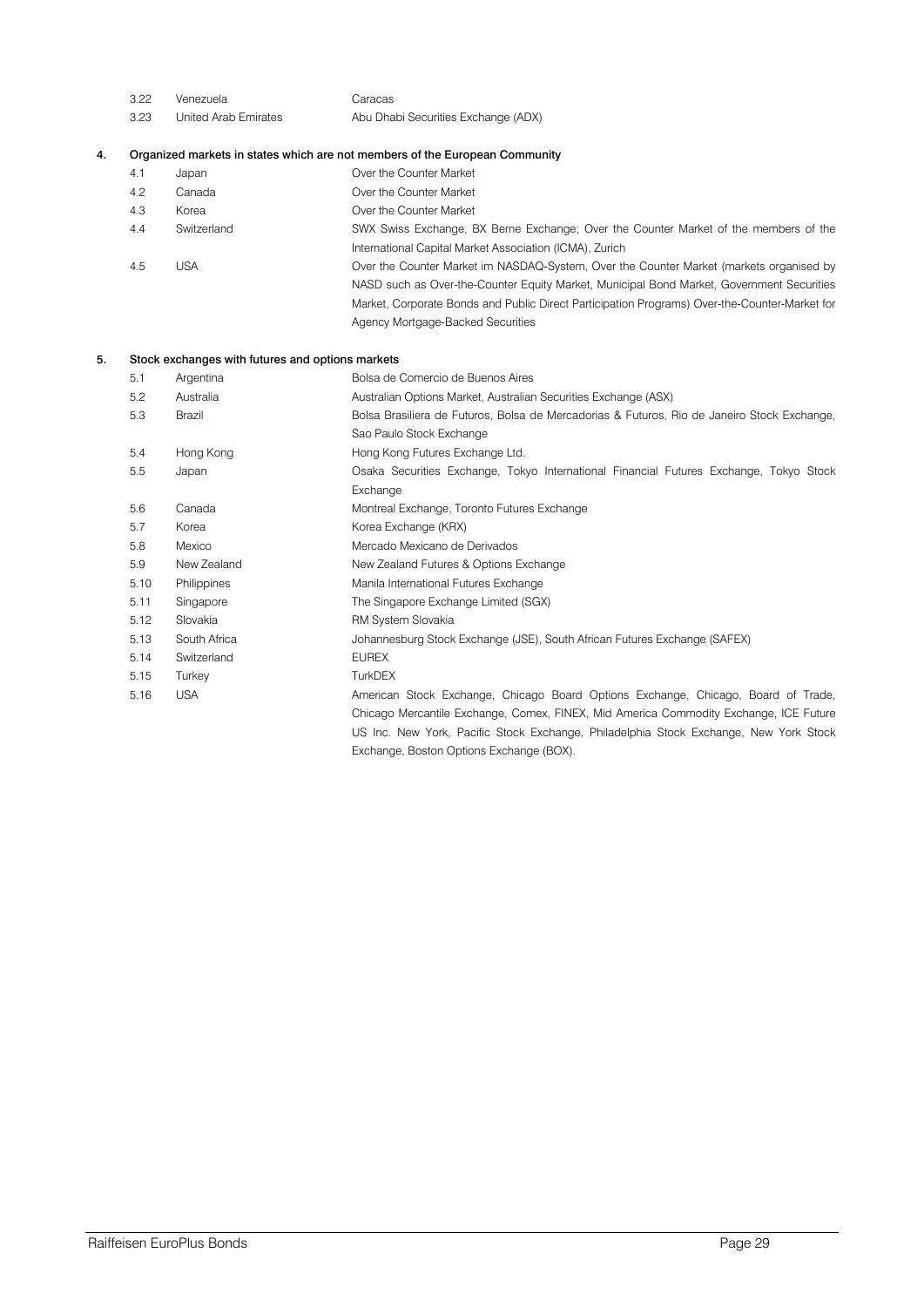| | | |
|---|---|---|
| 3.22 | Venezuela | Caracas |
| 3.23 | United Arab Emirates | Abu Dhabi Securities Exchange (ADX) |

**4. Organized markets in states which are not members of the European Community**

| | | |
|---|---|---|
| 4.1 | Japan | Over the Counter Market |
| 4.2 | Canada | Over the Counter Market |
| 4.3 | Korea | Over the Counter Market |
| 4.4 | Switzerland | SWX Swiss Exchange, BX Berne Exchange; Over the Counter Market of the members of the International Capital Market Association (ICMA), Zurich |
| 4.5 | USA | Over the Counter Market im NASDAQ-System, Over the Counter Market (markets organised by NASD such as Over-the-Counter Equity Market, Municipal Bond Market, Government Securities Market, Corporate Bonds and Public Direct Participation Programs) Over-the-Counter-Market for Agency Mortgage-Backed Securities |

**5. Stock exchanges with futures and options markets**

| | | |
|---|---|---|
| 5.1 | Argentina | Bolsa de Comercio de Buenos Aires |
| 5.2 | Australia | Australian Options Market, Australian Securities Exchange (ASX) |
| 5.3 | Brazil | Bolsa Brasiliera de Futuros, Bolsa de Mercadorias & Futuros, Rio de Janeiro Stock Exchange, Sao Paulo Stock Exchange |
| 5.4 | Hong Kong | Hong Kong Futures Exchange Ltd. |
| 5.5 | Japan | Osaka Securities Exchange, Tokyo International Financial Futures Exchange, Tokyo Stock Exchange |
| 5.6 | Canada | Montreal Exchange, Toronto Futures Exchange |
| 5.7 | Korea | Korea Exchange (KRX) |
| 5.8 | Mexico | Mercado Mexicano de Derivados |
| 5.9 | New Zealand | New Zealand Futures & Options Exchange |
| 5.10 | Philippines | Manila International Futures Exchange |
| 5.11 | Singapore | The Singapore Exchange Limited (SGX) |
| 5.12 | Slovakia | RM System Slovakia |
| 5.13 | South Africa | Johannesburg Stock Exchange (JSE), South African Futures Exchange (SAFEX) |
| 5.14 | Switzerland | EUREX |
| 5.15 | Turkey | TurkDEX |
| 5.16 | USA | American Stock Exchange, Chicago Board Options Exchange, Chicago, Board of Trade, Chicago Mercantile Exchange, Comex, FINEX, Mid America Commodity Exchange, ICE Future US Inc. New York, Pacific Stock Exchange, Philadelphia Stock Exchange, New York Stock Exchange, Boston Options Exchange (BOX). |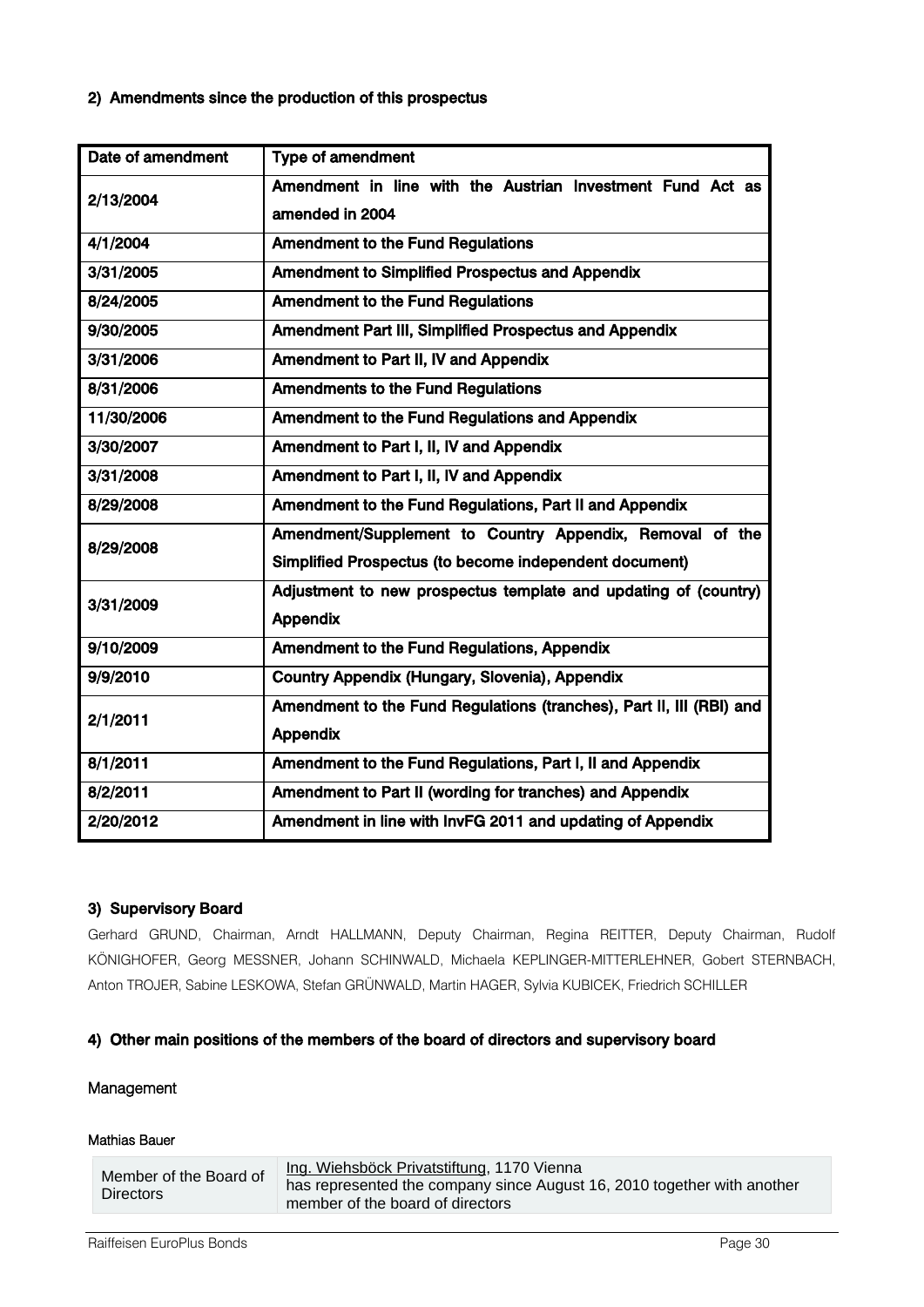### 2) Amendments since the production of this prospectus

| Date of amendment | Type of amendment |
|---|---|
| 2/13/2004 | Amendment in line with the Austrian Investment Fund Act as amended in 2004 |
| 4/1/2004 | Amendment to the Fund Regulations |
| 3/31/2005 | Amendment to Simplified Prospectus and Appendix |
| 8/24/2005 | Amendment to the Fund Regulations |
| 9/30/2005 | Amendment Part III, Simplified Prospectus and Appendix |
| 3/31/2006 | Amendment to Part II, IV and Appendix |
| 8/31/2006 | Amendments to the Fund Regulations |
| 11/30/2006 | Amendment to the Fund Regulations and Appendix |
| 3/30/2007 | Amendment to Part I, II, IV and Appendix |
| 3/31/2008 | Amendment to Part I, II, IV and Appendix |
| 8/29/2008 | Amendment to the Fund Regulations, Part II and Appendix |
| 8/29/2008 | Amendment/Supplement to Country Appendix, Removal of the Simplified Prospectus (to become independent document) |
| 3/31/2009 | Adjustment to new prospectus template and updating of (country) Appendix |
| 9/10/2009 | Amendment to the Fund Regulations, Appendix |
| 9/9/2010 | Country Appendix (Hungary, Slovenia), Appendix |
| 2/1/2011 | Amendment to the Fund Regulations (tranches), Part II, III (RBI) and Appendix |
| 8/1/2011 | Amendment to the Fund Regulations, Part I, II and Appendix |
| 8/2/2011 | Amendment to Part II (wording for tranches) and Appendix |
| 2/20/2012 | Amendment in line with InvFG 2011 and updating of Appendix |

### 3) Supervisory Board

Gerhard GRUND, Chairman, Arndt HALLMANN, Deputy Chairman, Regina REITTER, Deputy Chairman, Rudolf KÖNIGHOFER, Georg MESSNER, Johann SCHINWALD, Michaela KEPLINGER-MITTERLEHNER, Gobert STERNBACH, Anton TROJER, Sabine LESKOWA, Stefan GRÜNWALD, Martin HAGER, Sylvia KUBICEK, Friedrich SCHILLER

### 4) Other main positions of the members of the board of directors and supervisory board

Management

Mathias Bauer

| | |
|---|---|
| Member of the Board of Directors | Ing. Wiehsböck Privatstiftung, 1170 Vienna<br>has represented the company since August 16, 2010 together with another member of the board of directors |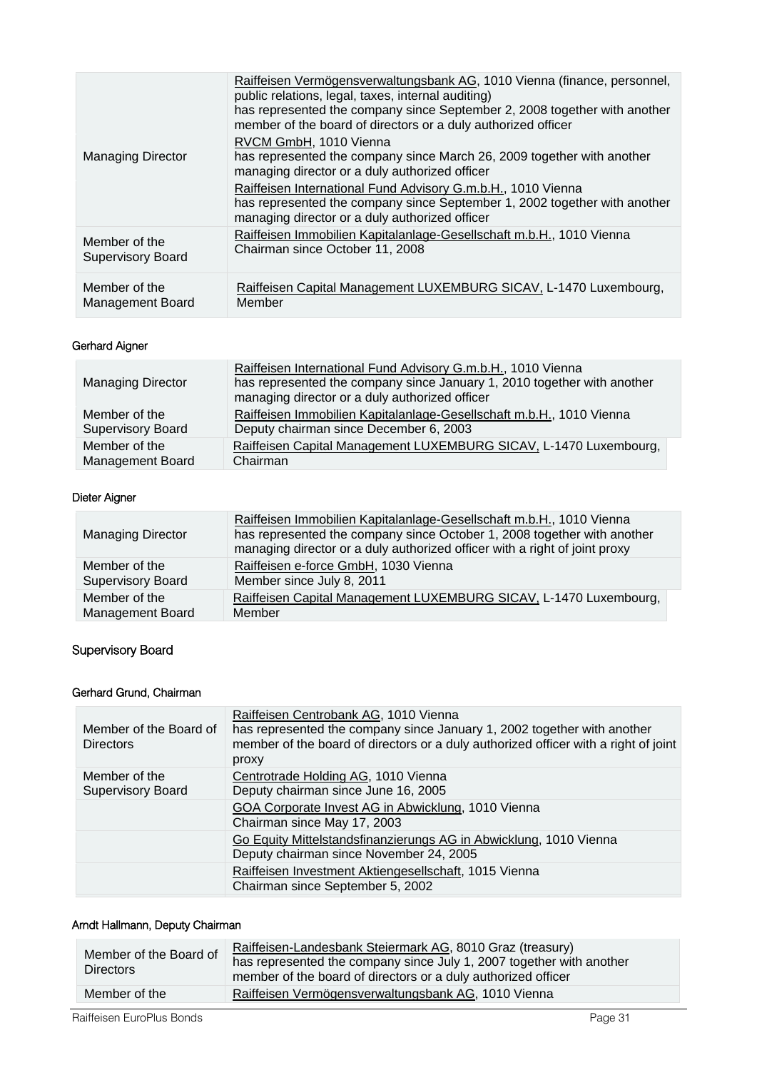| | |
|---|---|
| Managing Director | Raiffeisen Vermögensverwaltungsbank AG, 1010 Vienna (finance, personnel, public relations, legal, taxes, internal auditing)<br>has represented the company since September 2, 2008 together with another member of the board of directors or a duly authorized officer<br>RVCM GmbH, 1010 Vienna<br>has represented the company since March 26, 2009 together with another managing director or a duly authorized officer<br>Raiffeisen International Fund Advisory G.m.b.H., 1010 Vienna<br>has represented the company since September 1, 2002 together with another managing director or a duly authorized officer |
| Member of the Supervisory Board | Raiffeisen Immobilien Kapitalanlage-Gesellschaft m.b.H., 1010 Vienna<br>Chairman since October 11, 2008 |
| Member of the Management Board | Raiffeisen Capital Management LUXEMBURG SICAV, L-1470 Luxembourg, Member |

#### Gerhard Aigner

| | |
|---|---|
| Managing Director | Raiffeisen International Fund Advisory G.m.b.H., 1010 Vienna<br>has represented the company since January 1, 2010 together with another managing director or a duly authorized officer |
| Member of the Supervisory Board | Raiffeisen Immobilien Kapitalanlage-Gesellschaft m.b.H., 1010 Vienna<br>Deputy chairman since December 6, 2003 |
| Member of the Management Board | Raiffeisen Capital Management LUXEMBURG SICAV, L-1470 Luxembourg, Chairman |

#### Dieter Aigner

| | |
|---|---|
| Managing Director | Raiffeisen Immobilien Kapitalanlage-Gesellschaft m.b.H., 1010 Vienna<br>has represented the company since October 1, 2008 together with another managing director or a duly authorized officer with a right of joint proxy |
| Member of the Supervisory Board | Raiffeisen e-force GmbH, 1030 Vienna<br>Member since July 8, 2011 |
| Member of the Management Board | Raiffeisen Capital Management LUXEMBURG SICAV, L-1470 Luxembourg, Member |

### Supervisory Board

#### Gerhard Grund, Chairman

| | |
|---|---|
| Member of the Board of Directors | Raiffeisen Centrobank AG, 1010 Vienna<br>has represented the company since January 1, 2002 together with another member of the board of directors or a duly authorized officer with a right of joint proxy |
| Member of the Supervisory Board | Centrotrade Holding AG, 1010 Vienna<br>Deputy chairman since June 16, 2005 |
| | GOA Corporate Invest AG in Abwicklung, 1010 Vienna<br>Chairman since May 17, 2003 |
| | Go Equity Mittelstandsfinanzierungs AG in Abwicklung, 1010 Vienna<br>Deputy chairman since November 24, 2005 |
| | Raiffeisen Investment Aktiengesellschaft, 1015 Vienna<br>Chairman since September 5, 2002 |

#### Arndt Hallmann, Deputy Chairman

| | |
|---|---|
| Member of the Board of Directors | Raiffeisen-Landesbank Steiermark AG, 8010 Graz (treasury)<br>has represented the company since July 1, 2007 together with another member of the board of directors or a duly authorized officer |
| Member of the | Raiffeisen Vermögensverwaltungsbank AG, 1010 Vienna |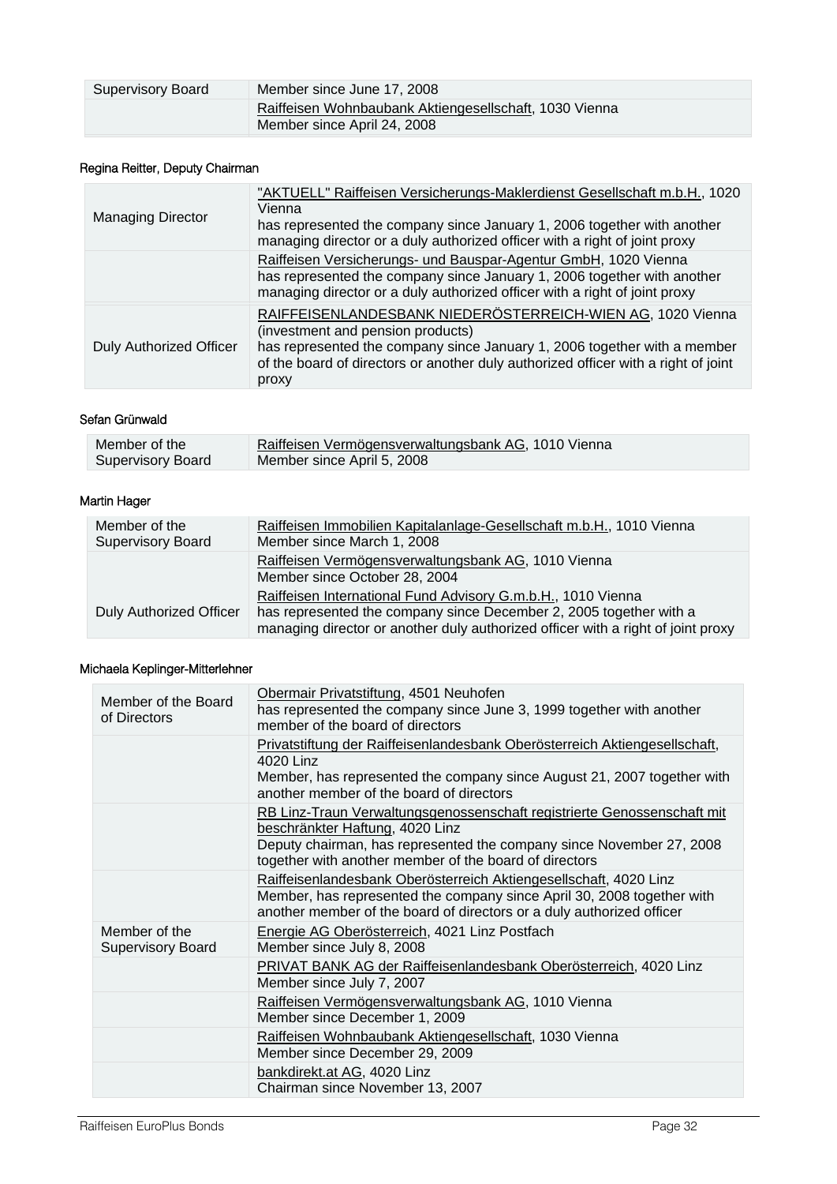| Supervisory Board | Member since June 17, 2008 |
| --- | --- |
| | Raiffeisen Wohnbaubank Aktiengesellschaft, 1030 Vienna<br>Member since April 24, 2008 |

#### Regina Reitter, Deputy Chairman

| Managing Director | "AKTUELL" Raiffeisen Versicherungs-Maklerdienst Gesellschaft m.b.H., 1020 Vienna<br>has represented the company since January 1, 2006 together with another managing director or a duly authorized officer with a right of joint proxy |
| --- | --- |
| | Raiffeisen Versicherungs- und Bauspar-Agentur GmbH, 1020 Vienna<br>has represented the company since January 1, 2006 together with another managing director or a duly authorized officer with a right of joint proxy |
| Duly Authorized Officer | RAIFFEISENLANDESBANK NIEDERÖSTERREICH-WIEN AG, 1020 Vienna (investment and pension products)<br>has represented the company since January 1, 2006 together with a member of the board of directors or another duly authorized officer with a right of joint proxy |

#### Sefan Grünwald

| Member of the Supervisory Board | Raiffeisen Vermögensverwaltungsbank AG, 1010 Vienna<br>Member since April 5, 2008 |
| --- | --- |

#### Martin Hager

| Member of the Supervisory Board | Raiffeisen Immobilien Kapitalanlage-Gesellschaft m.b.H., 1010 Vienna<br>Member since March 1, 2008 |
| --- | --- |
| Duly Authorized Officer | Raiffeisen Vermögensverwaltungsbank AG, 1010 Vienna<br>Member since October 28, 2004<br>Raiffeisen International Fund Advisory G.m.b.H., 1010 Vienna<br>has represented the company since December 2, 2005 together with a managing director or another duly authorized officer with a right of joint proxy |

#### Michaela Keplinger-Mitterlehner

| Member of the Board of Directors | Obermair Privatstiftung, 4501 Neuhofen<br>has represented the company since June 3, 1999 together with another member of the board of directors |
| --- | --- |
| | Privatstiftung der Raiffeisenlandesbank Oberösterreich Aktiengesellschaft, 4020 Linz<br>Member, has represented the company since August 21, 2007 together with another member of the board of directors |
| | RB Linz-Traun Verwaltungsgenossenschaft registrierte Genossenschaft mit beschränkter Haftung, 4020 Linz<br>Deputy chairman, has represented the company since November 27, 2008 together with another member of the board of directors |
| | Raiffeisenlandesbank Oberösterreich Aktiengesellschaft, 4020 Linz<br>Member, has represented the company since April 30, 2008 together with another member of the board of directors or a duly authorized officer |
| Member of the Supervisory Board | Energie AG Oberösterreich, 4021 Linz Postfach<br>Member since July 8, 2008 |
| | PRIVAT BANK AG der Raiffeisenlandesbank Oberösterreich, 4020 Linz<br>Member since July 7, 2007 |
| | Raiffeisen Vermögensverwaltungsbank AG, 1010 Vienna<br>Member since December 1, 2009 |
| | Raiffeisen Wohnbaubank Aktiengesellschaft, 1030 Vienna<br>Member since December 29, 2009 |
| | bankdirekt.at AG, 4020 Linz<br>Chairman since November 13, 2007 |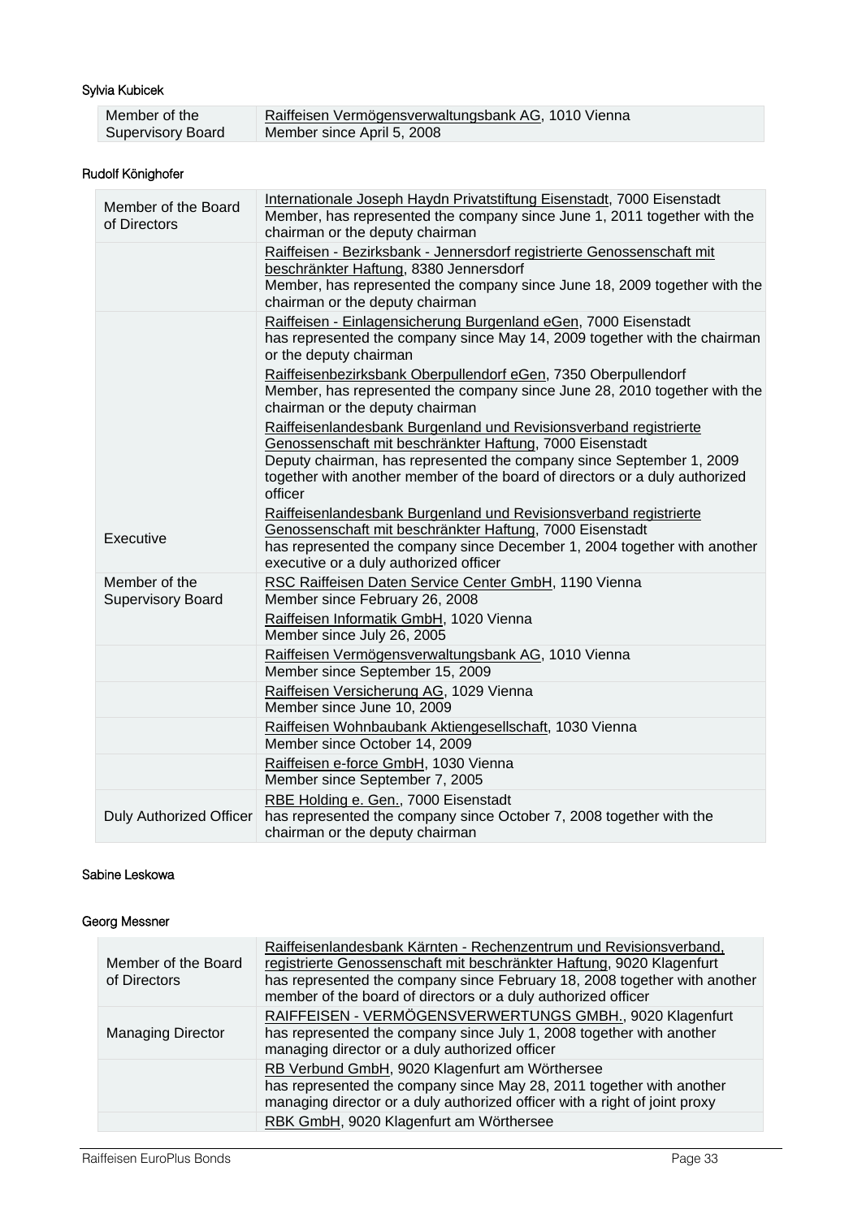Sylvia Kubicek

| | |
|---|---|
| Member of the Supervisory Board | Raiffeisen Vermögensverwaltungsbank AG, 1010 Vienna<br>Member since April 5, 2008 |

Rudolf Könighofer

| | |
|---|---|
| Member of the Board of Directors | Internationale Joseph Haydn Privatstiftung Eisenstadt, 7000 Eisenstadt<br>Member, has represented the company since June 1, 2011 together with the chairman or the deputy chairman |
| | Raiffeisen - Bezirksbank - Jennersdorf registrierte Genossenschaft mit beschränkter Haftung, 8380 Jennersdorf<br>Member, has represented the company since June 18, 2009 together with the chairman or the deputy chairman |
| Executive | Raiffeisen - Einlagensicherung Burgenland eGen, 7000 Eisenstadt<br>has represented the company since May 14, 2009 together with the chairman or the deputy chairman<br>Raiffeisenbezirksbank Oberpullendorf eGen, 7350 Oberpullendorf<br>Member, has represented the company since June 28, 2010 together with the chairman or the deputy chairman<br>Raiffeisenlandesbank Burgenland und Revisionsverband registrierte Genossenschaft mit beschränkter Haftung, 7000 Eisenstadt<br>Deputy chairman, has represented the company since September 1, 2009 together with another member of the board of directors or a duly authorized officer<br>Raiffeisenlandesbank Burgenland und Revisionsverband registrierte Genossenschaft mit beschränkter Haftung, 7000 Eisenstadt<br>has represented the company since December 1, 2004 together with another executive or a duly authorized officer |
| Member of the Supervisory Board | RSC Raiffeisen Daten Service Center GmbH, 1190 Vienna<br>Member since February 26, 2008<br>Raiffeisen Informatik GmbH, 1020 Vienna<br>Member since July 26, 2005 |
| | Raiffeisen Vermögensverwaltungsbank AG, 1010 Vienna<br>Member since September 15, 2009 |
| | Raiffeisen Versicherung AG, 1029 Vienna<br>Member since June 10, 2009 |
| | Raiffeisen Wohnbaubank Aktiengesellschaft, 1030 Vienna<br>Member since October 14, 2009 |
| | Raiffeisen e-force GmbH, 1030 Vienna<br>Member since September 7, 2005 |
| Duly Authorized Officer | RBE Holding e. Gen., 7000 Eisenstadt<br>has represented the company since October 7, 2008 together with the chairman or the deputy chairman |

Sabine Leskowa

Georg Messner

| | |
|---|---|
| Member of the Board of Directors | Raiffeisenlandesbank Kärnten - Rechenzentrum und Revisionsverband, registrierte Genossenschaft mit beschränkter Haftung, 9020 Klagenfurt<br>has represented the company since February 18, 2008 together with another member of the board of directors or a duly authorized officer |
| Managing Director | RAIFFEISEN - VERMÖGENSVERWERTUNGS GMBH., 9020 Klagenfurt<br>has represented the company since July 1, 2008 together with another managing director or a duly authorized officer |
| | RB Verbund GmbH, 9020 Klagenfurt am Wörthersee<br>has represented the company since May 28, 2011 together with another managing director or a duly authorized officer with a right of joint proxy |
| | RBK GmbH, 9020 Klagenfurt am Wörthersee |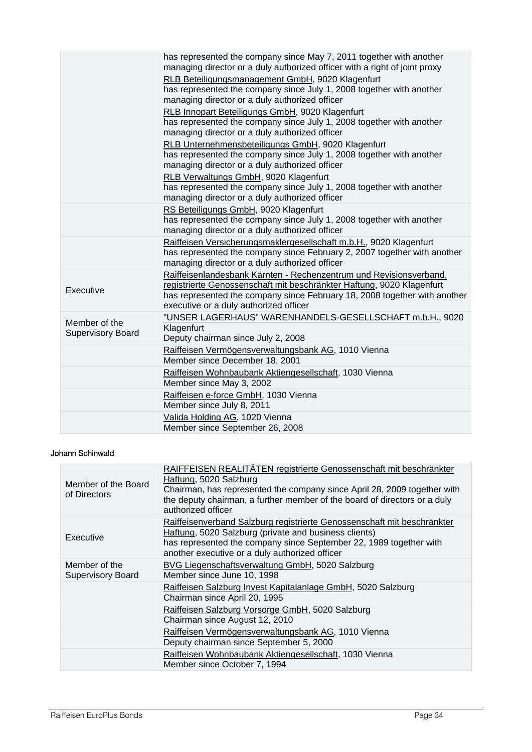| | |
|---|---|
| | has represented the company since May 7, 2011 together with another managing director or a duly authorized officer with a right of joint proxy<br>RLB Beteiligungsmanagement GmbH, 9020 Klagenfurt<br>has represented the company since July 1, 2008 together with another managing director or a duly authorized officer<br>RLB Innopart Beteiligungs GmbH, 9020 Klagenfurt<br>has represented the company since July 1, 2008 together with another managing director or a duly authorized officer<br>RLB Unternehmensbeteiligungs GmbH, 9020 Klagenfurt<br>has represented the company since July 1, 2008 together with another managing director or a duly authorized officer<br>RLB Verwaltungs GmbH, 9020 Klagenfurt<br>has represented the company since July 1, 2008 together with another managing director or a duly authorized officer |
| | RS Beteiligungs GmbH, 9020 Klagenfurt<br>has represented the company since July 1, 2008 together with another managing director or a duly authorized officer |
| | Raiffeisen Versicherungsmaklergesellschaft m.b.H., 9020 Klagenfurt<br>has represented the company since February 2, 2007 together with another managing director or a duly authorized officer |
| Executive | Raiffeisenlandesbank Kärnten - Rechenzentrum und Revisionsverband, registrierte Genossenschaft mit beschränkter Haftung, 9020 Klagenfurt<br>has represented the company since February 18, 2008 together with another executive or a duly authorized officer |
| Member of the Supervisory Board | "UNSER LAGERHAUS" WARENHANDELS-GESELLSCHAFT m.b.H., 9020 Klagenfurt<br>Deputy chairman since July 2, 2008 |
| | Raiffeisen Vermögensverwaltungsbank AG, 1010 Vienna<br>Member since December 18, 2001 |
| | Raiffeisen Wohnbaubank Aktiengesellschaft, 1030 Vienna<br>Member since May 3, 2002 |
| | Raiffeisen e-force GmbH, 1030 Vienna<br>Member since July 8, 2011 |
| | Valida Holding AG, 1020 Vienna<br>Member since September 26, 2008 |

Johann Schinwald

| | |
|---|---|
| Member of the Board of Directors | RAIFFEISEN REALITÄTEN registrierte Genossenschaft mit beschränkter Haftung, 5020 Salzburg<br>Chairman, has represented the company since April 28, 2009 together with the deputy chairman, a further member of the board of directors or a duly authorized officer |
| Executive | Raiffeisenverband Salzburg registrierte Genossenschaft mit beschränkter Haftung, 5020 Salzburg (private and business clients)<br>has represented the company since September 22, 1989 together with another executive or a duly authorized officer |
| Member of the Supervisory Board | BVG Liegenschaftsverwaltung GmbH, 5020 Salzburg<br>Member since June 10, 1998 |
| | Raiffeisen Salzburg Invest Kapitalanlage GmbH, 5020 Salzburg<br>Chairman since April 20, 1995 |
| | Raiffeisen Salzburg Vorsorge GmbH, 5020 Salzburg<br>Chairman since August 12, 2010 |
| | Raiffeisen Vermögensverwaltungsbank AG, 1010 Vienna<br>Deputy chairman since September 5, 2000 |
| | Raiffeisen Wohnbaubank Aktiengesellschaft, 1030 Vienna<br>Member since October 7, 1994 |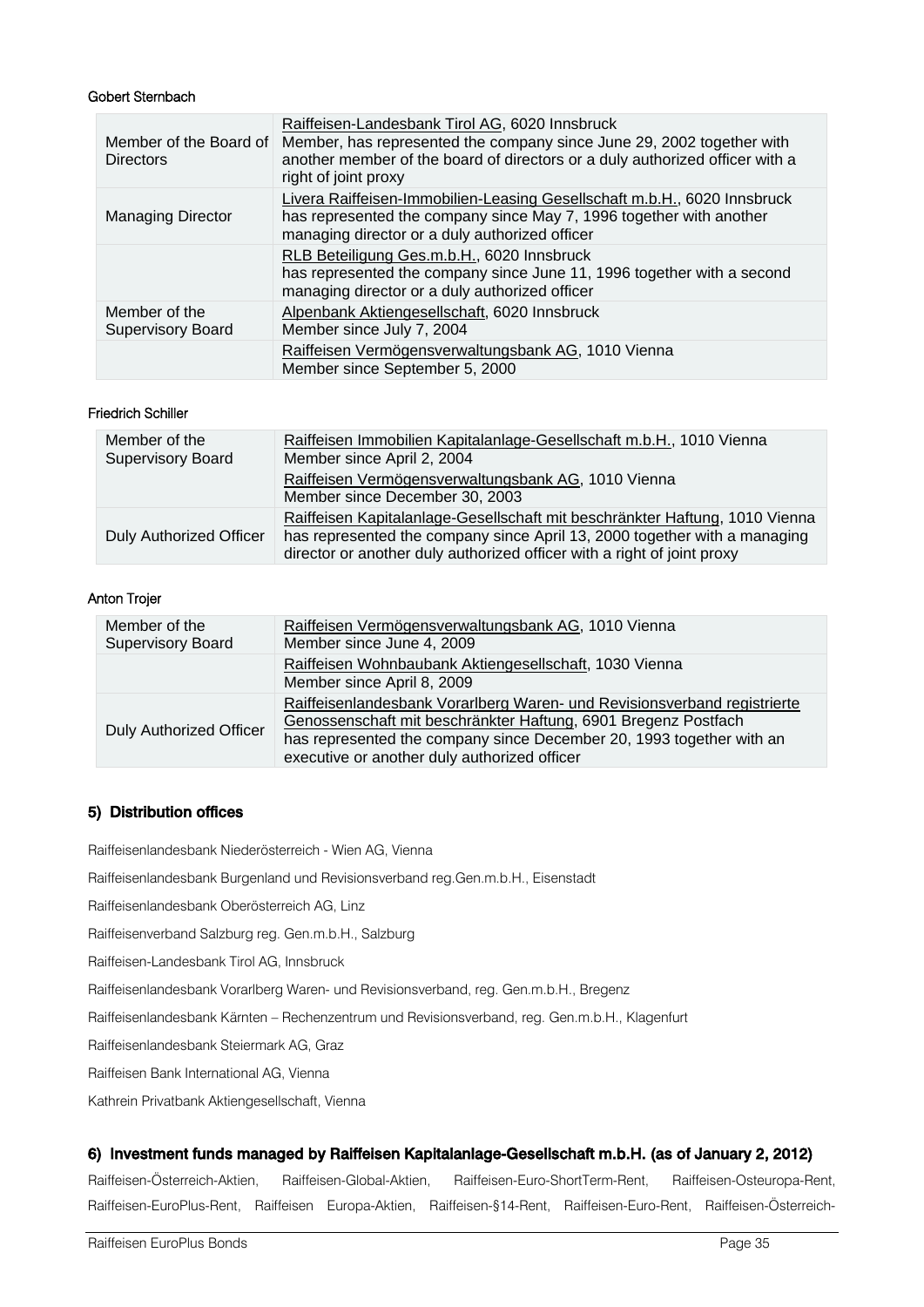Gobert Sternbach

| | |
|---|---|
| Member of the Board of Directors | Raiffeisen-Landesbank Tirol AG, 6020 Innsbruck<br>Member, has represented the company since June 29, 2002 together with another member of the board of directors or a duly authorized officer with a right of joint proxy |
| Managing Director | Livera Raiffeisen-Immobilien-Leasing Gesellschaft m.b.H., 6020 Innsbruck<br>has represented the company since May 7, 1996 together with another managing director or a duly authorized officer |
| | RLB Beteiligung Ges.m.b.H., 6020 Innsbruck<br>has represented the company since June 11, 1996 together with a second managing director or a duly authorized officer |
| Member of the Supervisory Board | Alpenbank Aktiengesellschaft, 6020 Innsbruck<br>Member since July 7, 2004 |
| | Raiffeisen Vermögensverwaltungsbank AG, 1010 Vienna<br>Member since September 5, 2000 |

Friedrich Schiller

| | |
|---|---|
| Member of the Supervisory Board | Raiffeisen Immobilien Kapitalanlage-Gesellschaft m.b.H., 1010 Vienna<br>Member since April 2, 2004<br>Raiffeisen Vermögensverwaltungsbank AG, 1010 Vienna<br>Member since December 30, 2003 |
| Duly Authorized Officer | Raiffeisen Kapitalanlage-Gesellschaft mit beschränkter Haftung, 1010 Vienna<br>has represented the company since April 13, 2000 together with a managing director or another duly authorized officer with a right of joint proxy |

Anton Trojer

| | |
|---|---|
| Member of the Supervisory Board | Raiffeisen Vermögensverwaltungsbank AG, 1010 Vienna<br>Member since June 4, 2009 |
| | Raiffeisen Wohnbaubank Aktiengesellschaft, 1030 Vienna<br>Member since April 8, 2009 |
| Duly Authorized Officer | Raiffeisenlandesbank Vorarlberg Waren- und Revisionsverband registrierte Genossenschaft mit beschränkter Haftung, 6901 Bregenz Postfach<br>has represented the company since December 20, 1993 together with an executive or another duly authorized officer |

## 5) Distribution offices

Raiffeisenlandesbank Niederösterreich - Wien AG, Vienna

Raiffeisenlandesbank Burgenland und Revisionsverband reg.Gen.m.b.H., Eisenstadt

Raiffeisenlandesbank Oberösterreich AG, Linz

Raiffeisenverband Salzburg reg. Gen.m.b.H., Salzburg

Raiffeisen-Landesbank Tirol AG, Innsbruck

Raiffeisenlandesbank Vorarlberg Waren- und Revisionsverband, reg. Gen.m.b.H., Bregenz

Raiffeisenlandesbank Kärnten – Rechenzentrum und Revisionsverband, reg. Gen.m.b.H., Klagenfurt

Raiffeisenlandesbank Steiermark AG, Graz

Raiffeisen Bank International AG, Vienna

Kathrein Privatbank Aktiengesellschaft, Vienna

## 6) Investment funds managed by Raiffeisen Kapitalanlage-Gesellschaft m.b.H. (as of January 2, 2012)

Raiffeisen-Österreich-Aktien, Raiffeisen-Global-Aktien, Raiffeisen-Euro-ShortTerm-Rent, Raiffeisen-Osteuropa-Rent, Raiffeisen-EuroPlus-Rent, Raiffeisen Europa-Aktien, Raiffeisen-§14-Rent, Raiffeisen-Euro-Rent, Raiffeisen-Österreich-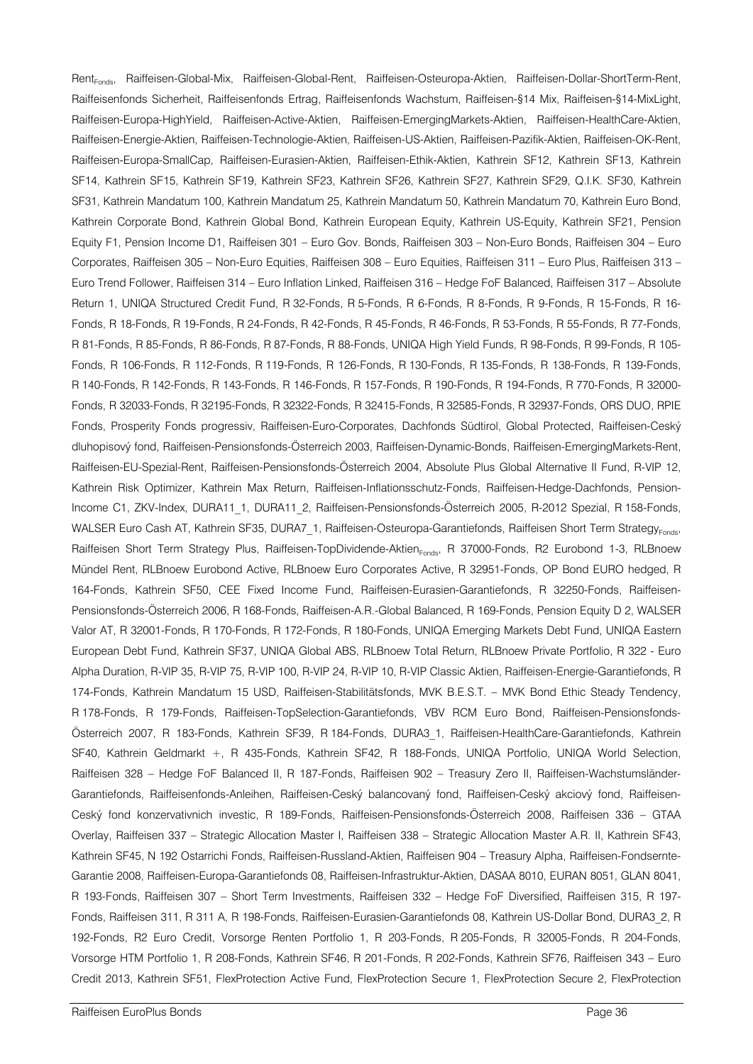Rent$_{Fonds}$, Raiffeisen-Global-Mix, Raiffeisen-Global-Rent, Raiffeisen-Osteuropa-Aktien, Raiffeisen-Dollar-ShortTerm-Rent, Raiffeisenfonds Sicherheit, Raiffeisenfonds Ertrag, Raiffeisenfonds Wachstum, Raiffeisen-§14 Mix, Raiffeisen-§14-MixLight, Raiffeisen-Europa-HighYield, Raiffeisen-Active-Aktien, Raiffeisen-EmergingMarkets-Aktien, Raiffeisen-HealthCare-Aktien, Raiffeisen-Energie-Aktien, Raiffeisen-Technologie-Aktien, Raiffeisen-US-Aktien, Raiffeisen-Pazifik-Aktien, Raiffeisen-OK-Rent, Raiffeisen-Europa-SmallCap, Raiffeisen-Eurasien-Aktien, Raiffeisen-Ethik-Aktien, Kathrein SF12, Kathrein SF13, Kathrein SF14, Kathrein SF15, Kathrein SF19, Kathrein SF23, Kathrein SF26, Kathrein SF27, Kathrein SF29, Q.I.K. SF30, Kathrein SF31, Kathrein Mandatum 100, Kathrein Mandatum 25, Kathrein Mandatum 50, Kathrein Mandatum 70, Kathrein Euro Bond, Kathrein Corporate Bond, Kathrein Global Bond, Kathrein European Equity, Kathrein US-Equity, Kathrein SF21, Pension Equity F1, Pension Income D1, Raiffeisen 301 – Euro Gov. Bonds, Raiffeisen 303 – Non-Euro Bonds, Raiffeisen 304 – Euro Corporates, Raiffeisen 305 – Non-Euro Equities, Raiffeisen 308 – Euro Equities, Raiffeisen 311 – Euro Plus, Raiffeisen 313 – Euro Trend Follower, Raiffeisen 314 – Euro Inflation Linked, Raiffeisen 316 – Hedge FoF Balanced, Raiffeisen 317 – Absolute Return 1, UNIQA Structured Credit Fund, R 32-Fonds, R 5-Fonds, R 6-Fonds, R 8-Fonds, R 9-Fonds, R 15-Fonds, R 16-Fonds, R 18-Fonds, R 19-Fonds, R 24-Fonds, R 42-Fonds, R 45-Fonds, R 46-Fonds, R 53-Fonds, R 55-Fonds, R 77-Fonds, R 81-Fonds, R 85-Fonds, R 86-Fonds, R 87-Fonds, R 88-Fonds, UNIQA High Yield Funds, R 98-Fonds, R 99-Fonds, R 105-Fonds, R 106-Fonds, R 112-Fonds, R 119-Fonds, R 126-Fonds, R 130-Fonds, R 135-Fonds, R 138-Fonds, R 139-Fonds, R 140-Fonds, R 142-Fonds, R 143-Fonds, R 146-Fonds, R 157-Fonds, R 190-Fonds, R 194-Fonds, R 770-Fonds, R 32000-Fonds, R 32033-Fonds, R 32195-Fonds, R 32322-Fonds, R 32415-Fonds, R 32585-Fonds, R 32937-Fonds, ORS DUO, RPIE Fonds, Prosperity Fonds progressiv, Raiffeisen-Euro-Corporates, Dachfonds Südtirol, Global Protected, Raiffeisen-Ceský dluhopisový fond, Raiffeisen-Pensionsfonds-Österreich 2003, Raiffeisen-Dynamic-Bonds, Raiffeisen-EmergingMarkets-Rent, Raiffeisen-EU-Spezial-Rent, Raiffeisen-Pensionsfonds-Österreich 2004, Absolute Plus Global Alternative II Fund, R-VIP 12, Kathrein Risk Optimizer, Kathrein Max Return, Raiffeisen-Inflationsschutz-Fonds, Raiffeisen-Hedge-Dachfonds, Pension-Income C1, ZKV-Index, DURA11_1, DURA11_2, Raiffeisen-Pensionsfonds-Österreich 2005, R-2012 Spezial, R 158-Fonds, WALSER Euro Cash AT, Kathrein SF35, DURA7_1, Raiffeisen-Osteuropa-Garantiefonds, Raiffeisen Short Term Strategy$_{Fonds}$, Raiffeisen Short Term Strategy Plus, Raiffeisen-TopDividende-Aktien$_{Fonds}$, R 37000-Fonds, R2 Eurobond 1-3, RLBnoew Mündel Rent, RLBnoew Eurobond Active, RLBnoew Euro Corporates Active, R 32951-Fonds, OP Bond EURO hedged, R 164-Fonds, Kathrein SF50, CEE Fixed Income Fund, Raiffeisen-Eurasien-Garantiefonds, R 32250-Fonds, Raiffeisen-Pensionsfonds-Österreich 2006, R 168-Fonds, Raiffeisen-A.R.-Global Balanced, R 169-Fonds, Pension Equity D 2, WALSER Valor AT, R 32001-Fonds, R 170-Fonds, R 172-Fonds, R 180-Fonds, UNIQA Emerging Markets Debt Fund, UNIQA Eastern European Debt Fund, Kathrein SF37, UNIQA Global ABS, RLBnoew Total Return, RLBnoew Private Portfolio, R 322 - Euro Alpha Duration, R-VIP 35, R-VIP 75, R-VIP 100, R-VIP 24, R-VIP 10, R-VIP Classic Aktien, Raiffeisen-Energie-Garantiefonds, R 174-Fonds, Kathrein Mandatum 15 USD, Raiffeisen-Stabilitätsfonds, MVK B.E.S.T. – MVK Bond Ethic Steady Tendency, R 178-Fonds, R 179-Fonds, Raiffeisen-TopSelection-Garantiefonds, VBV RCM Euro Bond, Raiffeisen-Pensionsfonds-Österreich 2007, R 183-Fonds, Kathrein SF39, R 184-Fonds, DURA3_1, Raiffeisen-HealthCare-Garantiefonds, Kathrein SF40, Kathrein Geldmarkt +, R 435-Fonds, Kathrein SF42, R 188-Fonds, UNIQA Portfolio, UNIQA World Selection, Raiffeisen 328 – Hedge FoF Balanced II, R 187-Fonds, Raiffeisen 902 – Treasury Zero II, Raiffeisen-Wachstumsländer-Garantiefonds, Raiffeisenfonds-Anleihen, Raiffeisen-Ceský balancovaný fond, Raiffeisen-Ceský akciový fond, Raiffeisen-Ceský fond konzervativnich investic, R 189-Fonds, Raiffeisen-Pensionsfonds-Österreich 2008, Raiffeisen 336 – GTAA Overlay, Raiffeisen 337 – Strategic Allocation Master I, Raiffeisen 338 – Strategic Allocation Master A.R. II, Kathrein SF43, Kathrein SF45, N 192 Ostarrichi Fonds, Raiffeisen-Russland-Aktien, Raiffeisen 904 – Treasury Alpha, Raiffeisen-Fondsernte-Garantie 2008, Raiffeisen-Europa-Garantiefonds 08, Raiffeisen-Infrastruktur-Aktien, DASAA 8010, EURAN 8051, GLAN 8041, R 193-Fonds, Raiffeisen 307 – Short Term Investments, Raiffeisen 332 – Hedge FoF Diversified, Raiffeisen 315, R 197-Fonds, Raiffeisen 311, R 311 A, R 198-Fonds, Raiffeisen-Eurasien-Garantiefonds 08, Kathrein US-Dollar Bond, DURA3_2, R 192-Fonds, R2 Euro Credit, Vorsorge Renten Portfolio 1, R 203-Fonds, R 205-Fonds, R 32005-Fonds, R 204-Fonds, Vorsorge HTM Portfolio 1, R 208-Fonds, Kathrein SF46, R 201-Fonds, R 202-Fonds, Kathrein SF76, Raiffeisen 343 - Euro Credit 2013, Kathrein SF51, FlexProtection Active Fund, FlexProtection Secure 1, FlexProtection Secure 2, FlexProtection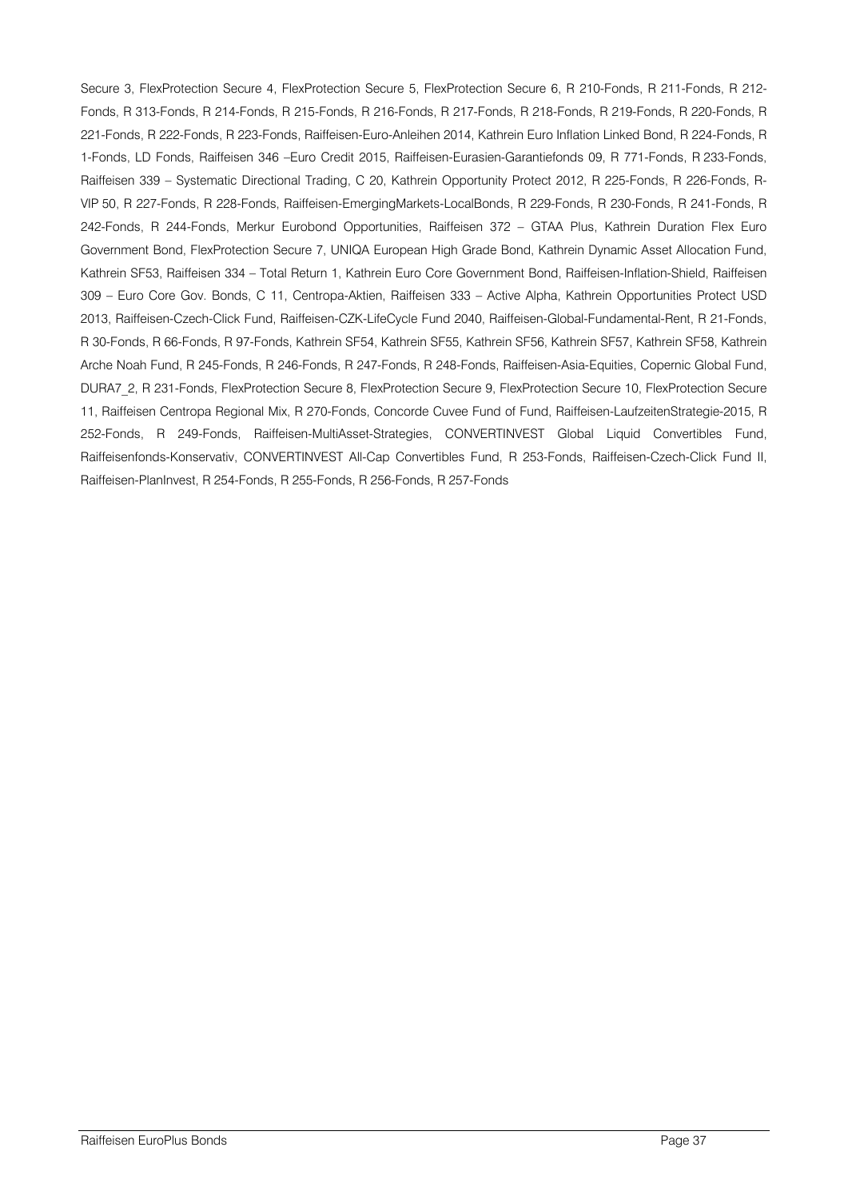Secure 3, FlexProtection Secure 4, FlexProtection Secure 5, FlexProtection Secure 6, R 210-Fonds, R 211-Fonds, R 212-Fonds, R 313-Fonds, R 214-Fonds, R 215-Fonds, R 216-Fonds, R 217-Fonds, R 218-Fonds, R 219-Fonds, R 220-Fonds, R 221-Fonds, R 222-Fonds, R 223-Fonds, Raiffeisen-Euro-Anleihen 2014, Kathrein Euro Inflation Linked Bond, R 224-Fonds, R 1-Fonds, LD Fonds, Raiffeisen 346 –Euro Credit 2015, Raiffeisen-Eurasien-Garantiefonds 09, R 771-Fonds, R 233-Fonds, Raiffeisen 339 – Systematic Directional Trading, C 20, Kathrein Opportunity Protect 2012, R 225-Fonds, R 226-Fonds, R-VIP 50, R 227-Fonds, R 228-Fonds, Raiffeisen-EmergingMarkets-LocalBonds, R 229-Fonds, R 230-Fonds, R 241-Fonds, R 242-Fonds, R 244-Fonds, Merkur Eurobond Opportunities, Raiffeisen 372 – GTAA Plus, Kathrein Duration Flex Euro Government Bond, FlexProtection Secure 7, UNIQA European High Grade Bond, Kathrein Dynamic Asset Allocation Fund, Kathrein SF53, Raiffeisen 334 – Total Return 1, Kathrein Euro Core Government Bond, Raiffeisen-Inflation-Shield, Raiffeisen 309 – Euro Core Gov. Bonds, C 11, Centropa-Aktien, Raiffeisen 333 – Active Alpha, Kathrein Opportunities Protect USD 2013, Raiffeisen-Czech-Click Fund, Raiffeisen-CZK-LifeCycle Fund 2040, Raiffeisen-Global-Fundamental-Rent, R 21-Fonds, R 30-Fonds, R 66-Fonds, R 97-Fonds, Kathrein SF54, Kathrein SF55, Kathrein SF56, Kathrein SF57, Kathrein SF58, Kathrein Arche Noah Fund, R 245-Fonds, R 246-Fonds, R 247-Fonds, R 248-Fonds, Raiffeisen-Asia-Equities, Copernic Global Fund, DURA7_2, R 231-Fonds, FlexProtection Secure 8, FlexProtection Secure 9, FlexProtection Secure 10, FlexProtection Secure 11, Raiffeisen Centropa Regional Mix, R 270-Fonds, Concorde Cuvee Fund of Fund, Raiffeisen-LaufzeitenStrategie-2015, R 252-Fonds, R 249-Fonds, Raiffeisen-MultiAsset-Strategies, CONVERTINVEST Global Liquid Convertibles Fund, Raiffeisenfonds-Konservativ, CONVERTINVEST All-Cap Convertibles Fund, R 253-Fonds, Raiffeisen-Czech-Click Fund II, Raiffeisen-PlanInvest, R 254-Fonds, R 255-Fonds, R 256-Fonds, R 257-Fonds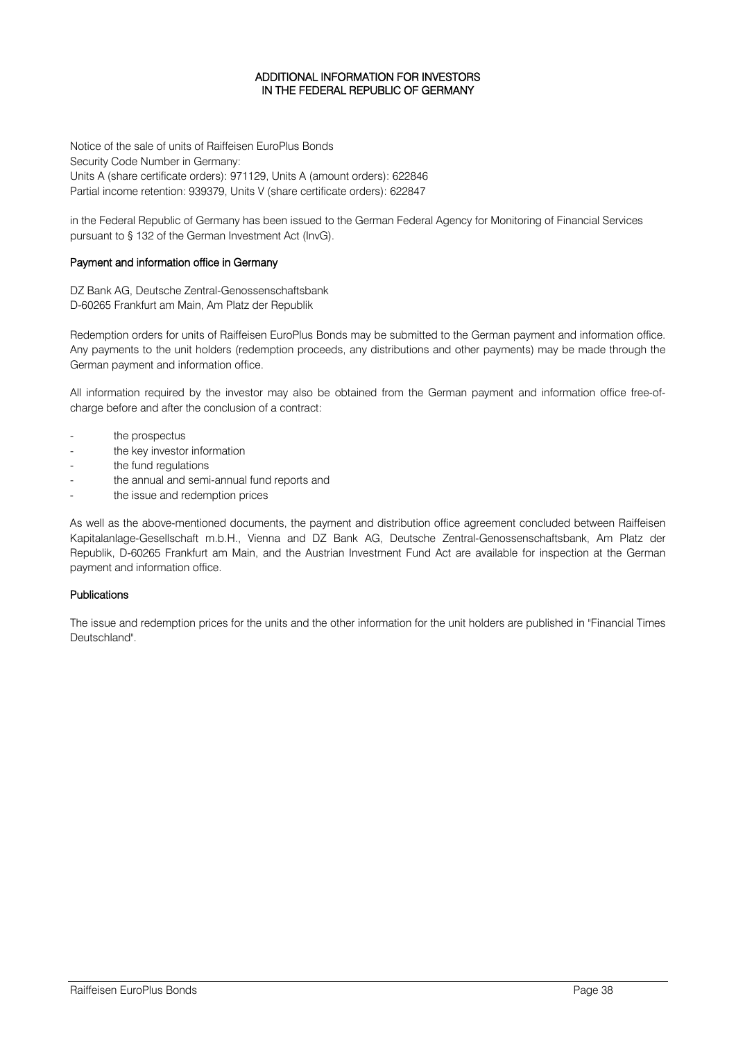# ADDITIONAL INFORMATION FOR INVESTORS IN THE FEDERAL REPUBLIC OF GERMANY

Notice of the sale of units of Raiffeisen EuroPlus Bonds
Security Code Number in Germany:
Units A (share certificate orders): 971129, Units A (amount orders): 622846
Partial income retention: 939379, Units V (share certificate orders): 622847

in the Federal Republic of Germany has been issued to the German Federal Agency for Monitoring of Financial Services pursuant to § 132 of the German Investment Act (InvG).

## Payment and information office in Germany

DZ Bank AG, Deutsche Zentral-Genossenschaftsbank
D-60265 Frankfurt am Main, Am Platz der Republik

Redemption orders for units of Raiffeisen EuroPlus Bonds may be submitted to the German payment and information office. Any payments to the unit holders (redemption proceeds, any distributions and other payments) may be made through the German payment and information office.

All information required by the investor may also be obtained from the German payment and information office free-of-charge before and after the conclusion of a contract:

- the prospectus
- the key investor information
- the fund regulations
- the annual and semi-annual fund reports and
- the issue and redemption prices

As well as the above-mentioned documents, the payment and distribution office agreement concluded between Raiffeisen Kapitalanlage-Gesellschaft m.b.H., Vienna and DZ Bank AG, Deutsche Zentral-Genossenschaftsbank, Am Platz der Republik, D-60265 Frankfurt am Main, and the Austrian Investment Fund Act are available for inspection at the German payment and information office.

## Publications

The issue and redemption prices for the units and the other information for the unit holders are published in "Financial Times Deutschland".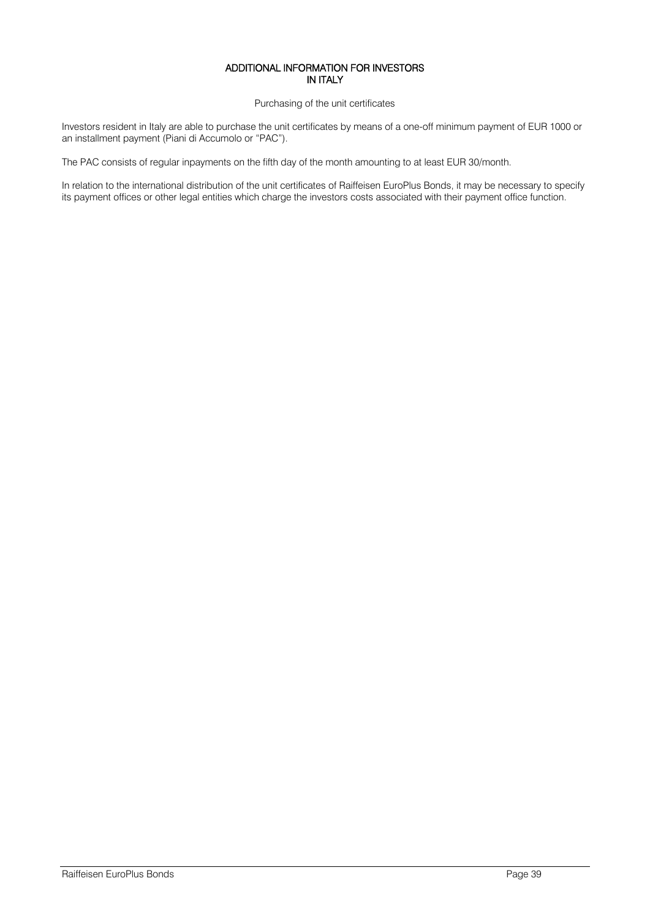# ADDITIONAL INFORMATION FOR INVESTORS IN ITALY

Purchasing of the unit certificates

Investors resident in Italy are able to purchase the unit certificates by means of a one-off minimum payment of EUR 1000 or an installment payment (Piani di Accumolo or "PAC").

The PAC consists of regular inpayments on the fifth day of the month amounting to at least EUR 30/month.

In relation to the international distribution of the unit certificates of Raiffeisen EuroPlus Bonds, it may be necessary to specify its payment offices or other legal entities which charge the investors costs associated with their payment office function.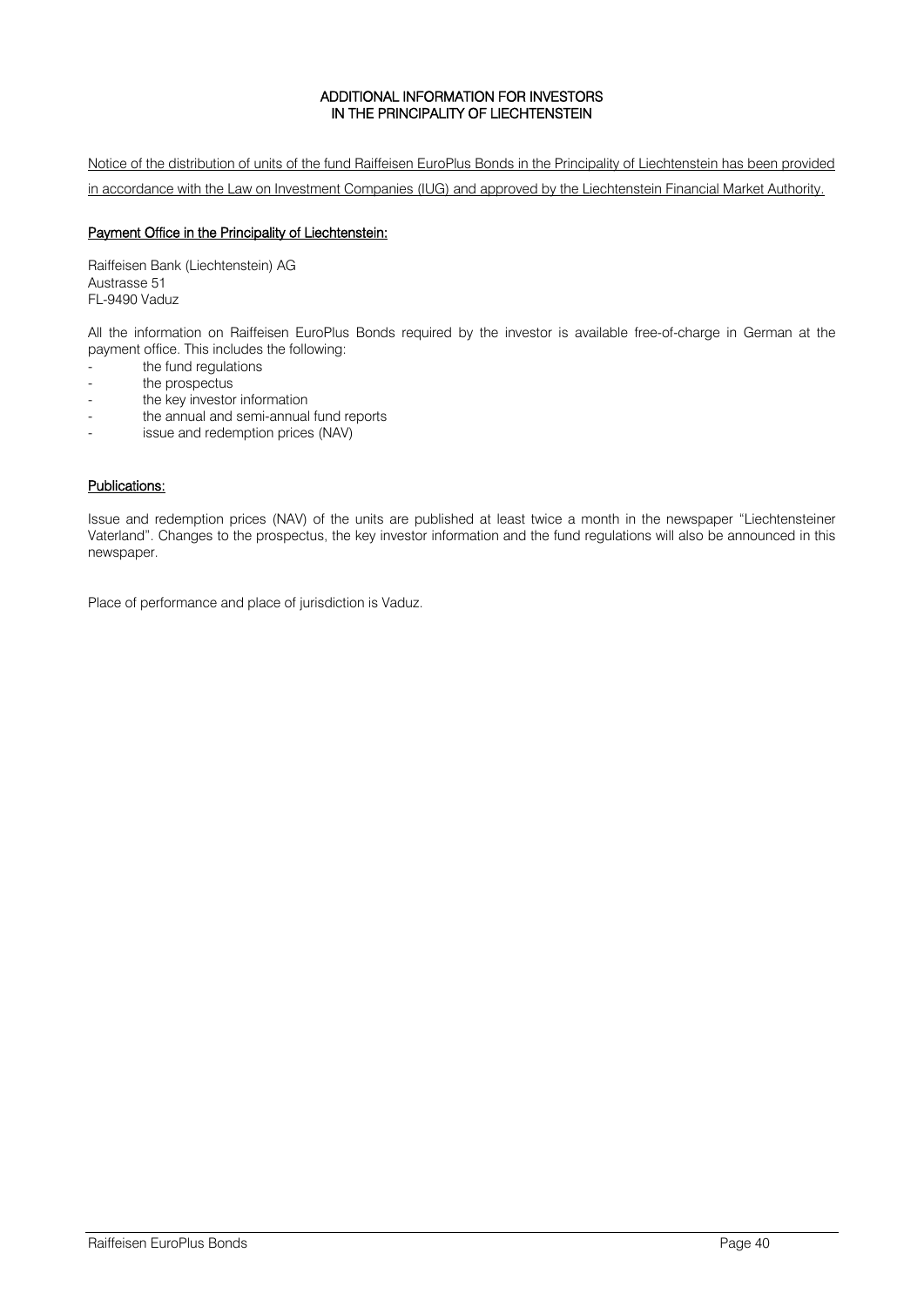# ADDITIONAL INFORMATION FOR INVESTORS IN THE PRINCIPALITY OF LIECHTENSTEIN

Notice of the distribution of units of the fund Raiffeisen EuroPlus Bonds in the Principality of Liechtenstein has been provided in accordance with the Law on Investment Companies (IUG) and approved by the Liechtenstein Financial Market Authority.

## Payment Office in the Principality of Liechtenstein:

Raiffeisen Bank (Liechtenstein) AG  
Austrasse 51  
FL-9490 Vaduz

All the information on Raiffeisen EuroPlus Bonds required by the investor is available free-of-charge in German at the payment office. This includes the following:

- the fund regulations
- the prospectus
- the key investor information
- the annual and semi-annual fund reports
- issue and redemption prices (NAV)

## Publications:

Issue and redemption prices (NAV) of the units are published at least twice a month in the newspaper "Liechtensteiner Vaterland". Changes to the prospectus, the key investor information and the fund regulations will also be announced in this newspaper.

Place of performance and place of jurisdiction is Vaduz.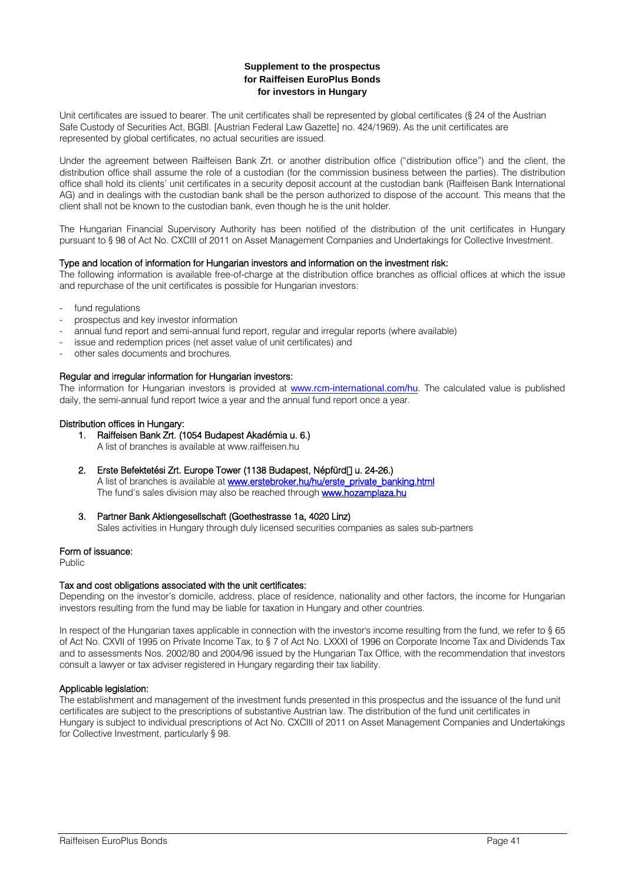**Supplement to the prospectus for Raiffeisen EuroPlus Bonds for investors in Hungary**

Unit certificates are issued to bearer. The unit certificates shall be represented by global certificates (§ 24 of the Austrian Safe Custody of Securities Act, BGBl. [Austrian Federal Law Gazette] no. 424/1969). As the unit certificates are represented by global certificates, no actual securities are issued.

Under the agreement between Raiffeisen Bank Zrt. or another distribution office ("distribution office") and the client, the distribution office shall assume the role of a custodian (for the commission business between the parties). The distribution office shall hold its clients' unit certificates in a security deposit account at the custodian bank (Raiffeisen Bank International AG) and in dealings with the custodian bank shall be the person authorized to dispose of the account. This means that the client shall not be known to the custodian bank, even though he is the unit holder.

The Hungarian Financial Supervisory Authority has been notified of the distribution of the unit certificates in Hungary pursuant to § 98 of Act No. CXCIII of 2011 on Asset Management Companies and Undertakings for Collective Investment.

Type and location of information for Hungarian investors and information on the investment risk:

The following information is available free-of-charge at the distribution office branches as official offices at which the issue and repurchase of the unit certificates is possible for Hungarian investors:

- fund regulations
- prospectus and key investor information
- annual fund report and semi-annual fund report, regular and irregular reports (where available)
- issue and redemption prices (net asset value of unit certificates) and
- other sales documents and brochures.

Regular and irregular information for Hungarian investors:

The information for Hungarian investors is provided at www.rcm-international.com/hu. The calculated value is published daily, the semi-annual fund report twice a year and the annual fund report once a year.

Distribution offices in Hungary:

1. Raiffeisen Bank Zrt. (1054 Budapest Akadémia u. 6.)
   A list of branches is available at www.raiffeisen.hu
2. Erste Befektetési Zrt. Europe Tower (1138 Budapest, Népfürd u. 24-26.)
   A list of branches is available at www.erstebroker.hu/hu/erste_private_banking.html
   The fund's sales division may also be reached through www.hozamplaza.hu
3. Partner Bank Aktiengesellschaft (Goethestrasse 1a, 4020 Linz)
   Sales activities in Hungary through duly licensed securities companies as sales sub-partners

Form of issuance:

Public

Tax and cost obligations associated with the unit certificates:

Depending on the investor's domicile, address, place of residence, nationality and other factors, the income for Hungarian investors resulting from the fund may be liable for taxation in Hungary and other countries.

In respect of the Hungarian taxes applicable in connection with the investor's income resulting from the fund, we refer to § 65 of Act No. CXVII of 1995 on Private Income Tax, to § 7 of Act No. LXXXI of 1996 on Corporate Income Tax and Dividends Tax and to assessments Nos. 2002/80 and 2004/96 issued by the Hungarian Tax Office, with the recommendation that investors consult a lawyer or tax adviser registered in Hungary regarding their tax liability.

Applicable legislation:

The establishment and management of the investment funds presented in this prospectus and the issuance of the fund unit certificates are subject to the prescriptions of substantive Austrian law. The distribution of the fund unit certificates in Hungary is subject to individual prescriptions of Act No. CXCIII of 2011 on Asset Management Companies and Undertakings for Collective Investment, particularly § 98.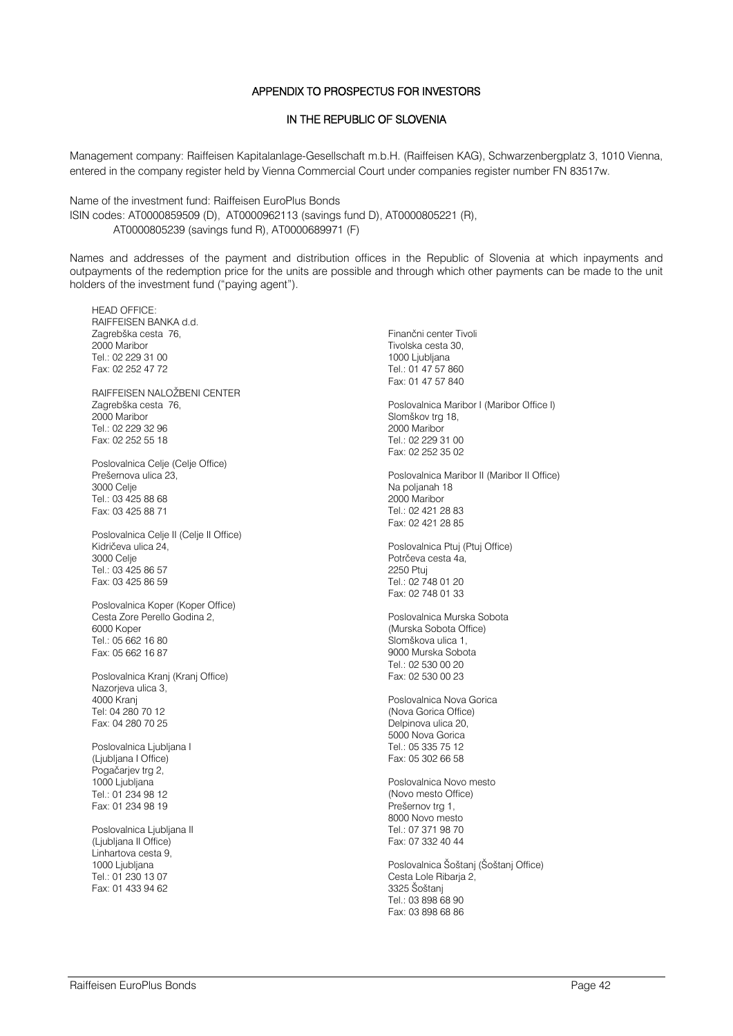# APPENDIX TO PROSPECTUS FOR INVESTORS

## IN THE REPUBLIC OF SLOVENIA

Management company: Raiffeisen Kapitalanlage-Gesellschaft m.b.H. (Raiffeisen KAG), Schwarzenbergplatz 3, 1010 Vienna, entered in the company register held by Vienna Commercial Court under companies register number FN 83517w.

Name of the investment fund: Raiffeisen EuroPlus Bonds
ISIN codes: AT0000859509 (D), AT0000962113 (savings fund D), AT0000805221 (R), AT0000805239 (savings fund R), AT0000689971 (F)

Names and addresses of the payment and distribution offices in the Republic of Slovenia at which inpayments and outpayments of the redemption price for the units are possible and through which other payments can be made to the unit holders of the investment fund ("paying agent").

HEAD OFFICE:
RAIFFEISEN BANKA d.d.
Zagrebška cesta 76,
2000 Maribor
Tel.: 02 229 31 00
Fax: 02 252 47 72

RAIFFEISEN NALOŽBENI CENTER
Zagrebška cesta 76,
2000 Maribor
Tel.: 02 229 32 96
Fax: 02 252 55 18

Poslovalnica Celje (Celje Office)
Prešernova ulica 23,
3000 Celje
Tel.: 03 425 88 68
Fax: 03 425 88 71

Poslovalnica Celje II (Celje II Office)
Kidričeva ulica 24,
3000 Celje
Tel.: 03 425 86 57
Fax: 03 425 86 59

Poslovalnica Koper (Koper Office)
Cesta Zore Perello Godina 2,
6000 Koper
Tel.: 05 662 16 80
Fax: 05 662 16 87

Poslovalnica Kranj (Kranj Office)
Nazorjeva ulica 3,
4000 Kranj
Tel: 04 280 70 12
Fax: 04 280 70 25

Poslovalnica Ljubljana I
(Ljubljana I Office)
Pogačarjev trg 2,
1000 Ljubljana
Tel.: 01 234 98 12
Fax: 01 234 98 19

Poslovalnica Ljubljana II
(Ljubljana II Office)
Linhartova cesta 9,
1000 Ljubljana
Tel.: 01 230 13 07
Fax: 01 433 94 62

Finančni center Tivoli
Tivolska cesta 30,
1000 Ljubljana
Tel.: 01 47 57 860
Fax: 01 47 57 840

Poslovalnica Maribor I (Maribor Office I)
Slomškov trg 18,
2000 Maribor
Tel.: 02 229 31 00
Fax: 02 252 35 02

Poslovalnica Maribor II (Maribor II Office)
Na poljanah 18
2000 Maribor
Tel.: 02 421 28 83
Fax: 02 421 28 85

Poslovalnica Ptuj (Ptuj Office)
Potrčeva cesta 4a,
2250 Ptuj
Tel.: 02 748 01 20
Fax: 02 748 01 33

Poslovalnica Murska Sobota
(Murska Sobota Office)
Slomškova ulica 1,
9000 Murska Sobota
Tel.: 02 530 00 20
Fax: 02 530 00 23

Poslovalnica Nova Gorica
(Nova Gorica Office)
Delpinova ulica 20,
5000 Nova Gorica
Tel.: 05 335 75 12
Fax: 05 302 66 58

Poslovalnica Novo mesto
(Novo mesto Office)
Prešernov trg 1,
8000 Novo mesto
Tel.: 07 371 98 70
Fax: 07 332 40 44

Poslovalnica Šoštanj (Šoštanj Office)
Cesta Lole Ribarja 2,
3325 Šoštanj
Tel.: 03 898 68 90
Fax: 03 898 68 86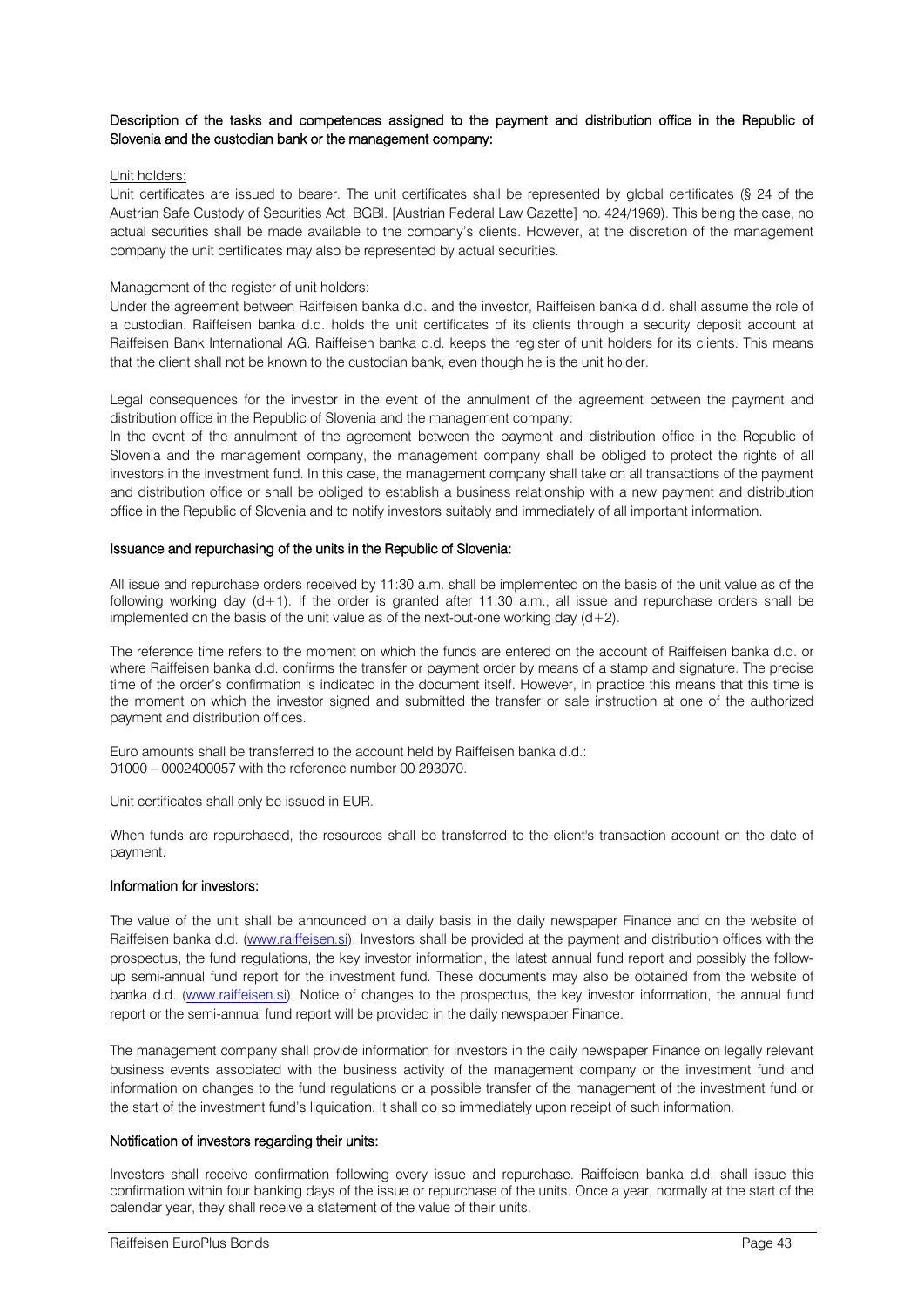**Description of the tasks and competences assigned to the payment and distribution office in the Republic of Slovenia and the custodian bank or the management company:**

Unit holders:

Unit certificates are issued to bearer. The unit certificates shall be represented by global certificates (§ 24 of the Austrian Safe Custody of Securities Act, BGBl. [Austrian Federal Law Gazette] no. 424/1969). This being the case, no actual securities shall be made available to the company's clients. However, at the discretion of the management company the unit certificates may also be represented by actual securities.

Management of the register of unit holders:

Under the agreement between Raiffeisen banka d.d. and the investor, Raiffeisen banka d.d. shall assume the role of a custodian. Raiffeisen banka d.d. holds the unit certificates of its clients through a security deposit account at Raiffeisen Bank International AG. Raiffeisen banka d.d. keeps the register of unit holders for its clients. This means that the client shall not be known to the custodian bank, even though he is the unit holder.

Legal consequences for the investor in the event of the annulment of the agreement between the payment and distribution office in the Republic of Slovenia and the management company:

In the event of the annulment of the agreement between the payment and distribution office in the Republic of Slovenia and the management company, the management company shall be obliged to protect the rights of all investors in the investment fund. In this case, the management company shall take on all transactions of the payment and distribution office or shall be obliged to establish a business relationship with a new payment and distribution office in the Republic of Slovenia and to notify investors suitably and immediately of all important information.

**Issuance and repurchasing of the units in the Republic of Slovenia:**

All issue and repurchase orders received by 11:30 a.m. shall be implemented on the basis of the unit value as of the following working day (d+1). If the order is granted after 11:30 a.m., all issue and repurchase orders shall be implemented on the basis of the unit value as of the next-but-one working day (d+2).

The reference time refers to the moment on which the funds are entered on the account of Raiffeisen banka d.d. or where Raiffeisen banka d.d. confirms the transfer or payment order by means of a stamp and signature. The precise time of the order's confirmation is indicated in the document itself. However, in practice this means that this time is the moment on which the investor signed and submitted the transfer or sale instruction at one of the authorized payment and distribution offices.

Euro amounts shall be transferred to the account held by Raiffeisen banka d.d.:
01000 – 0002400057 with the reference number 00 293070.

Unit certificates shall only be issued in EUR.

When funds are repurchased, the resources shall be transferred to the client's transaction account on the date of payment.

**Information for investors:**

The value of the unit shall be announced on a daily basis in the daily newspaper Finance and on the website of Raiffeisen banka d.d. (www.raiffeisen.si). Investors shall be provided at the payment and distribution offices with the prospectus, the fund regulations, the key investor information, the latest annual fund report and possibly the follow-up semi-annual fund report for the investment fund. These documents may also be obtained from the website of banka d.d. (www.raiffeisen.si). Notice of changes to the prospectus, the key investor information, the annual fund report or the semi-annual fund report will be provided in the daily newspaper Finance.

The management company shall provide information for investors in the daily newspaper Finance on legally relevant business events associated with the business activity of the management company or the investment fund and information on changes to the fund regulations or a possible transfer of the management of the investment fund or the start of the investment fund's liquidation. It shall do so immediately upon receipt of such information.

**Notification of investors regarding their units:**

Investors shall receive confirmation following every issue and repurchase. Raiffeisen banka d.d. shall issue this confirmation within four banking days of the issue or repurchase of the units. Once a year, normally at the start of the calendar year, they shall receive a statement of the value of their units.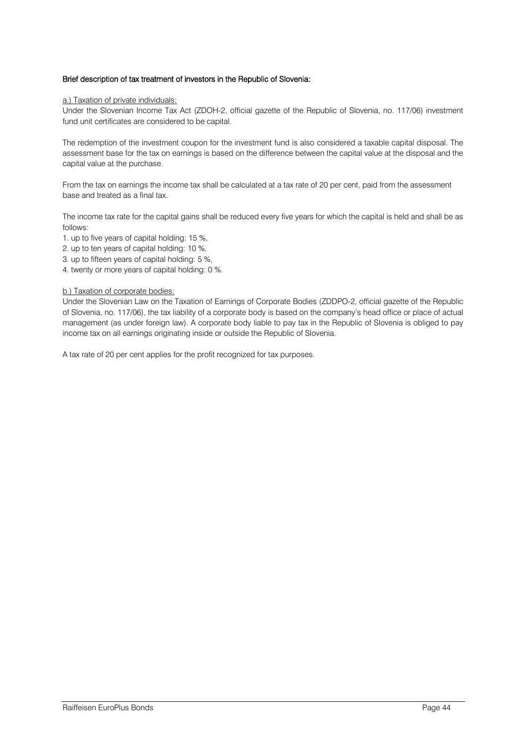**Brief description of tax treatment of investors in the Republic of Slovenia:**

a.) Taxation of private individuals:

Under the Slovenian Income Tax Act (ZDOH-2, official gazette of the Republic of Slovenia, no. 117/06) investment fund unit certificates are considered to be capital.

The redemption of the investment coupon for the investment fund is also considered a taxable capital disposal. The assessment base for the tax on earnings is based on the difference between the capital value at the disposal and the capital value at the purchase.

From the tax on earnings the income tax shall be calculated at a tax rate of 20 per cent, paid from the assessment base and treated as a final tax.

The income tax rate for the capital gains shall be reduced every five years for which the capital is held and shall be as follows:

1. up to five years of capital holding: 15 %,
2. up to ten years of capital holding: 10 %,
3. up to fifteen years of capital holding: 5 %,
4. twenty or more years of capital holding: 0 %.

b.) Taxation of corporate bodies:

Under the Slovenian Law on the Taxation of Earnings of Corporate Bodies (ZDDPO-2, official gazette of the Republic of Slovenia, no. 117/06), the tax liability of a corporate body is based on the company's head office or place of actual management (as under foreign law). A corporate body liable to pay tax in the Republic of Slovenia is obliged to pay income tax on all earnings originating inside or outside the Republic of Slovenia.

A tax rate of 20 per cent applies for the profit recognized for tax purposes.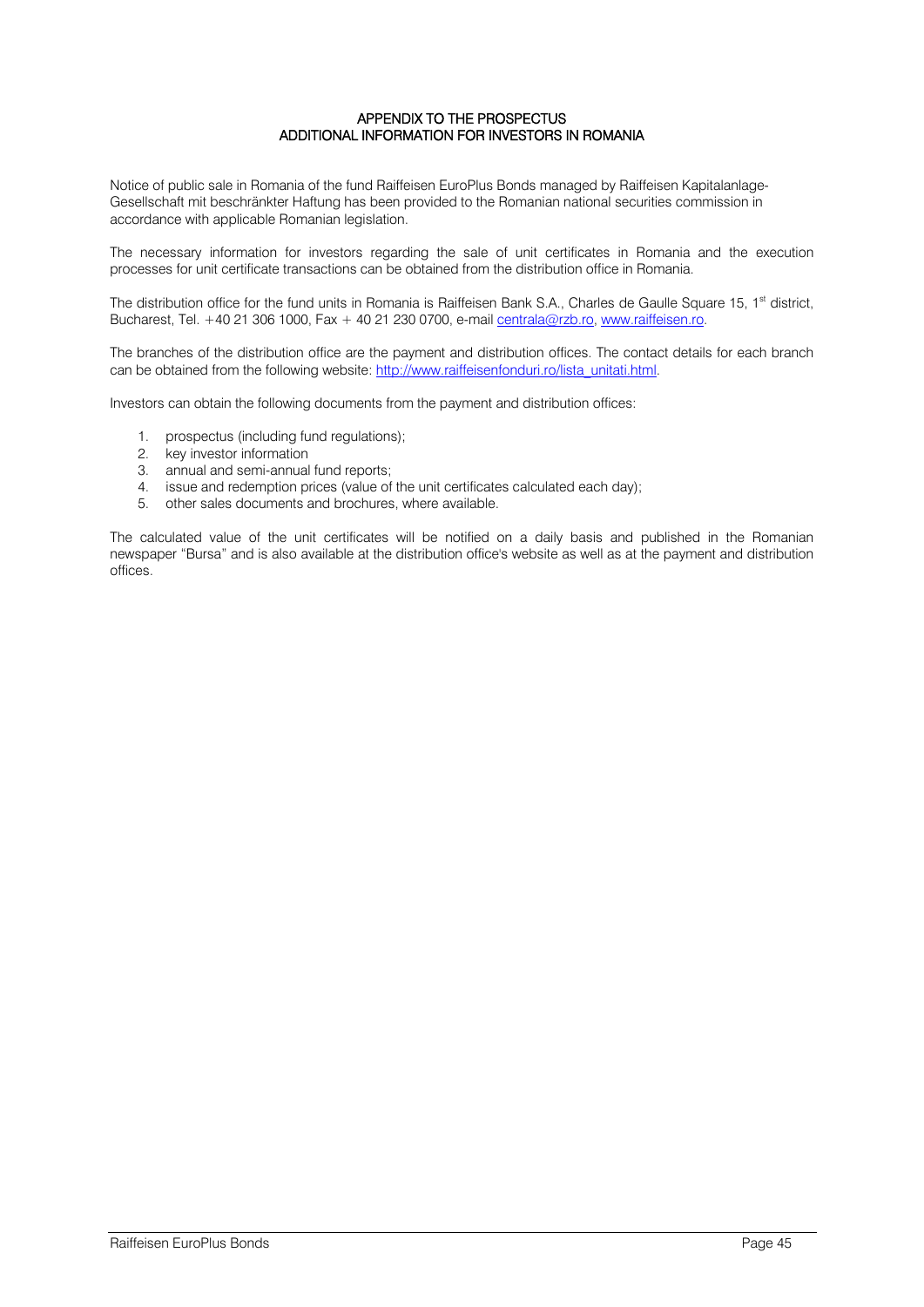# APPENDIX TO THE PROSPECTUS
## ADDITIONAL INFORMATION FOR INVESTORS IN ROMANIA

Notice of public sale in Romania of the fund Raiffeisen EuroPlus Bonds managed by Raiffeisen Kapitalanlage-Gesellschaft mit beschränkter Haftung has been provided to the Romanian national securities commission in accordance with applicable Romanian legislation.

The necessary information for investors regarding the sale of unit certificates in Romania and the execution processes for unit certificate transactions can be obtained from the distribution office in Romania.

The distribution office for the fund units in Romania is Raiffeisen Bank S.A., Charles de Gaulle Square 15, 1st district, Bucharest, Tel. +40 21 306 1000, Fax + 40 21 230 0700, e-mail centrala@rzb.ro, www.raiffeisen.ro.

The branches of the distribution office are the payment and distribution offices. The contact details for each branch can be obtained from the following website: http://www.raiffeisenfonduri.ro/lista_unitati.html.

Investors can obtain the following documents from the payment and distribution offices:

1. prospectus (including fund regulations);
2. key investor information
3. annual and semi-annual fund reports;
4. issue and redemption prices (value of the unit certificates calculated each day);
5. other sales documents and brochures, where available.

The calculated value of the unit certificates will be notified on a daily basis and published in the Romanian newspaper "Bursa" and is also available at the distribution office's website as well as at the payment and distribution offices.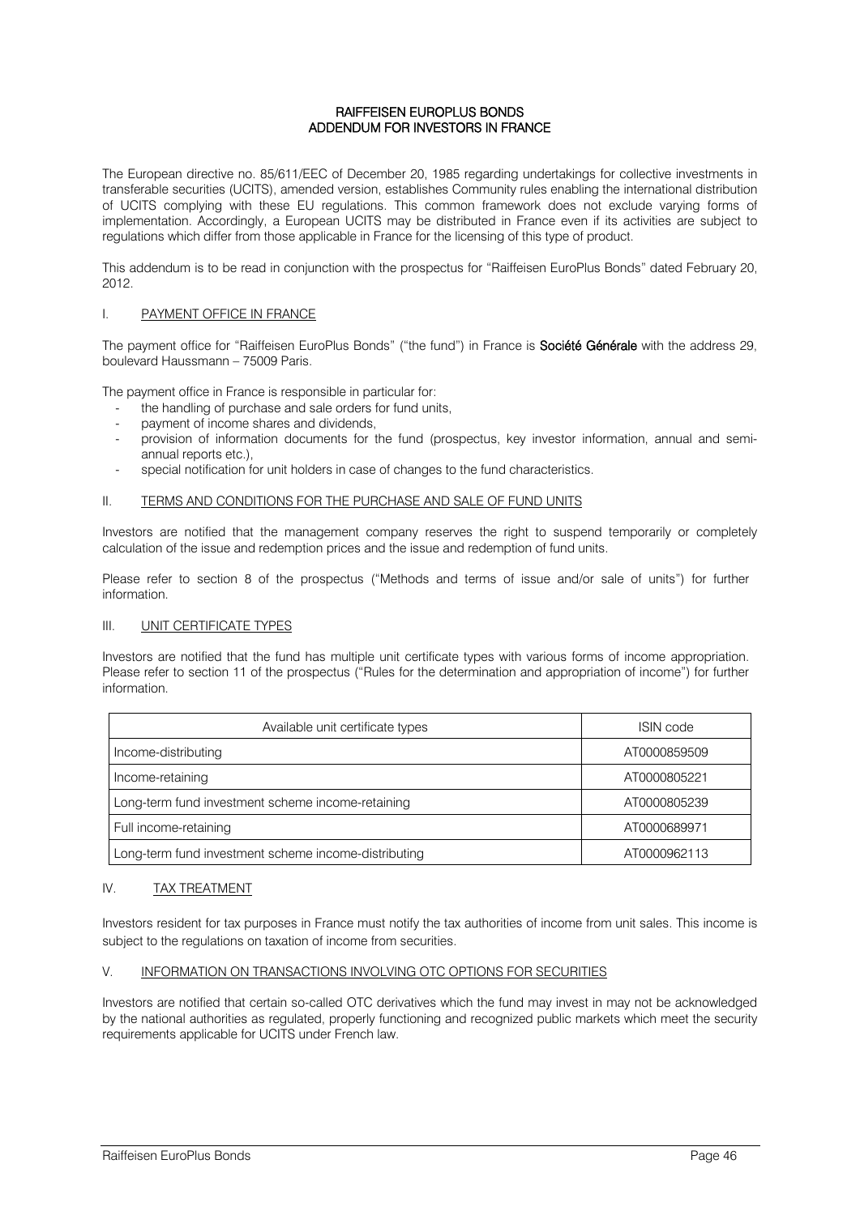# RAIFFEISEN EUROPLUS BONDS
# ADDENDUM FOR INVESTORS IN FRANCE

The European directive no. 85/611/EEC of December 20, 1985 regarding undertakings for collective investments in transferable securities (UCITS), amended version, establishes Community rules enabling the international distribution of UCITS complying with these EU regulations. This common framework does not exclude varying forms of implementation. Accordingly, a European UCITS may be distributed in France even if its activities are subject to regulations which differ from those applicable in France for the licensing of this type of product.

This addendum is to be read in conjunction with the prospectus for "Raiffeisen EuroPlus Bonds" dated February 20, 2012.

## I. PAYMENT OFFICE IN FRANCE

The payment office for "Raiffeisen EuroPlus Bonds" ("the fund") in France is **Société Générale** with the address 29, boulevard Haussmann – 75009 Paris.

The payment office in France is responsible in particular for:

- the handling of purchase and sale orders for fund units,
- payment of income shares and dividends,
- provision of information documents for the fund (prospectus, key investor information, annual and semi-annual reports etc.),
- special notification for unit holders in case of changes to the fund characteristics.

## II. TERMS AND CONDITIONS FOR THE PURCHASE AND SALE OF FUND UNITS

Investors are notified that the management company reserves the right to suspend temporarily or completely calculation of the issue and redemption prices and the issue and redemption of fund units.

Please refer to section 8 of the prospectus ("Methods and terms of issue and/or sale of units") for further information.

## III. UNIT CERTIFICATE TYPES

Investors are notified that the fund has multiple unit certificate types with various forms of income appropriation. Please refer to section 11 of the prospectus ("Rules for the determination and appropriation of income") for further information.

| Available unit certificate types | ISIN code |
|---|---|
| Income-distributing | AT0000859509 |
| Income-retaining | AT0000805221 |
| Long-term fund investment scheme income-retaining | AT0000805239 |
| Full income-retaining | AT0000689971 |
| Long-term fund investment scheme income-distributing | AT0000962113 |

## IV. TAX TREATMENT

Investors resident for tax purposes in France must notify the tax authorities of income from unit sales. This income is subject to the regulations on taxation of income from securities.

## V. INFORMATION ON TRANSACTIONS INVOLVING OTC OPTIONS FOR SECURITIES

Investors are notified that certain so-called OTC derivatives which the fund may invest in may not be acknowledged by the national authorities as regulated, properly functioning and recognized public markets which meet the security requirements applicable for UCITS under French law.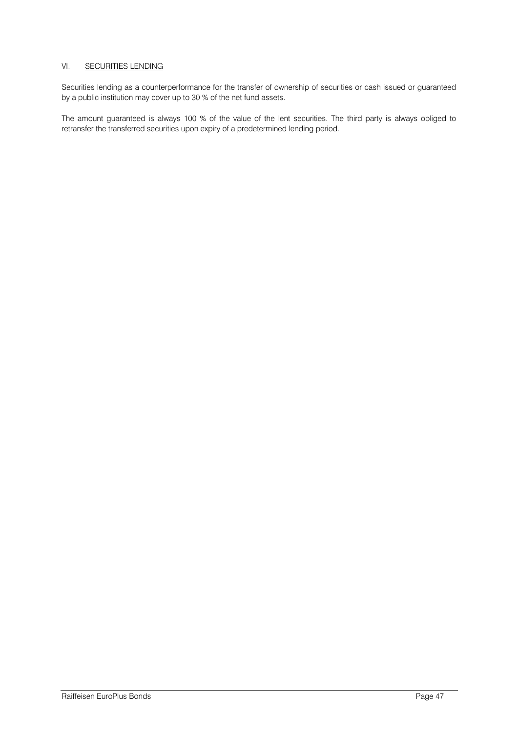## VI. SECURITIES LENDING

Securities lending as a counterperformance for the transfer of ownership of securities or cash issued or guaranteed by a public institution may cover up to 30 % of the net fund assets.

The amount guaranteed is always 100 % of the value of the lent securities. The third party is always obliged to retransfer the transferred securities upon expiry of a predetermined lending period.